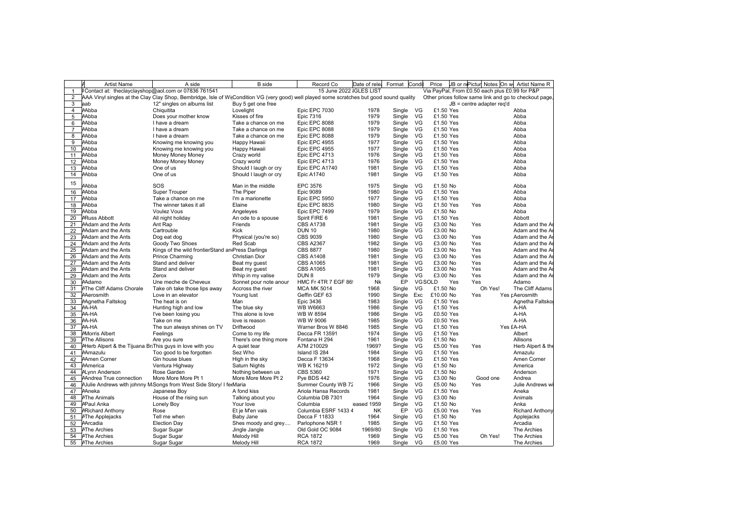| | A | Artist Name | A side | B side | Record Co | Date of rele | Format | Condi | Price | JB or n | Pictur | Notes | On w | Artist Name R |
|---|---|---|---|---|---|---|---|---|---|---|---|---|---|---|
| 1 | # | Contact at: theclayclayshop@aol.com or 07836 761541 | | | 15 June 2022 IGLES LIST | | | | Via PayPal, From £0.50 each plus £0.99 for P&P | | | | | |
| 2 | | AAA Vinyl singles at the Clay Clay Shop, Bembridge, Isle of Wi | Condition VG (very good) well played some scratches but good sound quality | | | | | | Other prices follow same link and go to checkout page. | | | | | |
| 3 | a | ab | 12" singles on albums list | Buy 5 get one free | | | | | | JB = centre adapter req'd | | | | |
| 4 | A | Abba | Chiquitita | Lovelight | Epic EPC 7030 | 1978 | Single | VG | £1.50 | Yes | | | | Abba |
| 5 | A | Abba | Does your mother know | Kisses of fire | Epic 7316 | 1979 | Single | VG | £1.50 | Yes | | | | Abba |
| 6 | A | Abba | I have a dream | Take a chance on me | Epic EPC 8088 | 1979 | Single | VG | £1.50 | Yes | | | | Abba |
| 7 | A | Abba | I have a dream | Take a chance on me | Epic EPC 8088 | 1979 | Single | VG | £1.50 | Yes | | | | Abba |
| 8 | A | Abba | I have a dream | Take a chance on me | Epic EPC 8088 | 1979 | Single | VG | £1.50 | Yes | | | | Abba |
| 9 | A | Abba | Knowing me knowing you | Happy Hawaii | Epic EPC 4955 | 1977 | Single | VG | £1.50 | Yes | | | | Abba |
| 10 | A | Abba | Knowing me knowing you | Happy Hawaii | Epic EPC 4955 | 1977 | Single | VG | £1.50 | Yes | | | | Abba |
| 11 | A | Abba | Money Money Money | Crazy world | Epic EPC 4713 | 1976 | Single | VG | £1.50 | Yes | | | | Abba |
| 12 | A | Abba | Money Money Money | Crazy world | Epic EPC 4713 | 1976 | Single | VG | £1.50 | Yes | | | | Abba |
| 13 | A | Abba | One of us | Should I laugh or cry | Epic EPC A1740 | 1981 | Single | VG | £1.50 | Yes | | | | Abba |
| 14 | A | Abba | One of us | Should I laugh or cry | Epic A1740 | 1981 | Single | VG | £1.50 | Yes | | | | Abba |
| 15 | A | Abba | SOS | Man in the middle | EPC 3576 | 1975 | Single | VG | £1.50 | No | | | | Abba |
| 16 | A | Abba | Super Trouper | The Piper | Epic 9089 | 1980 | Single | VG | £1.50 | Yes | | | | Abba |
| 17 | A | Abba | Take a chance on me | I'm a marionette | Epic EPC 5950 | 1977 | Single | VG | £1.50 | Yes | | | | Abba |
| 18 | A | Abba | The winner takes it all | Elaine | Epic EPC 8835 | 1980 | Single | VG | £1.50 | Yes | Yes | | | Abba |
| 19 | A | Abba | Voulez Vous | Angeleyes | Epic EPC 7499 | 1979 | Single | VG | £1.50 | No | | | | Abba |
| 20 | A | Russ Abbott | All night holiday | An ode to a spouse | Spirit FIRE 6 | 1981 | Single | VG | £1.50 | Yes | | | | Abbott |
| 21 | A | Adam and the Ants | Ant Rap | Friends | CBS A1738 | 1981 | Single | VG | £3.00 | No | Yes | | | Adam and the A |
| 22 | A | Adam and the Ants | Cartrouble | Kick | DUN 10 | 1980 | Single | VG | £3.00 | No | | | | Adam and the A |
| 23 | A | Adam and the Ants | Dog eat dog | Physical (you're so) | CBS 9039 | 1980 | Single | VG | £3.00 | No | Yes | | | Adam and the A |
| 24 | A | Adam and the Ants | Goody Two Shoes | Red Scab | CBS A2367 | 1982 | Single | VG | £3.00 | No | Yes | | | Adam and the A |
| 25 | A | Adam and the Ants | Kings of the wild frontierStand an | Press Darlings | CBS 8877 | 1980 | Single | VG | £3.00 | No | Yes | | | Adam and the A |
| 26 | A | Adam and the Ants | Prince Charming | Christian Dior | CBS A1408 | 1981 | Single | VG | £3.00 | No | Yes | | | Adam and the A |
| 27 | A | Adam and the Ants | Stand and deliver | Beat my guest | CBS A1065 | 1981 | Single | VG | £3.00 | No | Yes | | | Adam and the A |
| 28 | A | Adam and the Ants | Stand and deliver | Beat my guest | CBS A1065 | 1981 | Single | VG | £3.00 | No | Yes | | | Adam and the A |
| 29 | A | Adam and the Ants | Zerox | Whip in my valise | DUN 8 | 1979 | Single | VG | £3.00 | No | Yes | | | Adam and the A |
| 30 | A | Adamo | Une meche de Cheveux | Sonnet pour notre anour | HMC Fr 4TR 7 EGF 86 | Nk | EP | VG | SOLD | Yes | Yes | | | Adamo |
| 31 | A | The Cliff Adams Chorale | Take oh take those lips away | Accross the river | MCA MK 5014 | 1968 | Single | VG | £1.50 | No | | Oh Yes! | | The Cliff Adams |
| 32 | A | Aerosmith | Love in an elevator | Young lust | Geffin GEF 63 | 1990 | Single | Exc | £10.00 | No | Yes | | Yes p | Aerosmith |
| 33 | A | Agnetha Faltskog | The heat is on | Man | Epic 3436 | 1983 | Single | VG | £1.50 | Yes | | | | Agnetha Faltsko |
| 34 | A | A-HA | Hunting high and low | The blue sky | WB W6663 | 1986 | Single | VG | £1.50 | Yes | | | | A-HA |
| 35 | A | A-HA | I've been losing you | This alone is love | WB W 8594 | 1986 | Single | VG | £0.50 | Yes | | | | A-HA |
| 36 | A | A-HA | Take on me | love is reason | WB W 9006 | 1985 | Single | VG | £0.50 | Yes | | | | A-HA |
| 37 | A | A-HA | The sun always shines on TV | Driftwood | Warner Bros W 8846 | 1985 | Single | VG | £1.50 | Yes | | | Yes £ | A-HA |
| 38 | A | Morris Albert | Feelings | Come to my life | Decca FR 13591 | 1974 | Single | VG | £1.50 | Yes | | | | Albert |
| 39 | A | The Allisons | Are you sure | There's one thing more | Fontana H 294 | 1961 | Single | VG | £1.50 | No | | | | Allisons |
| 40 | A | Herb Alpert & the Tijuana Br | This guys in love with you | A quiet tear | A7M 210029 | 1969? | Single | VG | £5.00 | Yes | Yes | | | Herb Alpert & the |
| 41 | A | Amazulu | Too good to be forgotten | Sez Who | Island IS 284 | 1984 | Single | VG | £1.50 | Yes | | | | Amazulu |
| 42 | A | Amen Corner | Gin house blues | High in the sky | Decca F 13634 | 1968 | Single | VG | £1.50 | Yes | | | | Amen Corner |
| 43 | A | America | Ventura Highway | Saturn Nights | WB K 16219 | 1972 | Single | VG | £1.50 | No | | | | America |
| 44 | A | Lynn Anderson | Rose Garden | Nothing between us | CBS 5360 | 1971 | Single | VG | £1.50 | No | | | | Anderson |
| 45 | A | Andrea True connection | More More More Pt 1 | More More More Pt 2 | Pye BDS 442 | 1976 | Single | VG | £3.00 | No | | Good one | | Andrea |
| 46 | A | Julie Andrews with johnny M | Songs from West Side Story/ I fe | Maria | Summer County WB 72 | 1966 | Single | VG | £5.00 | No | Yes | | | Julie Andrews wi |
| 47 | A | Aneka | Japanese Boy | A fond kiss | Ariola Hansa Records | 1981 | Single | VG | £1.50 | Yes | | | | Aneka |
| 48 | A | The Animals | House of the rising sun | Talking about you | Columbia DB 7301 | 1964 | Single | VG | £3.00 | No | | | | Animals |
| 49 | A | Paul Anka | Lonely Boy | Your love | Columbia | eased 1959 | Single | VG | £1.50 | No | | | | Anka |
| 50 | A | Richard Anthony | Rose | Et je M'en vais | Columbia ESRF 1433 4 | NK | EP | VG | £5.00 | Yes | Yes | | | Richard Anthony |
| 51 | A | The Applejacks | Tell me when | Baby Jane | Decca F 11833 | 1964 | Single | VG | £1.50 | No | | | | Applejacks |
| 52 | A | Arcadia | Election Day | Shes moody and grey.... | Parlophone NSR 1 | 1985 | Single | VG | £1.50 | Yes | | | | Arcadia |
| 53 | A | The Archies | Sugar Sugar | Jingle Jangle | Old Gold OC 9084 | 1969/80 | Single | VG | £1.50 | Yes | | | | The Archies |
| 54 | A | The Archies | Sugar Sugar | Melody Hill | RCA 1872 | 1969 | Single | VG | £5.00 | Yes | | Oh Yes! | | The Archies |
| 55 | A | The Archies | Sugar Sugar | Melody Hill | RCA 1872 | 1969 | Single | VG | £5.00 | Yes | | | | The Archies |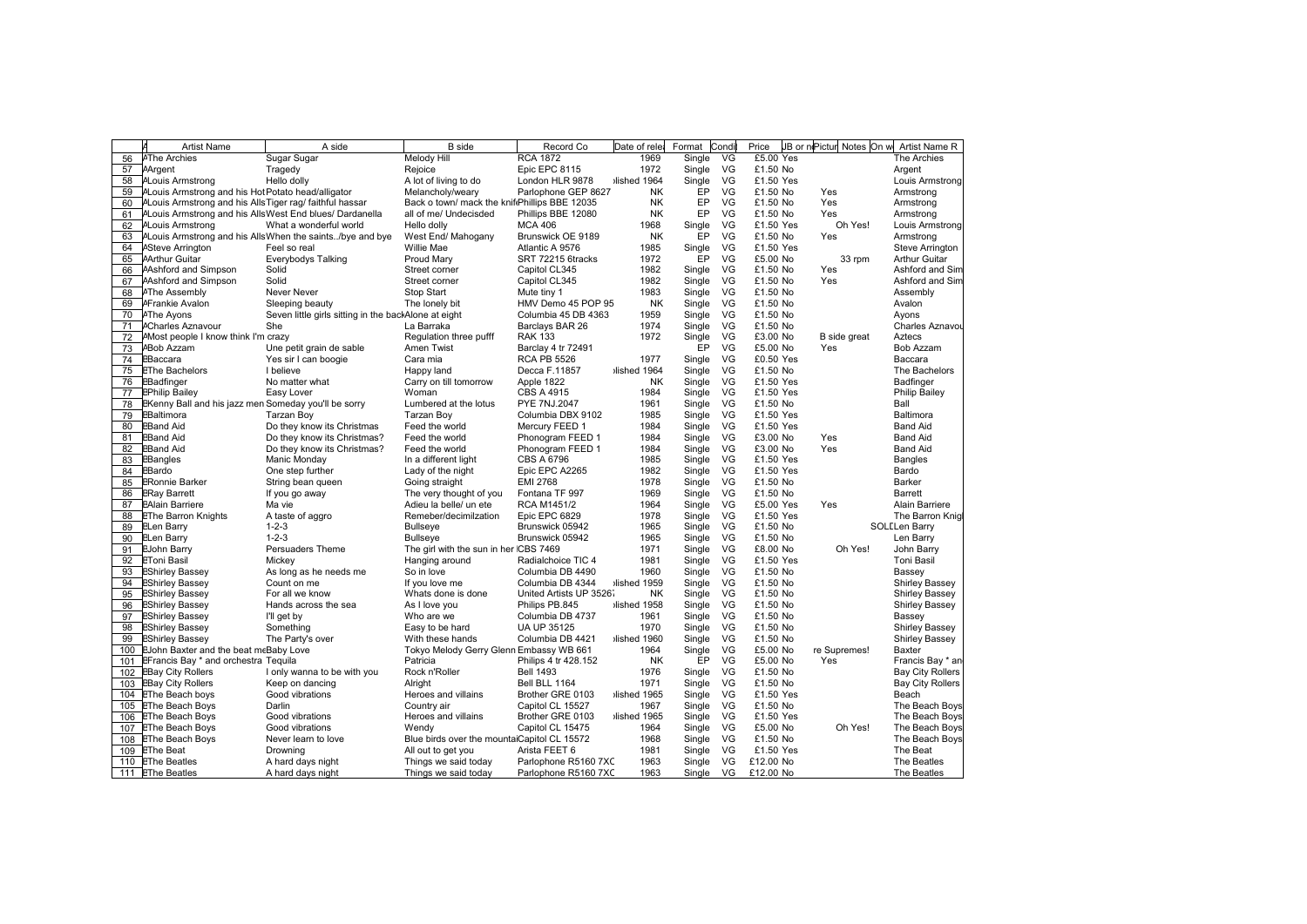| | A | Artist Name | A side | B side | Record Co | Date of rele | Format | Condi | Price | JB or n | Pictur | Notes | On w | Artist Name R |
|---|---|---|---|---|---|---|---|---|---|---|---|---|---|---|
| 56 | A | The Archies | Sugar Sugar | Melody Hill | RCA 1872 | 1969 | Single | VG | £5.00 | Yes | | | | The Archies |
| 57 | A | Argent | Tragedy | Rejoice | Epic EPC 8115 | 1972 | Single | VG | £1.50 | No | | | | Argent |
| 58 | A | Louis Armstrong | Hello dolly | A lot of living to do | London HLR 9878 | blished 1964 | Single | VG | £1.50 | Yes | | | | Louis Armstrong |
| 59 | A | Louis Armstrong and his Hot | Potato head/alligator | Melancholy/weary | Parlophone GEP 8627 | NK | EP | VG | £1.50 | No | Yes | | | Armstrong |
| 60 | A | Louis Armstrong and his Alls | Tiger rag/ faithful hassar | Back o town/ mack the knife | Phillips BBE 12035 | NK | EP | VG | £1.50 | No | Yes | | | Armstrong |
| 61 | A | Louis Armstrong and his Alls | West End blues/ Dardanella | all of me/ Undecisded | Phillips BBE 12080 | NK | EP | VG | £1.50 | No | Yes | | | Armstrong |
| 62 | A | Louis Armstrong | What a wonderful world | Hello dolly | MCA 406 | 1968 | Single | VG | £1.50 | Yes | | Oh Yes! | | Louis Armstrong |
| 63 | A | Louis Armstrong and his Alls | When the saints../bye and bye | West End/ Mahogany | Brunswick OE 9189 | NK | EP | VG | £1.50 | No | Yes | | | Armstrong |
| 64 | A | Steve Arrington | Feel so real | Willie Mae | Atlantic A 9576 | 1985 | Single | VG | £1.50 | Yes | | | | Steve Arrington |
| 65 | A | Arthur Guitar | Everybodys Talking | Proud Mary | SRT 72215 6tracks | 1972 | EP | VG | £5.00 | No | | 33 rpm | | Arthur Guitar |
| 66 | A | Ashford and Simpson | Solid | Street corner | Capitol CL345 | 1982 | Single | VG | £1.50 | No | Yes | | | Ashford and Sim |
| 67 | A | Ashford and Simpson | Solid | Street corner | Capitol CL345 | 1982 | Single | VG | £1.50 | No | Yes | | | Ashford and Sim |
| 68 | A | The Assembly | Never Never | Stop Start | Mute tiny 1 | 1983 | Single | VG | £1.50 | No | | | | Assembly |
| 69 | A | Frankie Avalon | Sleeping beauty | The lonely bit | HMV Demo 45 POP 95 | NK | Single | VG | £1.50 | No | | | | Avalon |
| 70 | A | The Ayons | Seven little girls sitting in the back | Alone at eight | Columbia 45 DB 4363 | 1959 | Single | VG | £1.50 | No | | | | Ayons |
| 71 | A | Charles Aznavour | She | La Barraka | Barclays BAR 26 | 1974 | Single | VG | £1.50 | No | | | | Charles Aznavou |
| 72 | A | Most people I know think I'm crazy | | Regulation three pufff | RAK 133 | 1972 | Single | VG | £3.00 | No | | B side great | | Aztecs |
| 73 | A | Bob Azzam | Une petit grain de sable | Amen Twist | Barclay 4 tr 72491 | | EP | VG | £5.00 | No | Yes | | | Bob Azzam |
| 74 | B | Baccara | Yes sir I can boogie | Cara mia | RCA PB 5526 | 1977 | Single | VG | £0.50 | Yes | | | | Baccara |
| 75 | B | The Bachelors | I believe | Happy land | Decca F.11857 | blished 1964 | Single | VG | £1.50 | No | | | | The Bachelors |
| 76 | B | Badfinger | No matter what | Carry on till tomorrow | Apple 1822 | NK | Single | VG | £1.50 | Yes | | | | Badfinger |
| 77 | B | Philip Bailey | Easy Lover | Woman | CBS A 4915 | 1984 | Single | VG | £1.50 | Yes | | | | Philip Bailey |
| 78 | B | Kenny Ball and his jazz men | Someday you'll be sorry | Lumbered at the lotus | PYE 7NJ.2047 | 1961 | Single | VG | £1.50 | No | | | | Ball |
| 79 | B | Baltimora | Tarzan Boy | Tarzan Boy | Columbia DBX 9102 | 1985 | Single | VG | £1.50 | Yes | | | | Baltimora |
| 80 | B | Band Aid | Do they know its Christmas | Feed the world | Mercury FEED 1 | 1984 | Single | VG | £1.50 | Yes | | | | Band Aid |
| 81 | B | Band Aid | Do they know its Christmas? | Feed the world | Phonogram FEED 1 | 1984 | Single | VG | £3.00 | No | Yes | | | Band Aid |
| 82 | B | Band Aid | Do they know its Christmas? | Feed the world | Phonogram FEED 1 | 1984 | Single | VG | £3.00 | No | Yes | | | Band Aid |
| 83 | B | Bangles | Manic Monday | In a different light | CBS A 6796 | 1985 | Single | VG | £1.50 | Yes | | | | Bangles |
| 84 | B | Bardo | One step further | Lady of the night | Epic EPC A2265 | 1982 | Single | VG | £1.50 | Yes | | | | Bardo |
| 85 | B | Ronnie Barker | String bean queen | Going straight | EMI 2768 | 1978 | Single | VG | £1.50 | No | | | | Barker |
| 86 | B | Ray Barrett | If you go away | The very thought of you | Fontana TF 997 | 1969 | Single | VG | £1.50 | No | | | | Barrett |
| 87 | B | Alain Barriere | Ma vie | Adieu la belle/ un ete | RCA M1451/2 | 1964 | Single | VG | £5.00 | Yes | Yes | | | Alain Barriere |
| 88 | B | The Barron Knights | A taste of aggro | Remeber/decimilzation | Epic EPC 6829 | 1978 | Single | VG | £1.50 | Yes | | | | The Barron Knig |
| 89 | B | Len Barry | 1-2-3 | Bullseye | Brunswick 05942 | 1965 | Single | VG | £1.50 | No | | | SOLD | Len Barry |
| 90 | B | Len Barry | 1-2-3 | Bullseye | Brunswick 05942 | 1965 | Single | VG | £1.50 | No | | | | Len Barry |
| 91 | B | John Barry | Persuaders Theme | The girl with the sun in her | CBS 7469 | 1971 | Single | VG | £8.00 | No | | Oh Yes! | | John Barry |
| 92 | B | Toni Basil | Mickey | Hanging around | Radialchoice TIC 4 | 1981 | Single | VG | £1.50 | Yes | | | | Toni Basil |
| 93 | B | Shirley Bassey | As long as he needs me | So in love | Columbia DB 4490 | 1960 | Single | VG | £1.50 | No | | | | Bassey |
| 94 | B | Shirley Bassey | Count on me | If you love me | Columbia DB 4344 | blished 1959 | Single | VG | £1.50 | No | | | | Shirley Bassey |
| 95 | B | Shirley Bassey | For all we know | Whats done is done | United Artists UP 35267 | NK | Single | VG | £1.50 | No | | | | Shirley Bassey |
| 96 | B | Shirley Bassey | Hands across the sea | As I love you | Philips PB.845 | blished 1958 | Single | VG | £1.50 | No | | | | Shirley Bassey |
| 97 | B | Shirley Bassey | I'll get by | Who are we | Columbia DB 4737 | 1961 | Single | VG | £1.50 | No | | | | Bassey |
| 98 | B | Shirley Bassey | Something | Easy to be hard | UA UP 35125 | 1970 | Single | VG | £1.50 | No | | | | Shirley Bassey |
| 99 | B | Shirley Bassey | The Party's over | With these hands | Columbia DB 4421 | blished 1960 | Single | VG | £1.50 | No | | | | Shirley Bassey |
| 100 | B | John Baxter and the beat me | Baby Love | Tokyo Melody Gerry Glenn | Embassy WB 661 | 1964 | Single | VG | £5.00 | No | | re Supremes! | | Baxter |
| 101 | B | Francis Bay * and orchestra | Tequila | Patricia | Philips 4 tr 428.152 | NK | EP | VG | £5.00 | No | Yes | | | Francis Bay * an |
| 102 | B | Bay City Rollers | I only wanna to be with you | Rock n'Roller | Bell 1493 | 1976 | Single | VG | £1.50 | No | | | | Bay City Rollers |
| 103 | B | Bay City Rollers | Keep on dancing | Alright | Bell BLL 1164 | 1971 | Single | VG | £1.50 | No | | | | Bay City Rollers |
| 104 | B | The Beach boys | Good vibrations | Heroes and villains | Brother GRE 0103 | blished 1965 | Single | VG | £1.50 | Yes | | | | Beach |
| 105 | B | The Beach Boys | Darlin | Country air | Capitol CL 15527 | 1967 | Single | VG | £1.50 | No | | | | The Beach Boys |
| 106 | B | The Beach Boys | Good vibrations | Heroes and villains | Brother GRE 0103 | blished 1965 | Single | VG | £1.50 | Yes | | | | The Beach Boys |
| 107 | B | The Beach Boys | Good vibrations | Wendy | Capitol CL 15475 | 1964 | Single | VG | £5.00 | No | | Oh Yes! | | The Beach Boys |
| 108 | B | The Beach Boys | Never learn to love | Blue birds over the mountai | Capitol CL 15572 | 1968 | Single | VG | £1.50 | No | | | | The Beach Boys |
| 109 | B | The Beat | Drowning | All out to get you | Arista FEET 6 | 1981 | Single | VG | £1.50 | Yes | | | | The Beat |
| 110 | B | The Beatles | A hard days night | Things we said today | Parlophone R5160 7XC | 1963 | Single | VG | £12.00 | No | | | | The Beatles |
| 111 | B | The Beatles | A hard days night | Things we said today | Parlophone R5160 7XC | 1963 | Single | VG | £12.00 | No | | | | The Beatles |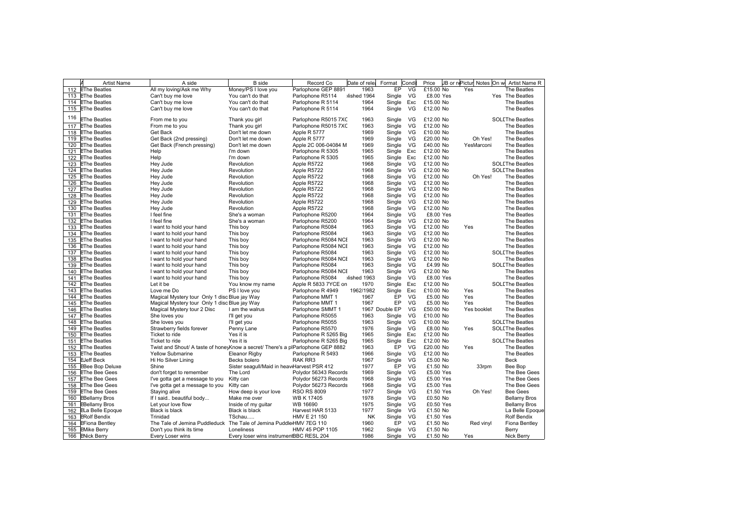| | A | Artist Name | A side | B side | Record Co | Date of rele | Format | Condi | Price | JB or n | Pictur | Notes | On w | Artist Name R |
|---|---|---|---|---|---|---|---|---|---|---|---|---|---|---|
| 112 | E | The Beatles | All my loving/Ask me Why | Money/PS I love you | Parlophone GEP 8891 | 1963 | EP | VG | £15.00 | No | Yes | | | The Beatles |
| 113 | E | The Beatles | Can't buy me love | You can't do that | Parlophone R5114 | lished 1964 | Single | VG | £8.00 | Yes | | | Yes | The Beatles |
| 114 | E | The Beatles | Can't buy me love | You can't do that | Parlophone R 5114 | 1964 | Single | Exc | £15.00 | No | | | | The Beatles |
| 115 | E | The Beatles | Can't buy me love | You can't do that | Parlophone R 5114 | 1964 | Single | VG | £12.00 | No | | | | The Beatles |
| 116 | E | The Beatles | From me to you | Thank you girl | Parlophone R5015 7XC | 1963 | Single | VG | £12.00 | No | | | SOLD | The Beatles |
| 117 | E | The Beatles | From me to you | Thank you girl | Parlophone R5015 7XC | 1963 | Single | VG | £12.00 | No | | | | The Beatles |
| 118 | E | The Beatles | Get Back | Don't let me down | Apple R 5777 | 1969 | Single | VG | £10.00 | No | | | | The Beatles |
| 119 | E | The Beatles | Get Back (2nd pressing) | Don't let me down | Apple R 5777 | 1969 | Single | VG | £20.00 | No | | Oh Yes! | | The Beatles |
| 120 | E | The Beatles | Get Back (French pressing) | Don't let me down | Apple 2C 006-04084 M | 1969 | Single | VG | £40.00 | No | Yes | Marconi | | The Beatles |
| 121 | E | The Beatles | Help | I'm down | Parlophone R 5305 | 1965 | Single | Exc | £12.00 | No | | | | The Beatles |
| 122 | E | The Beatles | Help | I'm down | Parlophone R 5305 | 1965 | Single | Exc | £12.00 | No | | | | The Beatles |
| 123 | E | The Beatles | Hey Jude | Revolution | Apple R5722 | 1968 | Single | VG | £12.00 | No | | | SOLD | The Beatles |
| 124 | E | The Beatles | Hey Jude | Revolution | Apple R5722 | 1968 | Single | VG | £12.00 | No | | | SOLD | The Beatles |
| 125 | E | The Beatles | Hey Jude | Revolution | Apple R5722 | 1968 | Single | VG | £12.00 | No | | Oh Yes! | | The Beatles |
| 126 | E | The Beatles | Hey Jude | Revolution | Apple R5722 | 1968 | Single | VG | £12.00 | No | | | | The Beatles |
| 127 | E | The Beatles | Hey Jude | Revolution | Apple R5722 | 1968 | Single | VG | £12.00 | No | | | | The Beatles |
| 128 | E | The Beatles | Hey Jude | Revolution | Apple R5722 | 1968 | Single | VG | £12.00 | No | | | | The Beatles |
| 129 | E | The Beatles | Hey Jude | Revolution | Apple R5722 | 1968 | Single | VG | £12.00 | No | | | | The Beatles |
| 130 | E | The Beatles | Hey Jude | Revolution | Apple R5722 | 1968 | Single | VG | £12.00 | No | | | | The Beatles |
| 131 | E | The Beatles | I feel fine | She's a woman | Parlophone R5200 | 1964 | Single | VG | £8.00 | Yes | | | | The Beatles |
| 132 | E | The Beatles | I feel fine | She's a woman | Parlophone R5200 | 1964 | Single | VG | £12.00 | No | | | | The Beatles |
| 133 | E | The Beatles | I want to hold your hand | This boy | Parlophone R5084 | 1963 | Single | VG | £12.00 | No | Yes | | | The Beatles |
| 134 | E | The Beatles | I want to hold your hand | This boy | Parlophone R5084 | 1963 | Single | VG | £12.00 | No | | | | The Beatles |
| 135 | E | The Beatles | I want to hold your hand | This boy | Parlophone R5084 NCE | 1963 | Single | VG | £12.00 | No | | | | The Beatles |
| 136 | E | The Beatles | I want to hold your hand | This boy | Parlophone R5084 NCE | 1963 | Single | VG | £12.00 | No | | | | The Beatles |
| 137 | E | The Beatles | I want to hold your hand | This boy | Parlophone R5084 | 1963 | Single | VG | £12.00 | No | | | SOLD | The Beatles |
| 138 | E | The Beatles | I want to hold your hand | This boy | Parlophone R5084 NCE | 1963 | Single | VG | £12.00 | No | | | | The Beatles |
| 139 | E | The Beatles | I want to hold your hand | This boy | Parlophone R5084 | 1963 | Single | VG | £4.99 | No | | | SOLD | The Beatles |
| 140 | E | The Beatles | I want to hold your hand | This boy | Parlophone R5084 NCE | 1963 | Single | VG | £12.00 | No | | | | The Beatles |
| 141 | E | The Beatles | I want to hold your hand | This boy | Parlophone R5084 | lished 1963 | Single | VG | £8.00 | Yes | | | | The Beatles |
| 142 | E | The Beatles | Let it be | You know my name | Apple R 5833 7YCE on | 1970 | Single | Exc | £12.00 | No | | | SOLD | The Beatles |
| 143 | E | The Beatles | Love me Do | PS I love you | Parlophone R 4949 | 1962/1982 | Single | Exc | £10.00 | No | Yes | | | The Beatles |
| 144 | E | The Beatles | Magical Mystery tour Only 1 disc | Blue jay Way | Parlophone MMT 1 | 1967 | EP | VG | £5.00 | No | Yes | | | The Beatles |
| 145 | E | The Beatles | Magical Mystery tour Only 1 disc | Blue jay Way | Parlophone MMT 1 | 1967 | EP | VG | £5.00 | No | Yes | | | The Beatles |
| 146 | E | The Beatles | Magical Mystery tour 2 Disc | I am the walrus | Parlophone SMMT 1 | 1967 | Double EP | VG | £50.00 | No | Yes | booklet | | The Beatles |
| 147 | E | The Beatles | She loves you | I'll get you | Parlophone R5055 | 1963 | Single | VG | £10.00 | No | | | | The Beatles |
| 148 | E | The Beatles | She loves you | I'll get you | Parlophone R5055 | 1963 | Single | VG | £10.00 | No | | | SOLD | The Beatles |
| 149 | E | The Beatles | Strawberry fields forever | Penny Lane | Parlophone R5570 | 1976 | Single | VG | £8.00 | No | Yes | | SOLD | The Beatles |
| 150 | E | The Beatles | Ticket to ride | Yes it is | Parlophone R 5265 Big | 1965 | Single | Exc | £12.00 | No | | | | The Beatles |
| 151 | E | The Beatles | Ticket to ride | Yes it is | Parlophone R 5265 Big | 1965 | Single | Exc | £12.00 | No | | | SOLD | The Beatles |
| 152 | E | The Beatles | Twist and Shout/ A taste of honey | Know a secret/ There's a pl | Parlophone GEP 8882 | 1963 | EP | VG | £20.00 | No | Yes | | | The Beatles |
| 153 | E | The Beatles | Yellow Submarine | Eleanor Rigby | Parlophone R 5493 | 1966 | Single | VG | £12.00 | No | | | | The Beatles |
| 154 | E | Jeff Beck | Hi Ho Silver Lining | Becks bolero | RAK RR3 | 1967 | Single | VG | £5.00 | No | | | | Beck |
| 155 | E | Bee Bop Deluxe | Shine | Sister seagull/Maid in heav | Harvest PSR 412 | 1977 | EP | VG | £1.50 | No | | 33rpm | | Bee Bop |
| 156 | E | The Bee Gees | don't forget to remember | The Lord | Polydor 56343 Records | 1969 | Single | VG | £5.00 | Yes | | | | The Bee Gees |
| 157 | E | The Bee Gees | I've gotta get a message to you | Kitty can | Polydor 56273 Records | 1968 | Single | VG | £5.00 | Yes | | | | The Bee Gees |
| 158 | E | The Bee Gees | I've gotta get a message to you | Kitty can | Polydor 56273 Records | 1968 | Single | VG | £5.00 | Yes | | | | The Bee Gees |
| 159 | E | The Bee Gees | Staying alive | How deep is your love | RSO RS 8009 | 1977 | Single | VG | £1.50 | Yes | | Oh Yes! | | Bee Gees |
| 160 | E | Bellamy Bros | If I said.. beautiful body... | Make me over | WB K 17405 | 1978 | Single | VG | £0.50 | No | | | | Bellamy Bros |
| 161 | E | Bellamy Bros | Let your love flow | Inside of my guitar | WB 16690 | 1975 | Single | VG | £0.50 | Yes | | | | Bellamy Bros |
| 162 | E | La Belle Epoque | Black is black | Black is black | Harvest HAR 5133 | 1977 | Single | VG | £1.50 | No | | | | La Belle Epoque |
| 163 | E | Rolf Bendix | Trinidad | TSchau..... | HMV E 21 150 | NK | Single | VG | £1.50 | Yes | | | | Rolf Bendix |
| 164 | E | Fiona Bentley | The Tale of Jemina Puddleduck | The Tale of Jemina Puddle | HMV 7EG 110 | 1960 | EP | VG | £1.50 | No | | Red vinyl | | Fiona Bentley |
| 165 | E | Mike Berry | Don't you think its time | Loneliness | HMV 45 POP 1105 | 1962 | Single | VG | £1.50 | No | | | | Berry |
| 166 | E | Nick Berry | Every Loser wins | Every loser wins instrument | BBC RESL 204 | 1986 | Single | VG | £1.50 | No | Yes | | | Nick Berry |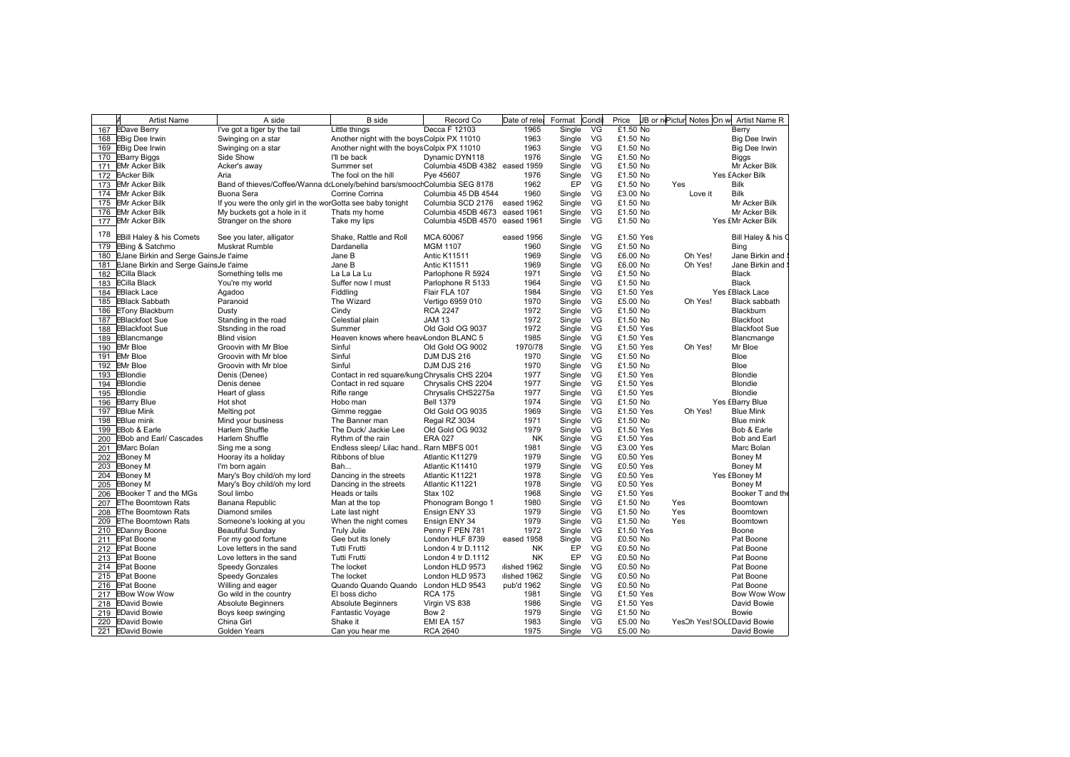| | A | Artist Name | A side | B side | Record Co | Date of rele | Format | Condi | Price | JB or n | Pictur | Notes | On w | Artist Name R |
|---|---|---|---|---|---|---|---|---|---|---|---|---|---|---|
| 167 | B | Dave Berry | I've got a tiger by the tail | Little things | Decca F 12103 | 1965 | Single | VG | £1.50 | No | | | | Berry |
| 168 | B | Big Dee Irwin | Swinging on a star | Another night with the boys | Colpix PX 11010 | 1963 | Single | VG | £1.50 | No | | | | Big Dee Irwin |
| 169 | B | Big Dee Irwin | Swinging on a star | Another night with the boys | Colpix PX 11010 | 1963 | Single | VG | £1.50 | No | | | | Big Dee Irwin |
| 170 | B | Barry Biggs | Side Show | I'll be back | Dynamic DYN118 | 1976 | Single | VG | £1.50 | No | | | | Biggs |
| 171 | B | Mr Acker Bilk | Acker's away | Summer set | Columbia 45DB 4382 | eased 1959 | Single | VG | £1.50 | No | | | | Mr Acker Bilk |
| 172 | B | Acker Bilk | Aria | The fool on the hill | Pye 45607 | 1976 | Single | VG | £1.50 | No | | | Yes £ | Acker Bilk |
| 173 | B | Mr Acker Bilk | Band of thieves/Coffee/Wanna d | Lonely/behind bars/smooch | Columbia SEG 8178 | 1962 | EP | VG | £1.50 | No | Yes | | | Bilk |
| 174 | B | Mr Acker Bilk | Buona Sera | Corrine Corrina | Columbia 45 DB 4544 | 1960 | Single | VG | £3.00 | No | | Love it | | Bilk |
| 175 | B | Mr Acker Bilk | If you were the only girl in the wor | Gotta see baby tonight | Columbia SCD 2176 | eased 1962 | Single | VG | £1.50 | No | | | | Mr Acker Bilk |
| 176 | B | Mr Acker Bilk | My buckets got a hole in it | Thats my home | Columbia 45DB 4673 | eased 1961 | Single | VG | £1.50 | No | | | | Mr Acker Bilk |
| 177 | B | Mr Acker Bilk | Stranger on the shore | Take my lips | Columbia 45DB 4570 | eased 1961 | Single | VG | £1.50 | No | | | Yes £ | Mr Acker Bilk |
| 178 | B | Bill Haley & his Comets | See you later, alligator | Shake, Rattle and Roll | MCA 60067 | eased 1956 | Single | VG | £1.50 | Yes | | | | Bill Haley & his C |
| 179 | B | Bing & Satchmo | Muskrat Rumble | Dardanella | MGM 1107 | 1960 | Single | VG | £1.50 | No | | | | Bing |
| 180 | B | Jane Birkin and Serge Gains | Je t'aime | Jane B | Antic K11511 | 1969 | Single | VG | £6.00 | No | | Oh Yes! | | Jane Birkin and S |
| 181 | B | Jane Birkin and Serge Gains | Je t'aime | Jane B | Antic K11511 | 1969 | Single | VG | £6.00 | No | | Oh Yes! | | Jane Birkin and S |
| 182 | B | Cilla Black | Something tells me | La La La Lu | Parlophone R 5924 | 1971 | Single | VG | £1.50 | No | | | | Black |
| 183 | B | Cilla Black | You're my world | Suffer now I must | Parlophone R 5133 | 1964 | Single | VG | £1.50 | No | | | | Black |
| 184 | B | Black Lace | Agadoo | Fiddling | Flair FLA 107 | 1984 | Single | VG | £1.50 | Yes | | | Yes £ | Black Lace |
| 185 | B | Black Sabbath | Paranoid | The Wizard | Vertigo 6959 010 | 1970 | Single | VG | £5.00 | No | | Oh Yes! | | Black sabbath |
| 186 | B | Tony Blackburn | Dusty | Cindy | RCA 2247 | 1972 | Single | VG | £1.50 | No | | | | Blackburn |
| 187 | B | Blackfoot Sue | Standing in the road | Celestial plain | JAM 13 | 1972 | Single | VG | £1.50 | No | | | | Blackfoot |
| 188 | B | Blackfoot Sue | Stsnding in the road | Summer | Old Gold OG 9037 | 1972 | Single | VG | £1.50 | Yes | | | | Blackfoot Sue |
| 189 | B | Blancmange | Blind vision | Heaven knows where heav | London BLANC 5 | 1985 | Single | VG | £1.50 | Yes | | | | Blancmange |
| 190 | B | Mr Bloe | Groovin with Mr Bloe | Sinful | Old Gold OG 9002 | 1970/78 | Single | VG | £1.50 | Yes | | Oh Yes! | | Mr Bloe |
| 191 | B | Mr Bloe | Groovin with Mr bloe | Sinful | DJM DJS 216 | 1970 | Single | VG | £1.50 | No | | | | Bloe |
| 192 | B | Mr Bloe | Groovin with Mr bloe | Sinful | DJM DJS 216 | 1970 | Single | VG | £1.50 | No | | | | Bloe |
| 193 | B | Blondie | Denis (Denee) | Contact in red square/kung | Chrysalis CHS 2204 | 1977 | Single | VG | £1.50 | Yes | | | | Blondie |
| 194 | B | Blondie | Denis denee | Contact in red square | Chrysalis CHS 2204 | 1977 | Single | VG | £1.50 | Yes | | | | Blondie |
| 195 | B | Blondie | Heart of glass | Rifle range | Chrysalis CHS2275a | 1977 | Single | VG | £1.50 | Yes | | | | Blondie |
| 196 | B | Barry Blue | Hot shot | Hobo man | Bell 1379 | 1974 | Single | VG | £1.50 | No | | | Yes £ | Barry Blue |
| 197 | B | Blue Mink | Melting pot | Gimme reggae | Old Gold OG 9035 | 1969 | Single | VG | £1.50 | Yes | | Oh Yes! | | Blue Mink |
| 198 | B | Blue mink | Mind your business | The Banner man | Regal RZ 3034 | 1971 | Single | VG | £1.50 | No | | | | Blue mink |
| 199 | B | Bob & Earle | Harlem Shuffle | The Duck/ Jackie Lee | Old Gold OG 9032 | 1979 | Single | VG | £1.50 | Yes | | | | Bob & Earle |
| 200 | B | Bob and Earl/ Cascades | Harlem Shuffle | Rythm of the rain | ERA 027 | NK | Single | VG | £1.50 | Yes | | | | Bob and Earl |
| 201 | B | Marc Bolan | Sing me a song | Endless sleep/ Lilac hand.. | Rarn MBFS 001 | 1981 | Single | VG | £3.00 | Yes | | | | Marc Bolan |
| 202 | B | Boney M | Hooray its a holiday | Ribbons of blue | Atlantic K11279 | 1979 | Single | VG | £0.50 | Yes | | | | Boney M |
| 203 | B | Boney M | I'm born again | Bah... | Atlantic K11410 | 1979 | Single | VG | £0.50 | Yes | | | | Boney M |
| 204 | B | Boney M | Mary's Boy child/oh my lord | Dancing in the streets | Atlantic K11221 | 1978 | Single | VG | £0.50 | Yes | | | Yes £ | Boney M |
| 205 | B | Boney M | Mary's Boy child/oh my lord | Dancing in the streets | Atlantic K11221 | 1978 | Single | VG | £0.50 | Yes | | | | Boney M |
| 206 | B | Booker T and the MGs | Soul limbo | Heads or tails | Stax 102 | 1968 | Single | VG | £1.50 | Yes | | | | Booker T and the |
| 207 | B | The Boomtown Rats | Banana Republic | Man at the top | Phonogram Bongo 1 | 1980 | Single | VG | £1.50 | No | Yes | | | Boomtown |
| 208 | B | The Boomtown Rats | Diamond smiles | Late last night | Ensign ENY 33 | 1979 | Single | VG | £1.50 | No | Yes | | | Boomtown |
| 209 | B | The Boomtown Rats | Someone's looking at you | When the night comes | Ensign ENY 34 | 1979 | Single | VG | £1.50 | No | Yes | | | Boomtown |
| 210 | B | Danny Boone | Beautiful Sunday | Truly Julie | Penny F PEN 781 | 1972 | Single | VG | £1.50 | Yes | | | | Boone |
| 211 | B | Pat Boone | For my good fortune | Gee but its lonely | London HLF 8739 | eased 1958 | Single | VG | £0.50 | No | | | | Pat Boone |
| 212 | B | Pat Boone | Love letters in the sand | Tutti Frutti | London 4 tr D.1112 | NK | EP | VG | £0.50 | No | | | | Pat Boone |
| 213 | B | Pat Boone | Love letters in the sand | Tutti Frutti | London 4 tr D.1112 | NK | EP | VG | £0.50 | No | | | | Pat Boone |
| 214 | B | Pat Boone | Speedy Gonzales | The locket | London HLD 9573 | lished 1962 | Single | VG | £0.50 | No | | | | Pat Boone |
| 215 | B | Pat Boone | Speedy Gonzales | The locket | London HLD 9573 | lished 1962 | Single | VG | £0.50 | No | | | | Pat Boone |
| 216 | B | Pat Boone | Willing and eager | Quando Quando Quando | London HLD 9543 | pub'd 1962 | Single | VG | £0.50 | No | | | | Pat Boone |
| 217 | B | Bow Wow Wow | Go wild in the country | El boss dicho | RCA 175 | 1981 | Single | VG | £1.50 | Yes | | | | Bow Wow Wow |
| 218 | B | David Bowie | Absolute Beginners | Absolute Beginners | Virgin VS 838 | 1986 | Single | VG | £1.50 | Yes | | | | David Bowie |
| 219 | B | David Bowie | Boys keep swinging | Fantastic Voyage | Bow 2 | 1979 | Single | VG | £1.50 | No | | | | Bowie |
| 220 | B | David Bowie | China Girl | Shake it | EMI EA 157 | 1983 | Single | VG | £5.00 | No | Yes | Oh Yes! | SOLD | David Bowie |
| 221 | B | David Bowie | Golden Years | Can you hear me | RCA 2640 | 1975 | Single | VG | £5.00 | No | | | | David Bowie |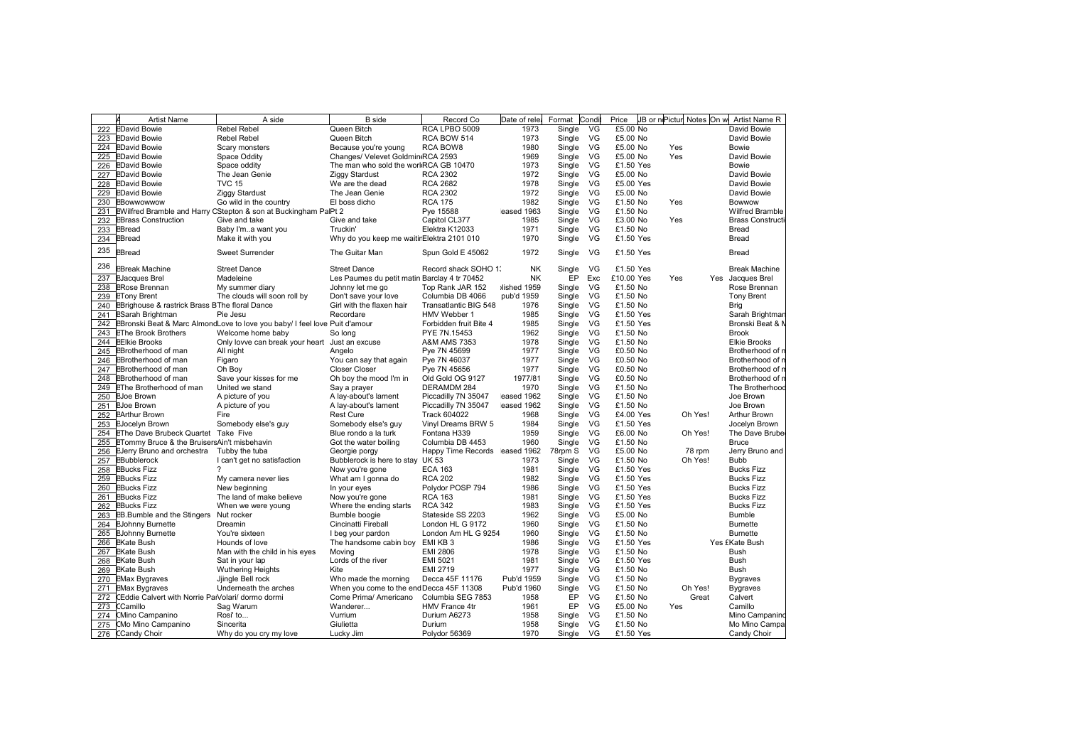| | A | Artist Name | A side | B side | Record Co | Date of rele | Format | Condi | Price | JB or n | Pictur | Notes | On w | Artist Name R |
|---|---|---|---|---|---|---|---|---|---|---|---|---|---|---|
| 222 | B | David Bowie | Rebel Rebel | Queen Bitch | RCA LPBO 5009 | 1973 | Single | VG | £5.00 | No | | | | David Bowie |
| 223 | B | David Bowie | Rebel Rebel | Queen Bitch | RCA BOW 514 | 1973 | Single | VG | £5.00 | No | | | | David Bowie |
| 224 | B | David Bowie | Scary monsters | Because you're young | RCA BOW8 | 1980 | Single | VG | £5.00 | No | Yes | | | Bowie |
| 225 | B | David Bowie | Space Oddity | Changes/ Velevet Goldmin | RCA 2593 | 1969 | Single | VG | £5.00 | No | Yes | | | David Bowie |
| 226 | B | David Bowie | Space oddity | The man who sold the worl | RCA GB 10470 | 1973 | Single | VG | £1.50 | Yes | | | | Bowie |
| 227 | B | David Bowie | The Jean Genie | Ziggy Stardust | RCA 2302 | 1972 | Single | VG | £5.00 | No | | | | David Bowie |
| 228 | B | David Bowie | TVC 15 | We are the dead | RCA 2682 | 1978 | Single | VG | £5.00 | Yes | | | | David Bowie |
| 229 | B | David Bowie | Ziggy Stardust | The Jean Genie | RCA 2302 | 1972 | Single | VG | £5.00 | No | | | | David Bowie |
| 230 | B | Bowwowwow | Go wild in the country | El boss dicho | RCA 175 | 1982 | Single | VG | £1.50 | No | Yes | | | Bowwow |
| 231 | B | Wilfred Bramble and Harry C | Stepton & son at Buckingham Pal | Pt 2 | Pye 15588 | eased 1963 | Single | VG | £1.50 | No | | | | Wilfred Bramble |
| 232 | B | Brass Construction | Give and take | Give and take | Capitol CL377 | 1985 | Single | VG | £3.00 | No | Yes | | | Brass Constructi |
| 233 | B | Bread | Baby I'm..a want you | Truckin' | Elektra K12033 | 1971 | Single | VG | £1.50 | No | | | | Bread |
| 234 | B | Bread | Make it with you | Why do you keep me waitin | Elektra 2101 010 | 1970 | Single | VG | £1.50 | Yes | | | | Bread |
| 235 | B | Bread | Sweet Surrender | The Guitar Man | Spun Gold E 45062 | 1972 | Single | VG | £1.50 | Yes | | | | Bread |
| 236 | B | Break Machine | Street Dance | Street Dance | Record shack SOHO 1: | NK | Single | VG | £1.50 | Yes | | | | Break Machine |
| 237 | B | Jacques Brel | Madeleine | Les Paumes du petit matin | Barclay 4 tr 70452 | NK | EP | Exc | £10.00 | Yes | Yes | | Yes | Jacques Brel |
| 238 | B | Rose Brennan | My summer diary | Johnny let me go | Top Rank JAR 152 | lished 1959 | Single | VG | £1.50 | No | | | | Rose Brennan |
| 239 | B | Tony Brent | The clouds will soon roll by | Don't save your love | Columbia DB 4066 | pub'd 1959 | Single | VG | £1.50 | No | | | | Tony Brent |
| 240 | B | Brighouse & rastrick Brass B | The floral Dance | Girl with the flaxen hair | Transatlantic BIG 548 | 1976 | Single | VG | £1.50 | No | | | | Brig |
| 241 | B | Sarah Brightman | Pie Jesu | Recordare | HMV Webber 1 | 1985 | Single | VG | £1.50 | Yes | | | | Sarah Brightman |
| 242 | B | Bronski Beat & Marc Almond | Love to love you baby/ I feel love | Puit d'amour | Forbidden fruit Bite 4 | 1985 | Single | VG | £1.50 | Yes | | | | Bronski Beat & M |
| 243 | B | The Brook Brothers | Welcome home baby | So long | PYE 7N.15453 | 1962 | Single | VG | £1.50 | No | | | | Brook |
| 244 | B | Elkie Brooks | Only lovve can break your heart | Just an excuse | A&M AMS 7353 | 1978 | Single | VG | £1.50 | No | | | | Elkie Brooks |
| 245 | B | Brotherhood of man | All night | Angelo | Pye 7N 45699 | 1977 | Single | VG | £0.50 | No | | | | Brotherhood of n |
| 246 | B | Brotherhood of man | Figaro | You can say that again | Pye 7N 46037 | 1977 | Single | VG | £0.50 | No | | | | Brotherhood of n |
| 247 | B | Brotherhood of man | Oh Boy | Closer Closer | Pye 7N 45656 | 1977 | Single | VG | £0.50 | No | | | | Brotherhood of n |
| 248 | B | Brotherhood of man | Save your kisses for me | Oh boy the mood I'm in | Old Gold OG 9127 | 1977/81 | Single | VG | £0.50 | No | | | | Brotherhood of n |
| 249 | B | The Brotherhood of man | United we stand | Say a prayer | DERAMDM 284 | 1970 | Single | VG | £1.50 | No | | | | The Brotherhood |
| 250 | B | Joe Brown | A picture of you | A lay-about's lament | Piccadilly 7N 35047 | eased 1962 | Single | VG | £1.50 | No | | | | Joe Brown |
| 251 | B | Joe Brown | A picture of you | A lay-about's lament | Piccadilly 7N 35047 | eased 1962 | Single | VG | £1.50 | No | | | | Joe Brown |
| 252 | B | Arthur Brown | Fire | Rest Cure | Track 604022 | 1968 | Single | VG | £4.00 | Yes | | Oh Yes! | | Arthur Brown |
| 253 | B | Jocelyn Brown | Somebody else's guy | Somebody else's guy | Vinyl Dreams BRW 5 | 1984 | Single | VG | £1.50 | Yes | | | | Jocelyn Brown |
| 254 | B | The Dave Brubeck Quartet | Take Five | Blue rondo a la turk | Fontana H339 | 1959 | Single | VG | £6.00 | No | | Oh Yes! | | The Dave Brube |
| 255 | B | Tommy Bruce & the Bruisers | Ain't misbehavin | Got the water boiling | Columbia DB 4453 | 1960 | Single | VG | £1.50 | No | | | | Bruce |
| 256 | B | Jerry Bruno and orchestra | Tubby the tuba | Georgie porgy | Happy Time Records | eased 1962 | 78rpm S | VG | £5.00 | No | | 78 rpm | | Jerry Bruno and |
| 257 | B | Bubblerock | I can't get no satisfaction | Bubblerock is here to stay | UK 53 | 1973 | Single | VG | £1.50 | No | | Oh Yes! | | Bubb |
| 258 | B | Bucks Fizz | ? | Now you're gone | ECA 163 | 1981 | Single | VG | £1.50 | Yes | | | | Bucks Fizz |
| 259 | B | Bucks Fizz | My camera never lies | What am I gonna do | RCA 202 | 1982 | Single | VG | £1.50 | Yes | | | | Bucks Fizz |
| 260 | B | Bucks Fizz | New beginning | In your eyes | Polydor POSP 794 | 1986 | Single | VG | £1.50 | Yes | | | | Bucks Fizz |
| 261 | B | Bucks Fizz | The land of make believe | Now you're gone | RCA 163 | 1981 | Single | VG | £1.50 | Yes | | | | Bucks Fizz |
| 262 | B | Bucks Fizz | When we were young | Where the ending starts | RCA 342 | 1983 | Single | VG | £1.50 | Yes | | | | Bucks Fizz |
| 263 | B | B.Bumble and the Stingers | Nut rocker | Bumble boogie | Stateside SS 2203 | 1962 | Single | VG | £5.00 | No | | | | Bumble |
| 264 | B | Johnny Burnette | Dreamin | Cincinatti Fireball | London HL G 9172 | 1960 | Single | VG | £1.50 | No | | | | Burnette |
| 265 | B | Johnny Burnette | You're sixteen | I beg your pardon | London Am HL G 9254 | 1960 | Single | VG | £1.50 | No | | | | Burnette |
| 266 | B | Kate Bush | Hounds of love | The handsome cabin boy | EMI KB 3 | 1986 | Single | VG | £1.50 | Yes | | | Yes £ | Kate Bush |
| 267 | B | Kate Bush | Man with the child in his eyes | Moving | EMI 2806 | 1978 | Single | VG | £1.50 | No | | | | Bush |
| 268 | B | Kate Bush | Sat in your lap | Lords of the river | EMI 5021 | 1981 | Single | VG | £1.50 | Yes | | | | Bush |
| 269 | B | Kate Bush | Wuthering Heights | Kite | EMI 2719 | 1977 | Single | VG | £1.50 | No | | | | Bush |
| 270 | B | Max Bygraves | Jjingle Bell rock | Who made the morning | Decca 45F 11176 | Pub'd 1959 | Single | VG | £1.50 | No | | | | Bygraves |
| 271 | B | Max Bygraves | Underneath the arches | When you come to the end | Decca 45F 11308 | Pub'd 1960 | Single | VG | £1.50 | No | | Oh Yes! | | Bygraves |
| 272 | C | Eddie Calvert with Norrie Par | Volari/ dormo dormi | Come Prima/ Americano | Columbia SEG 7853 | 1958 | EP | VG | £1.50 | No | | Great | | Calvert |
| 273 | C | Camillo | Sag Warum | Wanderer... | HMV France 4tr | 1961 | EP | VG | £5.00 | No | Yes | | | Camillo |
| 274 | C | Mino Campanino | Rosi' to... | Vurrium | Durium A6273 | 1958 | Single | VG | £1.50 | No | | | | Mino Campanino |
| 275 | C | Mo Mino Campanino | Sincerita | Giulietta | Durium | 1958 | Single | VG | £1.50 | No | | | | Mo Mino Campa |
| 276 | C | Candy Choir | Why do you cry my love | Lucky Jim | Polydor 56369 | 1970 | Single | VG | £1.50 | Yes | | | | Candy Choir |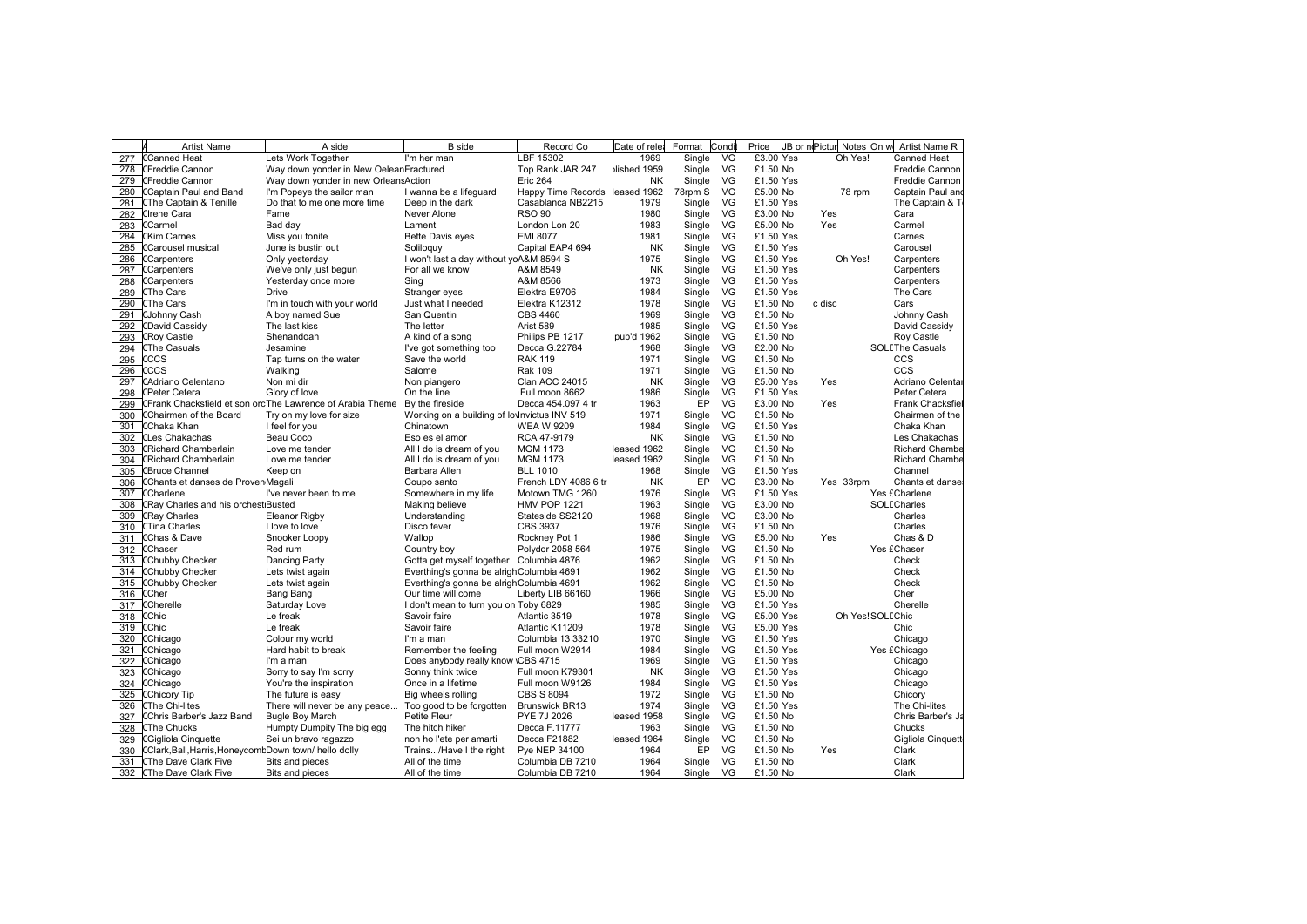| | A | Artist Name | A side | B side | Record Co | Date of rele | Format | Condi | Price | JB or n | Pictur | Notes | On w | Artist Name R |
|---|---|---|---|---|---|---|---|---|---|---|---|---|---|---|
| 277 | C | Canned Heat | Lets Work Together | I'm her man | LBF 15302 | 1969 | Single | VG | £3.00 | Yes | | Oh Yes! | | Canned Heat |
| 278 | C | Freddie Cannon | Way down yonder in New Oelean | Fractured | Top Rank JAR 247 | lished 1959 | Single | VG | £1.50 | No | | | | Freddie Cannon |
| 279 | C | Freddie Cannon | Way down yonder in new Orleans | Action | Eric 264 | NK | Single | VG | £1.50 | Yes | | | | Freddie Cannon |
| 280 | C | Captain Paul and Band | I'm Popeye the sailor man | I wanna be a lifeguard | Happy Time Records | eased 1962 | 78rpm S | VG | £5.00 | No | | 78 rpm | | Captain Paul and |
| 281 | C | The Captain & Tenille | Do that to me one more time | Deep in the dark | Casablanca NB2215 | 1979 | Single | VG | £1.50 | Yes | | | | The Captain & T |
| 282 | C | Irene Cara | Fame | Never Alone | RSO 90 | 1980 | Single | VG | £3.00 | No | Yes | | | Cara |
| 283 | C | Carmel | Bad day | Lament | London Lon 20 | 1983 | Single | VG | £5.00 | No | Yes | | | Carmel |
| 284 | C | Kim Carnes | Miss you tonite | Bette Davis eyes | EMI 8077 | 1981 | Single | VG | £1.50 | Yes | | | | Carnes |
| 285 | C | Carousel musical | June is bustin out | Soliloquy | Capital EAP4 694 | NK | Single | VG | £1.50 | Yes | | | | Carousel |
| 286 | C | Carpenters | Only yesterday | I won't last a day without yo | A&M 8594 S | 1975 | Single | VG | £1.50 | Yes | | Oh Yes! | | Carpenters |
| 287 | C | Carpenters | We've only just begun | For all we know | A&M 8549 | NK | Single | VG | £1.50 | Yes | | | | Carpenters |
| 288 | C | Carpenters | Yesterday once more | Sing | A&M 8566 | 1973 | Single | VG | £1.50 | Yes | | | | Carpenters |
| 289 | C | The Cars | Drive | Stranger eyes | Elektra E9706 | 1984 | Single | VG | £1.50 | Yes | | | | The Cars |
| 290 | C | The Cars | I'm in touch with your world | Just what I needed | Elektra K12312 | 1978 | Single | VG | £1.50 | No | c disc | | | Cars |
| 291 | C | Johnny Cash | A boy named Sue | San Quentin | CBS 4460 | 1969 | Single | VG | £1.50 | No | | | | Johnny Cash |
| 292 | C | David Cassidy | The last kiss | The letter | Arist 589 | 1985 | Single | VG | £1.50 | Yes | | | | David Cassidy |
| 293 | C | Roy Castle | Shenandoah | A kind of a song | Philips PB 1217 | pub'd 1962 | Single | VG | £1.50 | No | | | | Roy Castle |
| 294 | C | The Casuals | Jesamine | I've got something too | Decca G.22784 | 1968 | Single | VG | £2.00 | No | | | SOLD | The Casuals |
| 295 | C | CCS | Tap turns on the water | Save the world | RAK 119 | 1971 | Single | VG | £1.50 | No | | | | CCS |
| 296 | C | CCS | Walking | Salome | Rak 109 | 1971 | Single | VG | £1.50 | No | | | | CCS |
| 297 | C | Adriano Celentano | Non mi dir | Non piangero | Clan ACC 24015 | NK | Single | VG | £5.00 | Yes | Yes | | | Adriano Celentar |
| 298 | C | Peter Cetera | Glory of love | On the line | Full moon 8662 | 1986 | Single | VG | £1.50 | Yes | | | | Peter Cetera |
| 299 | C | Frank Chacksfield et son orc | The Lawrence of Arabia Theme | By the fireside | Decca 454.097 4 tr | 1963 | EP | VG | £3.00 | No | Yes | | | Frank Chacksfiel |
| 300 | C | Chairmen of the Board | Try on my love for size | Working on a building of lo | Invictus INV 519 | 1971 | Single | VG | £1.50 | No | | | | Chairmen of the |
| 301 | C | Chaka Khan | I feel for you | Chinatown | WEA W 9209 | 1984 | Single | VG | £1.50 | Yes | | | | Chaka Khan |
| 302 | C | Les Chakachas | Beau Coco | Eso es el amor | RCA 47-9179 | NK | Single | VG | £1.50 | No | | | | Les Chakachas |
| 303 | C | Richard Chamberlain | Love me tender | All I do is dream of you | MGM 1173 | eased 1962 | Single | VG | £1.50 | No | | | | Richard Chambe |
| 304 | C | Richard Chamberlain | Love me tender | All I do is dream of you | MGM 1173 | eased 1962 | Single | VG | £1.50 | No | | | | Richard Chambe |
| 305 | C | Bruce Channel | Keep on | Barbara Allen | BLL 1010 | 1968 | Single | VG | £1.50 | Yes | | | | Channel |
| 306 | C | Chants et danses de Proven | Magali | Coupo santo | French LDY 4086 6 tr | NK | EP | VG | £3.00 | No | | Yes 33rpm | | Chants et danse |
| 307 | C | Charlene | I've never been to me | Somewhere in my life | Motown TMG 1260 | 1976 | Single | VG | £1.50 | Yes | | | Yes £ | Charlene |
| 308 | C | Ray Charles and his orchest | Busted | Making believe | HMV POP 1221 | 1963 | Single | VG | £3.00 | No | | | SOLD | Charles |
| 309 | C | Ray Charles | Eleanor Rigby | Understanding | Stateside SS2120 | 1968 | Single | VG | £3.00 | No | | | | Charles |
| 310 | C | Tina Charles | I love to love | Disco fever | CBS 3937 | 1976 | Single | VG | £1.50 | No | | | | Charles |
| 311 | C | Chas & Dave | Snooker Loopy | Wallop | Rockney Pot 1 | 1986 | Single | VG | £5.00 | No | Yes | | | Chas & D |
| 312 | C | Chaser | Red rum | Country boy | Polydor 2058 564 | 1975 | Single | VG | £1.50 | No | | | Yes £ | Chaser |
| 313 | C | Chubby Checker | Dancing Party | Gotta get myself together | Columbia 4876 | 1962 | Single | VG | £1.50 | No | | | | Check |
| 314 | C | Chubby Checker | Lets twist again | Everthing's gonna be alrigh | Columbia 4691 | 1962 | Single | VG | £1.50 | No | | | | Check |
| 315 | C | Chubby Checker | Lets twist again | Everthing's gonna be alrigh | Columbia 4691 | 1962 | Single | VG | £1.50 | No | | | | Check |
| 316 | C | Cher | Bang Bang | Our time will come | Liberty LIB 66160 | 1966 | Single | VG | £5.00 | No | | | | Cher |
| 317 | C | Cherelle | Saturday Love | I don't mean to turn you on | Toby 6829 | 1985 | Single | VG | £1.50 | Yes | | | | Cherelle |
| 318 | C | Chic | Le freak | Savoir faire | Atlantic 3519 | 1978 | Single | VG | £5.00 | Yes | | Oh Yes! | SOLD | Chic |
| 319 | C | Chic | Le freak | Savoir faire | Atlantic K11209 | 1978 | Single | VG | £5.00 | Yes | | | | Chic |
| 320 | C | Chicago | Colour my world | I'm a man | Columbia 13 33210 | 1970 | Single | VG | £1.50 | Yes | | | | Chicago |
| 321 | C | Chicago | Hard habit to break | Remember the feeling | Full moon W2914 | 1984 | Single | VG | £1.50 | Yes | | | Yes £ | Chicago |
| 322 | C | Chicago | I'm a man | Does anybody really know | CBS 4715 | 1969 | Single | VG | £1.50 | Yes | | | | Chicago |
| 323 | C | Chicago | Sorry to say I'm sorry | Sonny think twice | Full moon K79301 | NK | Single | VG | £1.50 | Yes | | | | Chicago |
| 324 | C | Chicago | You're the inspiration | Once in a lifetime | Full moon W9126 | 1984 | Single | VG | £1.50 | Yes | | | | Chicago |
| 325 | C | Chicory Tip | The future is easy | Big wheels rolling | CBS S 8094 | 1972 | Single | VG | £1.50 | No | | | | Chicory |
| 326 | C | The Chi-lites | There will never be any peace... | Too good to be forgotten | Brunswick BR13 | 1974 | Single | VG | £1.50 | Yes | | | | The Chi-lites |
| 327 | C | Chris Barber's Jazz Band | Bugle Boy March | Petite Fleur | PYE 7J 2026 | eased 1958 | Single | VG | £1.50 | No | | | | Chris Barber's Ja |
| 328 | C | The Chucks | Humpty Dumpity The big egg | The hitch hiker | Decca F.11777 | 1963 | Single | VG | £1.50 | No | | | | Chucks |
| 329 | C | Gigliola Cinquette | Sei un bravo ragazzo | non ho l'ete per amarti | Decca F21882 | eased 1964 | Single | VG | £1.50 | No | | | | Gigliola Cinquett |
| 330 | C | Clark,Ball,Harris,Honeycomb | Down town/ hello dolly | Trains.../Have I the right | Pye NEP 34100 | 1964 | EP | VG | £1.50 | No | Yes | | | Clark |
| 331 | C | The Dave Clark Five | Bits and pieces | All of the time | Columbia DB 7210 | 1964 | Single | VG | £1.50 | No | | | | Clark |
| 332 | C | The Dave Clark Five | Bits and pieces | All of the time | Columbia DB 7210 | 1964 | Single | VG | £1.50 | No | | | | Clark |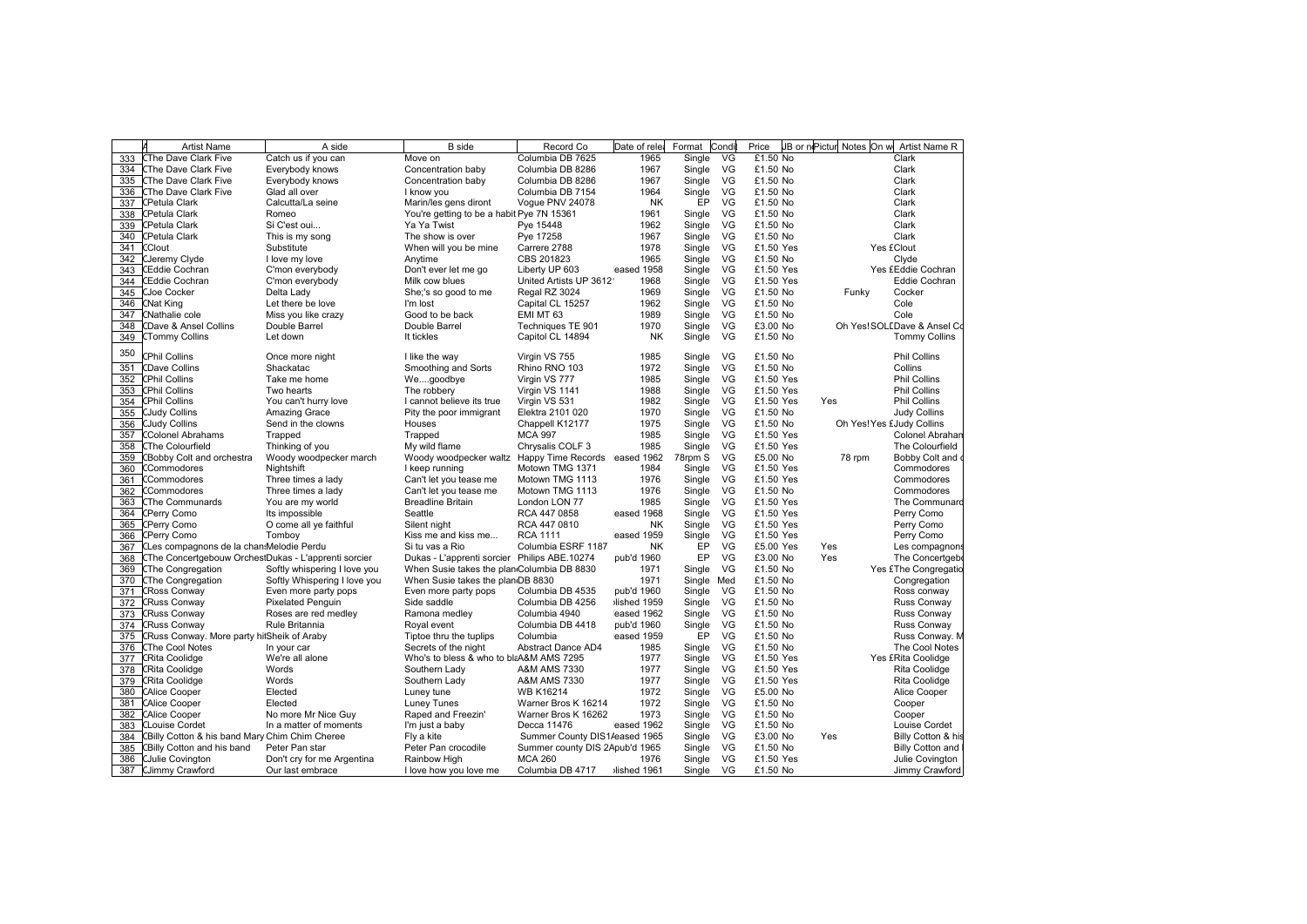| | A | Artist Name | A side | B side | Record Co | Date of rele | Format | Condi | Price | JB or n | Pictur | Notes | On w | Artist Name R |
|---|---|---|---|---|---|---|---|---|---|---|---|---|---|---|
| 333 | C | The Dave Clark Five | Catch us if you can | Move on | Columbia DB 7625 | 1965 | Single | VG | £1.50 | No | | | | Clark |
| 334 | C | The Dave Clark Five | Everybody knows | Concentration baby | Columbia DB 8286 | 1967 | Single | VG | £1.50 | No | | | | Clark |
| 335 | C | The Dave Clark Five | Everybody knows | Concentration baby | Columbia DB 8286 | 1967 | Single | VG | £1.50 | No | | | | Clark |
| 336 | C | The Dave Clark Five | Glad all over | I know you | Columbia DB 7154 | 1964 | Single | VG | £1.50 | No | | | | Clark |
| 337 | C | Petula Clark | Calcutta/La seine | Marin/les gens diront | Vogue PNV 24078 | NK | EP | VG | £1.50 | No | | | | Clark |
| 338 | C | Petula Clark | Romeo | You're getting to be a habit | Pye 7N 15361 | 1961 | Single | VG | £1.50 | No | | | | Clark |
| 339 | C | Petula Clark | Si C'est oui... | Ya Ya Twist | Pye 15448 | 1962 | Single | VG | £1.50 | No | | | | Clark |
| 340 | C | Petula Clark | This is my song | The show is over | Pye 17258 | 1967 | Single | VG | £1.50 | No | | | | Clark |
| 341 | C | Clout | Substitute | When will you be mine | Carrere 2788 | 1978 | Single | VG | £1.50 | Yes | | | Yes £ | Clout |
| 342 | C | Jeremy Clyde | I love my love | Anytime | CBS 201823 | 1965 | Single | VG | £1.50 | No | | | | Clyde |
| 343 | C | Eddie Cochran | C'mon everybody | Don't ever let me go | Liberty UP 603 | eased 1958 | Single | VG | £1.50 | Yes | | | Yes £ | Eddie Cochran |
| 344 | C | Eddie Cochran | C'mon everybody | Milk cow blues | United Artists UP 3612 | 1968 | Single | VG | £1.50 | Yes | | | | Eddie Cochran |
| 345 | C | Joe Cocker | Delta Lady | She;'s so good to me | Regal RZ 3024 | 1969 | Single | VG | £1.50 | No | | Funky | | Cocker |
| 346 | C | Nat King | Let there be love | I'm lost | Capital CL 15257 | 1962 | Single | VG | £1.50 | No | | | | Cole |
| 347 | C | Nathalie cole | Miss you like crazy | Good to be back | EMI MT 63 | 1989 | Single | VG | £1.50 | No | | | | Cole |
| 348 | C | Dave & Ansel Collins | Double Barrel | Double Barrel | Techniques TE 901 | 1970 | Single | VG | £3.00 | No | | Oh Yes! | SOLD | Dave & Ansel Co |
| 349 | C | Tommy Collins | Let down | It tickles | Capitol CL 14894 | NK | Single | VG | £1.50 | No | | | | Tommy Collins |
| 350 | C | Phil Collins | Once more night | I like the way | Virgin VS 755 | 1985 | Single | VG | £1.50 | No | | | | Phil Collins |
| 351 | C | Dave Collins | Shackatac | Smoothing and Sorts | Rhino RNO 103 | 1972 | Single | VG | £1.50 | No | | | | Collins |
| 352 | C | Phil Collins | Take me home | We....goodbye | Virgin VS 777 | 1985 | Single | VG | £1.50 | Yes | | | | Phil Collins |
| 353 | C | Phil Collins | Two hearts | The robbery | Virgin VS 1141 | 1988 | Single | VG | £1.50 | Yes | | | | Phil Collins |
| 354 | C | Phil Collins | You can't hurry love | I cannot believe its true | Virgin VS 531 | 1982 | Single | VG | £1.50 | Yes | Yes | | | Phil Collins |
| 355 | C | Judy Collins | Amazing Grace | Pity the poor immigrant | Elektra 2101 020 | 1970 | Single | VG | £1.50 | No | | | | Judy Collins |
| 356 | C | Judy Collins | Send in the clowns | Houses | Chappell K12177 | 1975 | Single | VG | £1.50 | No | | Oh Yes! | Yes £ | Judy Collins |
| 357 | C | Colonel Abrahams | Trapped | Trapped | MCA 997 | 1985 | Single | VG | £1.50 | Yes | | | | Colonel Abrahan |
| 358 | C | The Colourfield | Thinking of you | My wild flame | Chrysalis COLF 3 | 1985 | Single | VG | £1.50 | Yes | | | | The Colourfield |
| 359 | C | Bobby Colt and orchestra | Woody woodpecker march | Woody woodpecker waltz | Happy Time Records | eased 1962 | 78rpm S | VG | £5.00 | No | | 78 rpm | | Bobby Colt and |
| 360 | C | Commodores | Nightshift | I keep running | Motown TMG 1371 | 1984 | Single | VG | £1.50 | Yes | | | | Commodores |
| 361 | C | Commodores | Three times a lady | Can't let you tease me | Motown TMG 1113 | 1976 | Single | VG | £1.50 | Yes | | | | Commodores |
| 362 | C | Commodores | Three times a lady | Can't let you tease me | Motown TMG 1113 | 1976 | Single | VG | £1.50 | No | | | | Commodores |
| 363 | C | The Communards | You are my world | Breadline Britain | London LON 77 | 1985 | Single | VG | £1.50 | Yes | | | | The Communard |
| 364 | C | Perry Como | Its impossible | Seattle | RCA 447 0858 | eased 1968 | Single | VG | £1.50 | Yes | | | | Perry Como |
| 365 | C | Perry Como | O come all ye faithful | Silent night | RCA 447 0810 | NK | Single | VG | £1.50 | Yes | | | | Perry Como |
| 366 | C | Perry Como | Tomboy | Kiss me and kiss me... | RCA 1111 | eased 1959 | Single | VG | £1.50 | Yes | | | | Perry Como |
| 367 | C | Les compagnons de la chans | Melodie Perdu | Si tu vas a Rio | Columbia ESRF 1187 | NK | EP | VG | £5.00 | Yes | Yes | | | Les compagnons |
| 368 | C | The Concertgebouw Orchest | Dukas - L'apprenti sorcier | Dukas - L'apprenti sorcier | Philips ABE.10274 | pub'd 1960 | EP | VG | £3.00 | No | Yes | | | The Concertgeb |
| 369 | C | The Congregation | Softly whispering I love you | When Susie takes the plan | Columbia DB 8830 | 1971 | Single | VG | £1.50 | No | | | Yes £ | The Congregatio |
| 370 | C | The Congregation | Softly Whispering I love you | When Susie takes the plan | DB 8830 | 1971 | Single | Med | £1.50 | No | | | | Congregation |
| 371 | C | Ross Conway | Even more party pops | Even more party pops | Columbia DB 4535 | pub'd 1960 | Single | VG | £1.50 | No | | | | Ross conway |
| 372 | C | Russ Conway | Pixelated Penguin | Side saddle | Columbia DB 4256 | lished 1959 | Single | VG | £1.50 | No | | | | Russ Conway |
| 373 | C | Russ Conway | Roses are red medley | Ramona medley | Columbia 4940 | eased 1962 | Single | VG | £1.50 | No | | | | Russ Conway |
| 374 | C | Russ Conway | Rule Britannia | Royal event | Columbia DB 4418 | pub'd 1960 | Single | VG | £1.50 | No | | | | Russ Conway |
| 375 | C | Russ Conway. More party hit | Sheik of Araby | Tiptoe thru the tuplips | Columbia | eased 1959 | EP | VG | £1.50 | No | | | | Russ Conway. M |
| 376 | C | The Cool Notes | In your car | Secrets of the night | Abstract Dance AD4 | 1985 | Single | VG | £1.50 | No | | | | The Cool Notes |
| 377 | C | Rita Coolidge | We're all alone | Who's to bless & who to bl | A&M AMS 7295 | 1977 | Single | VG | £1.50 | Yes | | | Yes £ | Rita Coolidge |
| 378 | C | Rita Coolidge | Words | Southern Lady | A&M AMS 7330 | 1977 | Single | VG | £1.50 | Yes | | | | Rita Coolidge |
| 379 | C | Rita Coolidge | Words | Southern Lady | A&M AMS 7330 | 1977 | Single | VG | £1.50 | Yes | | | | Rita Coolidge |
| 380 | C | Alice Cooper | Elected | Luney tune | WB K16214 | 1972 | Single | VG | £5.00 | No | | | | Alice Cooper |
| 381 | C | Alice Cooper | Elected | Luney Tunes | Warner Bros K 16214 | 1972 | Single | VG | £1.50 | No | | | | Cooper |
| 382 | C | Alice Cooper | No more Mr Nice Guy | Raped and Freezin' | Warner Bros K 16262 | 1973 | Single | VG | £1.50 | No | | | | Cooper |
| 383 | C | Louise Cordet | In a matter of moments | I'm just a baby | Decca 11476 | eased 1962 | Single | VG | £1.50 | No | | | | Louise Cordet |
| 384 | C | Billy Cotton & his band Mary | Chim Chim Cheree | Fly a kite | Summer County DIS1 | eased 1965 | Single | VG | £3.00 | No | Yes | | | Billy Cotton & his |
| 385 | C | Billy Cotton and his band | Peter Pan star | Peter Pan crocodile | Summer county DIS 2 | Apub'd 1965 | Single | VG | £1.50 | No | | | | Billy Cotton and |
| 386 | C | Julie Covington | Don't cry for me Argentina | Rainbow High | MCA 260 | 1976 | Single | VG | £1.50 | Yes | | | | Julie Covington |
| 387 | C | Jimmy Crawford | Our last embrace | I love how you love me | Columbia DB 4717 | lished 1961 | Single | VG | £1.50 | No | | | | Jimmy Crawford |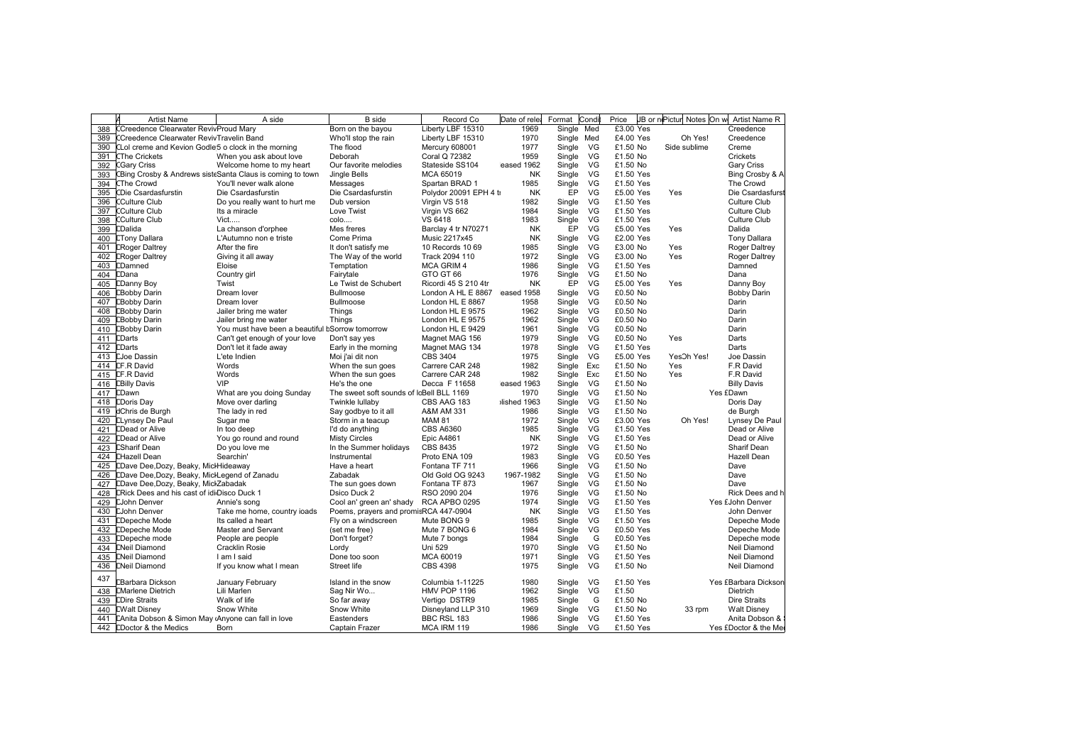| | A | Artist Name | A side | B side | Record Co | Date of rele | Format | Condi | Price | UB or n | Pictur | Notes | On w | Artist Name R |
|---|---|---|---|---|---|---|---|---|---|---|---|---|---|---|
| 388 | C | Creedence Clearwater Reviv | Proud Mary | Born on the bayou | Liberty LBF 15310 | 1969 | Single | Med | £3.00 | Yes | | | | Creedence |
| 389 | C | Creedence Clearwater Reviv | Travelin Band | Who'll stop the rain | Liberty LBF 15310 | 1970 | Single | Med | £4.00 | Yes | | Oh Yes! | | Creedence |
| 390 | C | Lol creme and Kevion Godle | 5 o clock in the morning | The flood | Mercury 608001 | 1977 | Single | VG | £1.50 | No | | Side sublime | | Creme |
| 391 | C | The Crickets | When you ask about love | Deborah | Coral Q 72382 | 1959 | Single | VG | £1.50 | No | | | | Crickets |
| 392 | C | Gary Criss | Welcome home to my heart | Our favorite melodies | Stateside SS104 | eased 1962 | Single | VG | £1.50 | No | | | | Gary Criss |
| 393 | C | Bing Crosby & Andrews siste | Santa Claus is coming to town | Jingle Bells | MCA 65019 | NK | Single | VG | £1.50 | Yes | | | | Bing Crosby & A |
| 394 | C | The Crowd | You'll never walk alone | Messages | Spartan BRAD 1 | 1985 | Single | VG | £1.50 | Yes | | | | The Crowd |
| 395 | C | Die Csardasfurstin | Die Csardasfurstin | Die Csardasfurstin | Polydor 20091 EPH 4 tı | NK | EP | VG | £5.00 | Yes | Yes | | | Die Csardasfurst |
| 396 | C | Culture Club | Do you really want to hurt me | Dub version | Virgin VS 518 | 1982 | Single | VG | £1.50 | Yes | | | | Culture Club |
| 397 | C | Culture Club | Its a miracle | Love Twist | Virgin VS 662 | 1984 | Single | VG | £1.50 | Yes | | | | Culture Club |
| 398 | C | Culture Club | Vict..... | colo.... | VS 6418 | 1983 | Single | VG | £1.50 | Yes | | | | Culture Club |
| 399 | D | Dalida | La chanson d'orphee | Mes freres | Barclay 4 tr N70271 | NK | EP | VG | £5.00 | Yes | Yes | | | Dalida |
| 400 | D | Tony Dallara | L'Autumno non e triste | Come Prima | Music 2217x45 | NK | Single | VG | £2.00 | Yes | | | | Tony Dallara |
| 401 | D | Roger Daltrey | After the fire | It don't satisfy me | 10 Records 10 69 | 1985 | Single | VG | £3.00 | No | Yes | | | Roger Daltrey |
| 402 | D | Roger Daltrey | Giving it all away | The Way of the world | Track 2094 110 | 1972 | Single | VG | £3.00 | No | Yes | | | Roger Daltrey |
| 403 | D | Damned | Eloise | Temptation | MCA GRIM 4 | 1986 | Single | VG | £1.50 | Yes | | | | Damned |
| 404 | D | Dana | Country girl | Fairytale | GTO GT 66 | 1976 | Single | VG | £1.50 | No | | | | Dana |
| 405 | D | Danny Boy | Twist | Le Twist de Schubert | Ricordi 45 S 210 4tr | NK | EP | VG | £5.00 | Yes | Yes | | | Danny Boy |
| 406 | D | Bobby Darin | Dream lover | Bullmoose | London A HL E 8867 | eased 1958 | Single | VG | £0.50 | No | | | | Bobby Darin |
| 407 | D | Bobby Darin | Dream lover | Bullmoose | London HL E 8867 | 1958 | Single | VG | £0.50 | No | | | | Darin |
| 408 | D | Bobby Darin | Jailer bring me water | Things | London HL E 9575 | 1962 | Single | VG | £0.50 | No | | | | Darin |
| 409 | D | Bobby Darin | Jailer bring me water | Things | London HL E 9575 | 1962 | Single | VG | £0.50 | No | | | | Darin |
| 410 | D | Bobby Darin | You must have been a beautiful b | Sorrow tomorrow | London HL E 9429 | 1961 | Single | VG | £0.50 | No | | | | Darin |
| 411 | D | Darts | Can't get enough of your love | Don't say yes | Magnet MAG 156 | 1979 | Single | VG | £0.50 | No | Yes | | | Darts |
| 412 | D | Darts | Don't let it fade away | Early in the morning | Magnet MAG 134 | 1978 | Single | VG | £1.50 | Yes | | | | Darts |
| 413 | D | Joe Dassin | L'ete Indien | Moi j'ai dit non | CBS 3404 | 1975 | Single | VG | £5.00 | Yes | Yes | Oh Yes! | | Joe Dassin |
| 414 | D | F.R David | Words | When the sun goes | Carrere CAR 248 | 1982 | Single | Exc | £1.50 | No | Yes | | | F.R David |
| 415 | D | F.R David | Words | When the sun goes | Carrere CAR 248 | 1982 | Single | Exc | £1.50 | No | Yes | | | F.R David |
| 416 | D | Billy Davis | VIP | He's the one | Decca F 11658 | eased 1963 | Single | VG | £1.50 | No | | | | Billy Davis |
| 417 | D | Dawn | What are you doing Sunday | The sweet soft sounds of lo | Bell BLL 1169 | 1970 | Single | VG | £1.50 | No | | | Yes £ | Dawn |
| 418 | D | Doris Day | Move over darling | Twinkle lullaby | CBS AAG 183 | lished 1963 | Single | VG | £1.50 | No | | | | Doris Day |
| 419 | d | Chris de Burgh | The lady in red | Say godbye to it all | A&M AM 331 | 1986 | Single | VG | £1.50 | No | | | | de Burgh |
| 420 | D | Lynsey De Paul | Sugar me | Storm in a teacup | MAM 81 | 1972 | Single | VG | £3.00 | Yes | | Oh Yes! | | Lynsey De Paul |
| 421 | D | Dead or Alive | In too deep | I'd do anything | CBS A6360 | 1985 | Single | VG | £1.50 | Yes | | | | Dead or Alive |
| 422 | D | Dead or Alive | You go round and round | Misty Circles | Epic A4861 | NK | Single | VG | £1.50 | Yes | | | | Dead or Alive |
| 423 | D | Sharif Dean | Do you love me | In the Summer holidays | CBS 8435 | 1972 | Single | VG | £1.50 | No | | | | Sharif Dean |
| 424 | D | Hazell Dean | Searchin' | Instrumental | Proto ENA 109 | 1983 | Single | VG | £0.50 | Yes | | | | Hazell Dean |
| 425 | D | Dave Dee,Dozy, Beaky, Mick | Hideaway | Have a heart | Fontana TF 711 | 1966 | Single | VG | £1.50 | No | | | | Dave |
| 426 | D | Dave Dee,Dozy, Beaky, Mick | Legend of Zanadu | Zabadak | Old Gold OG 9243 | 1967-1982 | Single | VG | £1.50 | No | | | | Dave |
| 427 | D | Dave Dee,Dozy, Beaky, Mick | Zabadak | The sun goes down | Fontana TF 873 | 1967 | Single | VG | £1.50 | No | | | | Dave |
| 428 | D | Rick Dees and his cast of idi | Disco Duck 1 | Dsico Duck 2 | RSO 2090 204 | 1976 | Single | VG | £1.50 | No | | | | Rick Dees and h |
| 429 | D | John Denver | Annie's song | Cool an' green an' shady | RCA APBO 0295 | 1974 | Single | VG | £1.50 | Yes | | | Yes £ | John Denver |
| 430 | D | John Denver | Take me home, country ioads | Poems, prayers and promis | RCA 447-0904 | NK | Single | VG | £1.50 | Yes | | | | John Denver |
| 431 | D | Depeche Mode | Its called a heart | Fly on a windscreen | Mute BONG 9 | 1985 | Single | VG | £1.50 | Yes | | | | Depeche Mode |
| 432 | D | Depeche Mode | Master and Servant | (set me free) | Mute 7 BONG 6 | 1984 | Single | VG | £0.50 | Yes | | | | Depeche Mode |
| 433 | D | Depeche mode | People are people | Don't forget? | Mute 7 bongs | 1984 | Single | G | £0.50 | Yes | | | | Depeche mode |
| 434 | D | Neil Diamond | Cracklin Rosie | Lordy | Uni 529 | 1970 | Single | VG | £1.50 | No | | | | Neil Diamond |
| 435 | D | Neil Diamond | I am I said | Done too soon | MCA 60019 | 1971 | Single | VG | £1.50 | Yes | | | | Neil Diamond |
| 436 | D | Neil Diamond | If you know what I mean | Street life | CBS 4398 | 1975 | Single | VG | £1.50 | No | | | | Neil Diamond |
| 437 | D | Barbara Dickson | January February | Island in the snow | Columbia 1-11225 | 1980 | Single | VG | £1.50 | Yes | | | Yes £ | Barbara Dickson |
| 438 | D | Marlene Dietrich | Lili Marlen | Sag Nir Wo... | HMV POP 1196 | 1962 | Single | VG | £1.50 | | | | | Dietrich |
| 439 | D | Dire Straits | Walk of life | So far away | Vertigo DSTR9 | 1985 | Single | G | £1.50 | No | | | | Dire Straits |
| 440 | D | Walt Disney | Snow White | Snow White | Disneyland LLP 310 | 1969 | Single | VG | £1.50 | No | | 33 rpm | | Walt Disney |
| 441 | D | Anita Dobson & Simon May | Anyone can fall in love | Eastenders | BBC RSL 183 | 1986 | Single | VG | £1.50 | Yes | | | | Anita Dobson & |
| 442 | D | Doctor & the Medics | Born | Captain Frazer | MCA IRM 119 | 1986 | Single | VG | £1.50 | Yes | | | Yes £ | Doctor & the Me |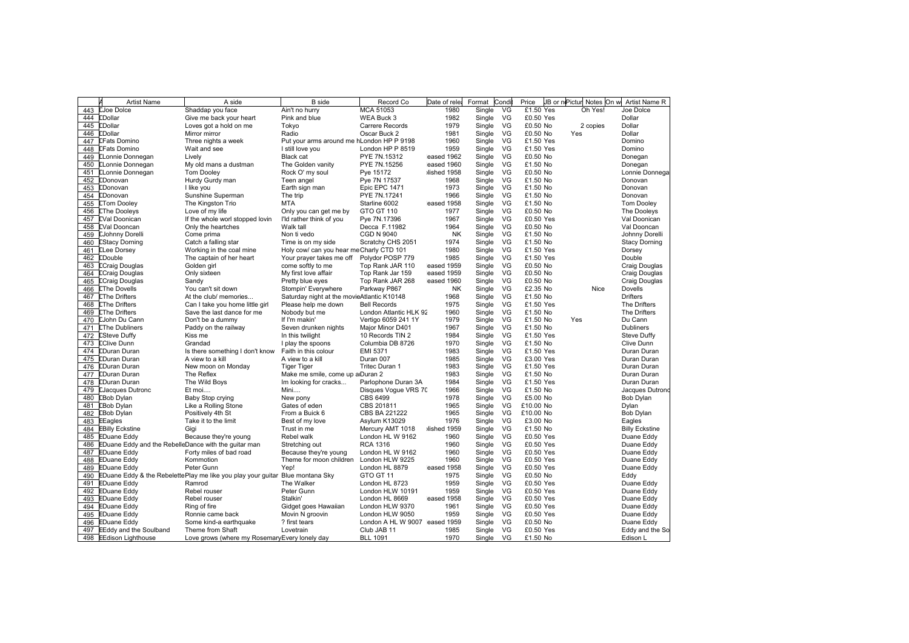| | A | Artist Name | A side | B side | Record Co | Date of rele | Format | Condi | Price | JB or n | Pictur | Notes | On w | Artist Name R |
|---|---|---|---|---|---|---|---|---|---|---|---|---|---|---|
| 443 | D | Joe Dolce | Shaddap you face | Ain't no hurry | MCA 51053 | 1980 | Single | VG | £1.50 | Yes | | Oh Yes! | | Joe Dolce |
| 444 | D | Dollar | Give me back your heart | Pink and blue | WEA Buck 3 | 1982 | Single | VG | £0.50 | Yes | | | | Dollar |
| 445 | D | Dollar | Loves got a hold on me | Tokyo | Carrere Records | 1979 | Single | VG | £0.50 | No | | 2 copies | | Dollar |
| 446 | D | Dollar | Mirror mirror | Radio | Oscar Buck 2 | 1981 | Single | VG | £0.50 | No | Yes | | | Dollar |
| 447 | D | Fats Domino | Three nights a week | Put your arms around me h | London HP P 9198 | 1960 | Single | VG | £1.50 | Yes | | | | Domino |
| 448 | D | Fats Domino | Wait and see | I still love you | London HP P 8519 | 1959 | Single | VG | £1.50 | Yes | | | | Domino |
| 449 | D | Lonnie Donnegan | Lively | Black cat | PYE 7N.15312 | eased 1962 | Single | VG | £0.50 | No | | | | Donegan |
| 450 | D | Lonnie Donnegan | My old mans a dustman | The Golden vanity | PYE 7N.15256 | eased 1960 | Single | VG | £1.50 | No | | | | Donegan |
| 451 | D | Lonnie Donnegan | Tom Dooley | Rock O' my soul | Pye 15172 | lished 1958 | Single | VG | £0.50 | No | | | | Lonnie Donnega |
| 452 | D | Donovan | Hurdy Gurdy man | Teen angel | Pye 7N 17537 | 1968 | Single | VG | £1.50 | No | | | | Donovan |
| 453 | D | Donovan | I like you | Earth sign man | Epic EPC 1471 | 1973 | Single | VG | £1.50 | No | | | | Donovan |
| 454 | D | Donovan | Sunshine Superman | The trip | PYE 7N.17241 | 1966 | Single | VG | £1.50 | No | | | | Donovan |
| 455 | D | Tom Dooley | The Kingston Trio | MTA | Starline 6002 | eased 1958 | Single | VG | £1.50 | No | | | | Tom Dooley |
| 456 | D | The Dooleys | Love of my life | Only you can get me by | GTO GT 110 | 1977 | Single | VG | £0.50 | No | | | | The Dooleys |
| 457 | D | Val Doonican | If the whole worl stopped lovin | I'ld rather think of you | Pye 7N.17396 | 1967 | Single | VG | £0.50 | Yes | | | | Val Doonican |
| 458 | D | Val Dooncan | Only the heartches | Walk tall | Decca F.11982 | 1964 | Single | VG | £0.50 | No | | | | Val Dooncan |
| 459 | D | Johnny Dorelli | Come prima | Non ti vedo | CGD N 9040 | NK | Single | VG | £1.50 | No | | | | Johnny Dorelli |
| 460 | D | Stacy Dorning | Catch a falling star | Time is on my side | Scratchy CHS 2051 | 1974 | Single | VG | £1.50 | No | | | | Stacy Dorning |
| 461 | D | Lee Dorsey | Working in the coal mine | Holy cow/ can you hear me | Charly CTD 101 | 1980 | Single | VG | £1.50 | Yes | | | | Dorsey |
| 462 | D | Double | The captain of her heart | Your prayer takes me off | Polydor POSP 779 | 1985 | Single | VG | £1.50 | Yes | | | | Double |
| 463 | D | Craig Douglas | Golden girl | come softly to me | Top Rank JAR 110 | eased 1959 | Single | VG | £0.50 | No | | | | Craig Douglas |
| 464 | D | Craig Douglas | Only sixteen | My first love affair | Top Rank Jar 159 | eased 1959 | Single | VG | £0.50 | No | | | | Craig Douglas |
| 465 | D | Craig Douglas | Sandy | Pretty blue eyes | Top Rank JAR 268 | eased 1960 | Single | VG | £0.50 | No | | | | Craig Douglas |
| 466 | D | The Dovells | You can't sit down | Stompin' Everywhere | Parkway P867 | NK | Single | VG | £2.35 | No | | Nice | | Dovells |
| 467 | D | The Drifters | At the club/ memories... | Saturday night at the movie | Atlantic K10148 | 1968 | Single | VG | £1.50 | No | | | | Drifters |
| 468 | D | The Drifters | Can I take you home little girl | Please help me down | Bell Records | 1975 | Single | VG | £1.50 | Yes | | | | The Drifters |
| 469 | D | The Drifters | Save the last dance for me | Nobody but me | London Atlantic HLK 92 | 1960 | Single | VG | £1.50 | No | | | | The Drifters |
| 470 | D | John Du Cann | Don't be a dummy | If I'm makin' | Vertigo 6059 241 1Y | 1979 | Single | VG | £1.50 | No | Yes | | | Du Cann |
| 471 | D | The Dubliners | Paddy on the railway | Seven drunken nights | Major Minor D401 | 1967 | Single | VG | £1.50 | No | | | | Dubliners |
| 472 | D | Steve Duffy | Kiss me | In this twilight | 10 Records TIN 2 | 1984 | Single | VG | £1.50 | Yes | | | | Steve Duffy |
| 473 | D | Clive Dunn | Grandad | I play the spoons | Columbia DB 8726 | 1970 | Single | VG | £1.50 | No | | | | Clive Dunn |
| 474 | D | Duran Duran | Is there something I don't know | Faith in this colour | EMI 5371 | 1983 | Single | VG | £1.50 | Yes | | | | Duran Duran |
| 475 | D | Duran Duran | A view to a kill | A view to a kill | Duran 007 | 1985 | Single | VG | £3.00 | Yes | | | | Duran Duran |
| 476 | D | Duran Duran | New moon on Monday | Tiger Tiger | Tritec Duran 1 | 1983 | Single | VG | £1.50 | Yes | | | | Duran Duran |
| 477 | D | Duran Duran | The Reflex | Make me smile, come up a | Duran 2 | 1983 | Single | VG | £1.50 | No | | | | Duran Duran |
| 478 | D | Duran Duran | The Wild Boys | Im looking for cracks... | Parlophone Duran 3A | 1984 | Single | VG | £1.50 | Yes | | | | Duran Duran |
| 479 | D | Jacques Dutronc | Et moi.... | Mini.... | Disques Vogue VRS 70 | 1966 | Single | VG | £1.50 | No | | | | Jacques Dutronc |
| 480 | D | Bob Dylan | Baby Stop crying | New pony | CBS 6499 | 1978 | Single | VG | £5.00 | No | | | | Bob Dylan |
| 481 | D | Bob Dylan | Like a Rolling Stone | Gates of eden | CBS 201811 | 1965 | Single | VG | £10.00 | No | | | | Dylan |
| 482 | D | Bob Dylan | Positively 4th St | From a Buick 6 | CBS BA 221222 | 1965 | Single | VG | £10.00 | No | | | | Bob Dylan |
| 483 | E | Eagles | Take it to the limit | Best of my love | Asylum K13029 | 1976 | Single | VG | £3.00 | No | | | | Eagles |
| 484 | E | Billy Eckstine | Gigi | Trust in me | Mercury AMT 1018 | lished 1959 | Single | VG | £1.50 | No | | | | Billy Eckstine |
| 485 | E | Duane Eddy | Because they're young | Rebel walk | London HL W 9162 | 1960 | Single | VG | £0.50 | Yes | | | | Duane Eddy |
| 486 | E | Duane Eddy and the Rebelle | Dance with the guitar man | Stretching out | RCA 1316 | 1960 | Single | VG | £0.50 | Yes | | | | Duane Eddy |
| 487 | E | Duane Eddy | Forty miles of bad road | Because they're young | London HL W 9162 | 1960 | Single | VG | £0.50 | Yes | | | | Duane Eddy |
| 488 | E | Duane Eddy | Kommotion | Theme for moon children | London HLW 9225 | 1960 | Single | VG | £0.50 | Yes | | | | Duane Eddy |
| 489 | E | Duane Eddy | Peter Gunn | Yep! | London HL 8879 | eased 1958 | Single | VG | £0.50 | Yes | | | | Duane Eddy |
| 490 | E | Duane Eddy & the Rebelette | Play me like you play your guitar | Blue montana Sky | GTO GT 11 | 1975 | Single | VG | £0.50 | No | | | | Eddy |
| 491 | E | Duane Eddy | Ramrod | The Walker | London HL 8723 | 1959 | Single | VG | £0.50 | Yes | | | | Duane Eddy |
| 492 | E | Duane Eddy | Rebel rouser | Peter Gunn | London HLW 10191 | 1959 | Single | VG | £0.50 | Yes | | | | Duane Eddy |
| 493 | E | Duane Eddy | Rebel rouser | Stalkin' | London HL 8669 | eased 1958 | Single | VG | £0.50 | Yes | | | | Duane Eddy |
| 494 | E | Duane Eddy | Ring of fire | Gidget goes Hawaiian | London HLW 9370 | 1961 | Single | VG | £0.50 | Yes | | | | Duane Eddy |
| 495 | E | Duane Eddy | Ronnie came back | Movin N groovin | London HLW 9050 | 1959 | Single | VG | £0.50 | Yes | | | | Duane Eddy |
| 496 | E | Duane Eddy | Some kind-a earthquake | ? first tears | London A HL W 9007 | eased 1959 | Single | VG | £0.50 | No | | | | Duane Eddy |
| 497 | E | Eddy and the Soulband | Theme from Shaft | Lovetrain | Club JAB 11 | 1985 | Single | VG | £0.50 | Yes | | | | Eddy and the So |
| 498 | E | Edison Lighthouse | Love grows (where my Rosemary | Every lonely day | BLL 1091 | 1970 | Single | VG | £1.50 | No | | | | Edison L |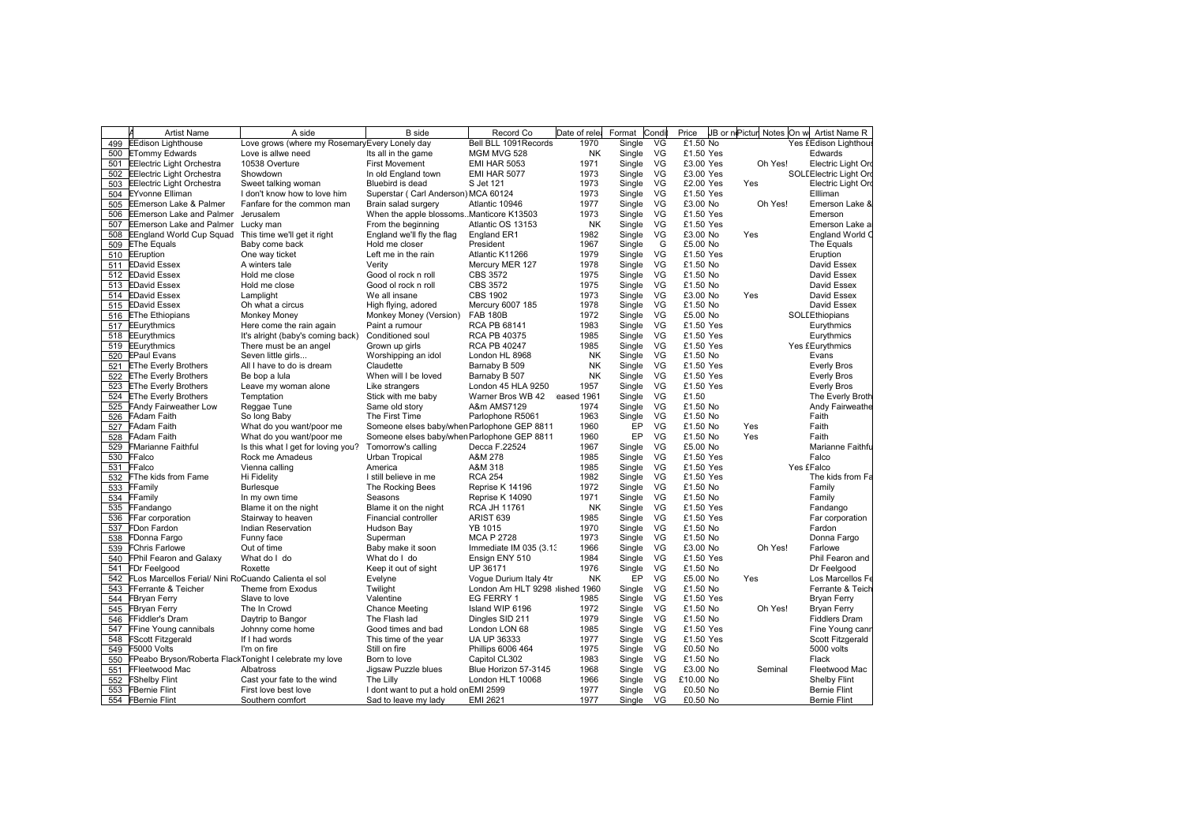| | A | Artist Name | A side | B side | Record Co | Date of rele | Format | Condi | Price | JB or n | Pictur | Notes | On w | Artist Name R |
|---|---|---|---|---|---|---|---|---|---|---|---|---|---|---|
| 499 | E | Edison Lighthouse | Love grows (where my Rosemary | Every Lonely day | Bell BLL 1091 | Records | 1970 | Single | VG | £1.50 | No | | | Yes £ | Edison Lighthous |
| 500 | E | Tommy Edwards | Love is allwe need | Its all in the game | MGM MVG 528 | NK | Single | VG | £1.50 | Yes | | | | Edwards |
| 501 | E | Electric Light Orchestra | 10538 Overture | First Movement | EMI HAR 5053 | 1971 | Single | VG | £3.00 | Yes | | Oh Yes! | | Electric Light Orc |
| 502 | E | Electric Light Orchestra | Showdown | In old England town | EMI HAR 5077 | 1973 | Single | VG | £3.00 | Yes | | | SOLE | Electric Light Orc |
| 503 | E | Electric Light Orchestra | Sweet talking woman | Bluebird is dead | S Jet 121 | 1973 | Single | VG | £2.00 | Yes | Yes | | | Electric Light Orc |
| 504 | E | Yvonne Elliman | I don't know how to love him | Superstar ( Carl Anderson) | MCA 60124 | 1973 | Single | VG | £1.50 | Yes | | | | Ellliman |
| 505 | E | Emerson Lake & Palmer | Fanfare for the common man | Brain salad surgery | Atlantic 10946 | 1977 | Single | VG | £3.00 | No | | Oh Yes! | | Emerson Lake & |
| 506 | E | Emerson Lake and Palmer | Jerusalem | When the apple blossoms.. | Manticore K13503 | 1973 | Single | VG | £1.50 | Yes | | | | Emerson |
| 507 | E | Emerson Lake and Palmer | Lucky man | From the beginning | Atlantic OS 13153 | NK | Single | VG | £1.50 | Yes | | | | Emerson Lake a |
| 508 | E | England World Cup Squad | This time we'll get it right | England we'll fly the flag | England ER1 | 1982 | Single | VG | £3.00 | No | Yes | | | England World C |
| 509 | E | The Equals | Baby come back | Hold me closer | President | 1967 | Single | G | £5.00 | No | | | | The Equals |
| 510 | E | Eruption | One way ticket | Left me in the rain | Atlantic K11266 | 1979 | Single | VG | £1.50 | Yes | | | | Eruption |
| 511 | E | David Essex | A winters tale | Verity | Mercury MER 127 | 1978 | Single | VG | £1.50 | No | | | | David Essex |
| 512 | E | David Essex | Hold me close | Good ol rock n roll | CBS 3572 | 1975 | Single | VG | £1.50 | No | | | | David Essex |
| 513 | E | David Essex | Hold me close | Good ol rock n roll | CBS 3572 | 1975 | Single | VG | £1.50 | No | | | | David Essex |
| 514 | E | David Essex | Lamplight | We all insane | CBS 1902 | 1973 | Single | VG | £3.00 | No | Yes | | | David Essex |
| 515 | E | David Essex | Oh what a circus | High flying, adored | Mercury 6007 185 | 1978 | Single | VG | £1.50 | No | | | | David Essex |
| 516 | E | The Ethiopians | Monkey Money | Monkey Money (Version) | FAB 180B | 1972 | Single | VG | £5.00 | No | | | SOLE | Ethiopians |
| 517 | E | Eurythmics | Here come the rain again | Paint a rumour | RCA PB 68141 | 1983 | Single | VG | £1.50 | Yes | | | | Eurythmics |
| 518 | E | Eurythmics | It's alright (baby's coming back) | Conditioned soul | RCA PB 40375 | 1985 | Single | VG | £1.50 | Yes | | | | Eurythmics |
| 519 | E | Eurythmics | There must be an angel | Grown up girls | RCA PB 40247 | 1985 | Single | VG | £1.50 | Yes | | | Yes £ | Eurythmics |
| 520 | E | Paul Evans | Seven little girls... | Worshipping an idol | London HL 8968 | NK | Single | VG | £1.50 | No | | | | Evans |
| 521 | E | The Everly Brothers | All I have to do is dream | Claudette | Barnaby B 509 | NK | Single | VG | £1.50 | Yes | | | | Everly Bros |
| 522 | E | The Everly Brothers | Be bop a lula | When will I be loved | Barnaby B 507 | NK | Single | VG | £1.50 | Yes | | | | Everly Bros |
| 523 | E | The Everly Brothers | Leave my woman alone | Like strangers | London 45 HLA 9250 | 1957 | Single | VG | £1.50 | Yes | | | | Everly Bros |
| 524 | E | The Everly Brothers | Temptation | Stick with me baby | Warner Bros WB 42 | eased 1961 | Single | VG | £1.50 | | | | | The Everly Broth |
| 525 | F | Andy Fairweather Low | Reggae Tune | Same old story | A&m AMS7129 | 1974 | Single | VG | £1.50 | No | | | | Andy Fairweathe |
| 526 | F | Adam Faith | So long Baby | The First Time | Parlophone R5061 | 1963 | Single | VG | £1.50 | No | | | | Faith |
| 527 | F | Adam Faith | What do you want/poor me | Someone elses baby/when | Parlophone GEP 8811 | 1960 | EP | VG | £1.50 | No | Yes | | | Faith |
| 528 | F | Adam Faith | What do you want/poor me | Someone elses baby/when | Parlophone GEP 8811 | 1960 | EP | VG | £1.50 | No | Yes | | | Faith |
| 529 | F | Marianne Faithful | Is this what I get for loving you? | Tomorrow's calling | Decca F.22524 | 1967 | Single | VG | £5.00 | No | | | | Marianne Faithfu |
| 530 | F | Falco | Rock me Amadeus | Urban Tropical | A&M 278 | 1985 | Single | VG | £1.50 | Yes | | | | Falco |
| 531 | F | Falco | Vienna calling | America | A&M 318 | 1985 | Single | VG | £1.50 | Yes | | | Yes £ | Falco |
| 532 | F | The kids from Fame | Hi Fidelity | I still believe in me | RCA 254 | 1982 | Single | VG | £1.50 | Yes | | | | The kids from Fa |
| 533 | F | Family | Burlesque | The Rocking Bees | Reprise K 14196 | 1972 | Single | VG | £1.50 | No | | | | Family |
| 534 | F | Family | In my own time | Seasons | Reprise K 14090 | 1971 | Single | VG | £1.50 | No | | | | Family |
| 535 | F | Fandango | Blame it on the night | Blame it on the night | RCA JH 11761 | NK | Single | VG | £1.50 | Yes | | | | Fandango |
| 536 | F | Far corporation | Stairway to heaven | Financial controller | ARIST 639 | 1985 | Single | VG | £1.50 | Yes | | | | Far corporation |
| 537 | F | Don Fardon | Indian Reservation | Hudson Bay | YB 1015 | 1970 | Single | VG | £1.50 | No | | | | Fardon |
| 538 | F | Donna Fargo | Funny face | Superman | MCA P 2728 | 1973 | Single | VG | £1.50 | No | | | | Donna Fargo |
| 539 | F | Chris Farlowe | Out of time | Baby make it soon | Immediate IM 035 (3.13 | 1966 | Single | VG | £3.00 | No | | Oh Yes! | | Farlowe |
| 540 | F | Phil Fearon and Galaxy | What do I do | What do I do | Ensign ENY 510 | 1984 | Single | VG | £1.50 | Yes | | | | Phil Fearon and |
| 541 | F | Dr Feelgood | Roxette | Keep it out of sight | UP 36171 | 1976 | Single | VG | £1.50 | No | | | | Dr Feelgood |
| 542 | F | Los Marcellos Ferial/ Nini Ro | Cuando Calienta el sol | Evelyne | Vogue Durium Italy 4tr | NK | EP | VG | £5.00 | No | Yes | | | Los Marcellos Fe |
| 543 | F | Ferrante & Teicher | Theme from Exodus | Twilight | London Am HLT 9298 | lished 1960 | Single | VG | £1.50 | No | | | | Ferrante & Teich |
| 544 | F | Bryan Ferry | Slave to love | Valentine | EG FERRY 1 | 1985 | Single | VG | £1.50 | Yes | | | | Bryan Ferry |
| 545 | F | Bryan Ferry | The In Crowd | Chance Meeting | Island WIP 6196 | 1972 | Single | VG | £1.50 | No | | Oh Yes! | | Bryan Ferry |
| 546 | F | Fiddler's Dram | Daytrip to Bangor | The Flash lad | Dingles SID 211 | 1979 | Single | VG | £1.50 | No | | | | Fiddlers Dram |
| 547 | F | Fine Young cannibals | Johnny come home | Good times and bad | London LON 68 | 1985 | Single | VG | £1.50 | Yes | | | | Fine Young cann |
| 548 | F | Scott Fitzgerald | If I had words | This time of the year | UA UP 36333 | 1977 | Single | VG | £1.50 | Yes | | | | Scott Fitzgerald |
| 549 | F | 5000 Volts | I'm on fire | Still on fire | Phillips 6006 464 | 1975 | Single | VG | £0.50 | No | | | | 5000 volts |
| 550 | F | Peabo Bryson/Roberta Flack | Tonight I celebrate my love | Born to love | Capitol CL302 | 1983 | Single | VG | £1.50 | No | | | | Flack |
| 551 | F | Fleetwood Mac | Albatross | Jigsaw Puzzle blues | Blue Horizon 57-3145 | 1968 | Single | VG | £3.00 | No | | Seminal | | Fleetwood Mac |
| 552 | F | Shelby Flint | Cast your fate to the wind | The Lilly | London HLT 10068 | 1966 | Single | VG | £10.00 | No | | | | Shelby Flint |
| 553 | F | Bernie Flint | First love best love | I dont want to put a hold on | EMI 2599 | 1977 | Single | VG | £0.50 | No | | | | Bernie Flint |
| 554 | F | Bernie Flint | Southern comfort | Sad to leave my lady | EMI 2621 | 1977 | Single | VG | £0.50 | No | | | | Bernie Flint |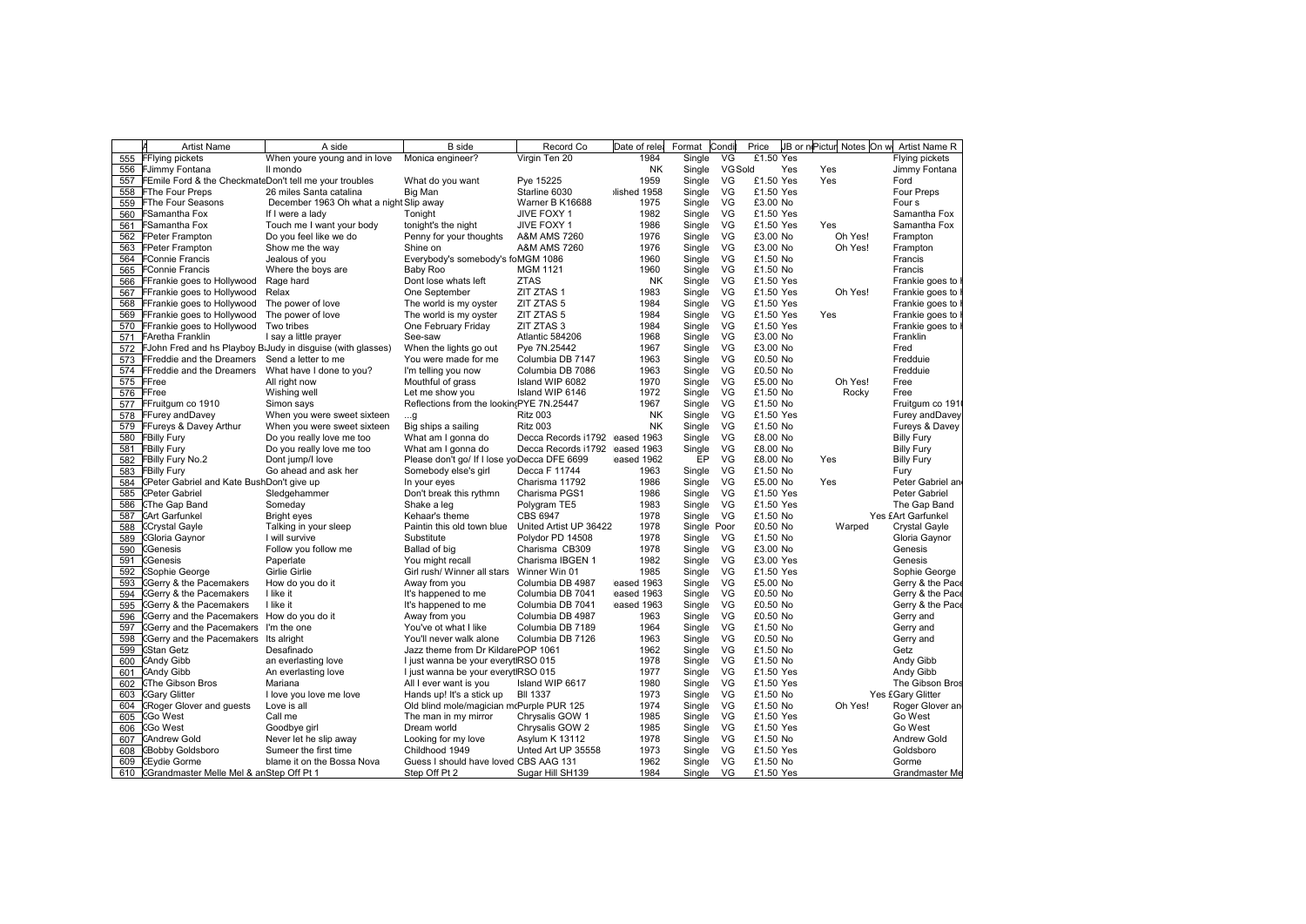| | A | Artist Name | A side | B side | Record Co | Date of rele | Format | Condi | Price | JB or n | Pictur | Notes | On w | Artist Name R |
|---|---|---|---|---|---|---|---|---|---|---|---|---|---|---|
| 555 | F | Flying pickets | When youre young and in love | Monica engineer? | Virgin Ten 20 | 1984 | Single | VG | £1.50 | Yes | | | | Flying pickets |
| 556 | F | Jimmy Fontana | Il mondo | | | NK | Single | VG | Sold | Yes | Yes | | | Jimmy Fontana |
| 557 | F | Emile Ford & the Checkmate | Don't tell me your troubles | What do you want | Pye 15225 | 1959 | Single | VG | £1.50 | Yes | Yes | | | Ford |
| 558 | F | The Four Preps | 26 miles Santa catalina | Big Man | Starline 6030 | blished 1958 | Single | VG | £1.50 | Yes | | | | Four Preps |
| 559 | F | The Four Seasons | December 1963 Oh what a night | Slip away | Warner B K16688 | 1975 | Single | VG | £3.00 | No | | | | Four s |
| 560 | F | Samantha Fox | If I were a lady | Tonight | JIVE FOXY 1 | 1982 | Single | VG | £1.50 | Yes | | | | Samantha Fox |
| 561 | F | Samantha Fox | Touch me I want your body | tonight's the night | JIVE FOXY 1 | 1986 | Single | VG | £1.50 | Yes | Yes | | | Samantha Fox |
| 562 | F | Peter Frampton | Do you feel like we do | Penny for your thoughts | A&M AMS 7260 | 1976 | Single | VG | £3.00 | No | | Oh Yes! | | Frampton |
| 563 | F | Peter Frampton | Show me the way | Shine on | A&M AMS 7260 | 1976 | Single | VG | £3.00 | No | | Oh Yes! | | Frampton |
| 564 | F | Connie Francis | Jealous of you | Everybody's somebody's fo | MGM 1086 | 1960 | Single | VG | £1.50 | No | | | | Francis |
| 565 | F | Connie Francis | Where the boys are | Baby Roo | MGM 1121 | 1960 | Single | VG | £1.50 | No | | | | Francis |
| 566 | F | Frankie goes to Hollywood | Rage hard | Dont lose whats left | ZTAS | NK | Single | VG | £1.50 | Yes | | | | Frankie goes to |
| 567 | F | Frankie goes to Hollywood | Relax | One September | ZIT ZTAS 1 | 1983 | Single | VG | £1.50 | Yes | | Oh Yes! | | Frankie goes to |
| 568 | F | Frankie goes to Hollywood | The power of love | The world is my oyster | ZIT ZTAS 5 | 1984 | Single | VG | £1.50 | Yes | | | | Frankie goes to |
| 569 | F | Frankie goes to Hollywood | The power of love | The world is my oyster | ZIT ZTAS 5 | 1984 | Single | VG | £1.50 | Yes | Yes | | | Frankie goes to |
| 570 | F | Frankie goes to Hollywood | Two tribes | One February Friday | ZIT ZTAS 3 | 1984 | Single | VG | £1.50 | Yes | | | | Frankie goes to |
| 571 | F | Aretha Franklin | I say a little prayer | See-saw | Atlantic 584206 | 1968 | Single | VG | £3.00 | No | | | | Franklin |
| 572 | F | John Fred and hs Playboy B | Judy in disguise (with glasses) | When the lights go out | Pye 7N.25442 | 1967 | Single | VG | £3.00 | No | | | | Fred |
| 573 | F | Freddie and the Dreamers | Send a letter to me | You were made for me | Columbia DB 7147 | 1963 | Single | VG | £0.50 | No | | | | Fredduie |
| 574 | F | Freddie and the Dreamers | What have I done to you? | I'm telling you now | Columbia DB 7086 | 1963 | Single | VG | £0.50 | No | | | | Fredduie |
| 575 | F | Free | All right now | Mouthful of grass | Island WIP 6082 | 1970 | Single | VG | £5.00 | No | | Oh Yes! | | Free |
| 576 | F | Free | Wishing well | Let me show you | Island WIP 6146 | 1972 | Single | VG | £1.50 | No | | Rocky | | Free |
| 577 | F | Fruitgum co 1910 | Simon says | Reflections from the looking | PYE 7N.25447 | 1967 | Single | VG | £1.50 | No | | | | Fruitgum co 191 |
| 578 | F | Furey andDavey | When you were sweet sixteen | ...g | Ritz 003 | NK | Single | VG | £1.50 | Yes | | | | Furey andDavey |
| 579 | F | Fureys & Davey Arthur | When you were sweet sixteen | Big ships a sailing | Ritz 003 | NK | Single | VG | £1.50 | No | | | | Fureys & Davey |
| 580 | F | Billy Fury | Do you really love me too | What am I gonna do | Decca Records i1792 | eased 1963 | Single | VG | £8.00 | No | | | | Billy Fury |
| 581 | F | Billy Fury | Do you really love me too | What am I gonna do | Decca Records i1792 | eased 1963 | Single | VG | £8.00 | No | | | | Billy Fury |
| 582 | F | Billy Fury No.2 | Dont jump/I love | Please don't go/ If I lose yo | Decca DFE 6699 | eased 1962 | EP | VG | £8.00 | No | Yes | | | Billy Fury |
| 583 | F | Billy Fury | Go ahead and ask her | Somebody else's girl | Decca F 11744 | 1963 | Single | VG | £1.50 | No | | | | Fury |
| 584 | G | Peter Gabriel and Kate Bush | Don't give up | In your eyes | Charisma 11792 | 1986 | Single | VG | £5.00 | No | Yes | | | Peter Gabriel an |
| 585 | G | Peter Gabriel | Sledgehammer | Don't break this rythmn | Charisma PGS1 | 1986 | Single | VG | £1.50 | Yes | | | | Peter Gabriel |
| 586 | G | The Gap Band | Someday | Shake a leg | Polygram TE5 | 1983 | Single | VG | £1.50 | Yes | | | | The Gap Band |
| 587 | G | Art Garfunkel | Bright eyes | Kehaar's theme | CBS 6947 | 1978 | Single | VG | £1.50 | No | | | Yes £ | Art Garfunkel |
| 588 | G | Crystal Gayle | Talking in your sleep | Paintin this old town blue | United Artist UP 36422 | 1978 | Single | Poor | £0.50 | No | | Warped | | Crystal Gayle |
| 589 | G | Gloria Gaynor | I will survive | Substitute | Polydor PD 14508 | 1978 | Single | VG | £1.50 | No | | | | Gloria Gaynor |
| 590 | G | Genesis | Follow you follow me | Ballad of big | Charisma CB309 | 1978 | Single | VG | £3.00 | No | | | | Genesis |
| 591 | G | Genesis | Paperlate | You might recall | Charisma IBGEN 1 | 1982 | Single | VG | £3.00 | Yes | | | | Genesis |
| 592 | G | Sophie George | Girlie Girlie | Girl rush/ Winner all stars | Winner Win 01 | 1985 | Single | VG | £1.50 | Yes | | | | Sophie George |
| 593 | G | Gerry & the Pacemakers | How do you do it | Away from you | Columbia DB 4987 | eased 1963 | Single | VG | £5.00 | No | | | | Gerry & the Pace |
| 594 | G | Gerry & the Pacemakers | I like it | It's happened to me | Columbia DB 7041 | eased 1963 | Single | VG | £0.50 | No | | | | Gerry & the Pace |
| 595 | G | Gerry & the Pacemakers | I like it | It's happened to me | Columbia DB 7041 | eased 1963 | Single | VG | £0.50 | No | | | | Gerry & the Pace |
| 596 | G | Gerry and the Pacemakers | How do you do it | Away from you | Columbia DB 4987 | 1963 | Single | VG | £0.50 | No | | | | Gerry and |
| 597 | G | Gerry and the Pacemakers | I'm the one | You've ot what I like | Columbia DB 7189 | 1964 | Single | VG | £1.50 | No | | | | Gerry and |
| 598 | G | Gerry and the Pacemakers | Its alright | You'll never walk alone | Columbia DB 7126 | 1963 | Single | VG | £0.50 | No | | | | Gerry and |
| 599 | G | Stan Getz | Desafinado | Jazz theme from Dr Kildare | POP 1061 | 1962 | Single | VG | £1.50 | No | | | | Getz |
| 600 | G | Andy Gibb | an everlasting love | I just wanna be your everyt | RSO 015 | 1978 | Single | VG | £1.50 | No | | | | Andy Gibb |
| 601 | G | Andy Gibb | An everlasting love | I just wanna be your everyt | RSO 015 | 1977 | Single | VG | £1.50 | Yes | | | | Andy Gibb |
| 602 | G | The Gibson Bros | Mariana | All I ever want is you | Island WIP 6617 | 1980 | Single | VG | £1.50 | Yes | | | | The Gibson Bros |
| 603 | G | Gary Glitter | I love you love me love | Hands up! It's a stick up | Bll 1337 | 1973 | Single | VG | £1.50 | No | | | Yes £ | Gary Glitter |
| 604 | G | Roger Glover and guests | Love is all | Old blind mole/magician mo | Purple PUR 125 | 1974 | Single | VG | £1.50 | No | | Oh Yes! | | Roger Glover an |
| 605 | G | Go West | Call me | The man in my mirror | Chrysalis GOW 1 | 1985 | Single | VG | £1.50 | Yes | | | | Go West |
| 606 | G | Go West | Goodbye girl | Dream world | Chrysalis GOW 2 | 1985 | Single | VG | £1.50 | Yes | | | | Go West |
| 607 | G | Andrew Gold | Never let he slip away | Looking for my love | Asylum K 13112 | 1978 | Single | VG | £1.50 | No | | | | Andrew Gold |
| 608 | G | Bobby Goldsboro | Sumeer the first time | Childhood 1949 | Unted Art UP 35558 | 1973 | Single | VG | £1.50 | Yes | | | | Goldsboro |
| 609 | G | Eydie Gorme | blame it on the Bossa Nova | Guess I should have loved | CBS AAG 131 | 1962 | Single | VG | £1.50 | No | | | | Gorme |
| 610 | G | Grandmaster Melle Mel & an | Step Off Pt 1 | Step Off Pt 2 | Sugar Hill SH139 | 1984 | Single | VG | £1.50 | Yes | | | | Grandmaster Me |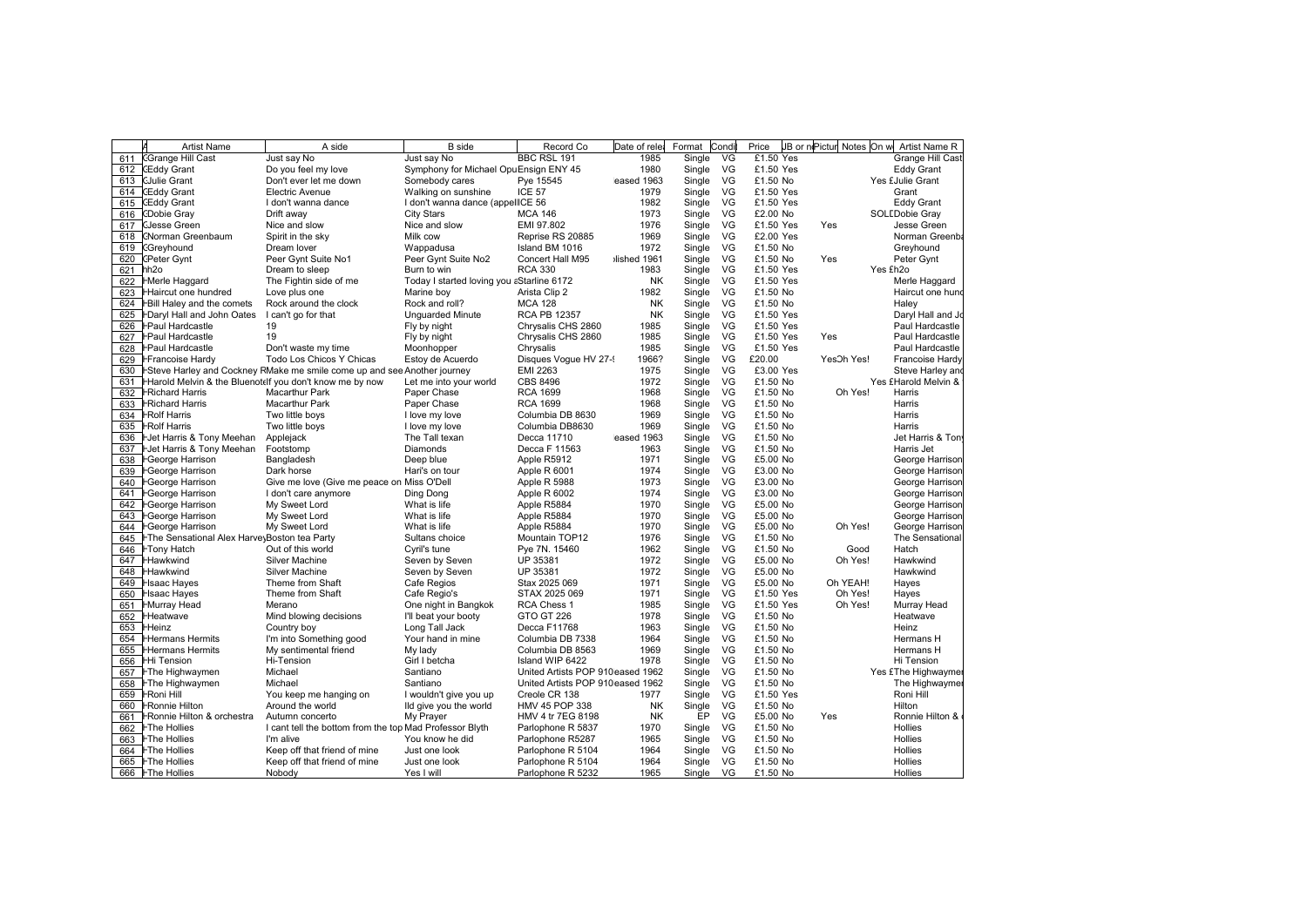| | A | Artist Name | A side | B side | Record Co | Date of rele | Format | Condi | Price | JB or n | Pictur | Notes | On w | Artist Name R |
|---|---|---|---|---|---|---|---|---|---|---|---|---|---|---|
| 611 | G | Grange Hill Cast | Just say No | Just say No | BBC RSL 191 | 1985 | Single | VG | £1.50 | Yes | | | | Grange Hill Cast |
| 612 | G | Eddy Grant | Do you feel my love | Symphony for Michael Opu | Ensign ENY 45 | 1980 | Single | VG | £1.50 | Yes | | | | Eddy Grant |
| 613 | G | Julie Grant | Don't ever let me down | Somebody cares | Pye 15545 | eased 1963 | Single | VG | £1.50 | No | | | Yes £ | Julie Grant |
| 614 | G | Eddy Grant | Electric Avenue | Walking on sunshine | ICE 57 | 1979 | Single | VG | £1.50 | Yes | | | | Grant |
| 615 | G | Eddy Grant | I don't wanna dance | I don't wanna dance (appell | ICE 56 | 1982 | Single | VG | £1.50 | Yes | | | | Eddy Grant |
| 616 | G | Dobie Gray | Drift away | City Stars | MCA 146 | 1973 | Single | VG | £2.00 | No | | | SOLD | Dobie Gray |
| 617 | G | Jesse Green | Nice and slow | Nice and slow | EMI 97.802 | 1976 | Single | VG | £1.50 | Yes | Yes | | | Jesse Green |
| 618 | G | Norman Greenbaum | Spirit in the sky | Milk cow | Reprise RS 20885 | 1969 | Single | VG | £2.00 | Yes | | | | Norman Greenba |
| 619 | G | Greyhound | Dream lover | Wappadusa | Island BM 1016 | 1972 | Single | VG | £1.50 | No | | | | Greyhound |
| 620 | G | Peter Gynt | Peer Gynt Suite No1 | Peer Gynt Suite No2 | Concert Hall M95 | lished 1961 | Single | VG | £1.50 | No | Yes | | | Peter Gynt |
| 621 | h | h2o | Dream to sleep | Burn to win | RCA 330 | 1983 | Single | VG | £1.50 | Yes | | | Yes £ | h2o |
| 622 | H | Merle Haggard | The Fightin side of me | Today I started loving you a | Starline 6172 | NK | Single | VG | £1.50 | Yes | | | | Merle Haggard |
| 623 | H | Haircut one hundred | Love plus one | Marine boy | Arista Clip 2 | 1982 | Single | VG | £1.50 | No | | | | Haircut one hund |
| 624 | H | Bill Haley and the comets | Rock around the clock | Rock and roll? | MCA 128 | NK | Single | VG | £1.50 | No | | | | Haley |
| 625 | H | Daryl Hall and John Oates | I can't go for that | Unguarded Minute | RCA PB 12357 | NK | Single | VG | £1.50 | Yes | | | | Daryl Hall and Jo |
| 626 | H | Paul Hardcastle | 19 | Fly by night | Chrysalis CHS 2860 | 1985 | Single | VG | £1.50 | Yes | | | | Paul Hardcastle |
| 627 | H | Paul Hardcastle | 19 | Fly by night | Chrysalis CHS 2860 | 1985 | Single | VG | £1.50 | Yes | Yes | | | Paul Hardcastle |
| 628 | H | Paul Hardcastle | Don't waste my time | Moonhopper | Chrysalis | 1985 | Single | VG | £1.50 | Yes | | | | Paul Hardcastle |
| 629 | H | Francoise Hardy | Todo Los Chicos Y Chicas | Estoy de Acuerdo | Disques Vogue HV 27-! | 1966? | Single | VG | £20.00 | | Yes | Oh Yes! | | Francoise Hardy |
| 630 | H | Steve Harley and Cockney R | Make me smile come up and see | Another journey | EMI 2263 | 1975 | Single | VG | £3.00 | Yes | | | | Steve Harley and |
| 631 | H | Harold Melvin & the Bluenote | If you don't know me by now | Let me into your world | CBS 8496 | 1972 | Single | VG | £1.50 | No | | | Yes £ | Harold Melvin & |
| 632 | H | Richard Harris | Macarthur Park | Paper Chase | RCA 1699 | 1968 | Single | VG | £1.50 | No | | Oh Yes! | | Harris |
| 633 | H | Richard Harris | Macarthur Park | Paper Chase | RCA 1699 | 1968 | Single | VG | £1.50 | No | | | | Harris |
| 634 | H | Rolf Harris | Two little boys | I love my love | Columbia DB 8630 | 1969 | Single | VG | £1.50 | No | | | | Harris |
| 635 | H | Rolf Harris | Two little boys | I love my love | Columbia DB8630 | 1969 | Single | VG | £1.50 | No | | | | Harris |
| 636 | H | Jet Harris & Tony Meehan | Applejack | The Tall texan | Decca 11710 | eased 1963 | Single | VG | £1.50 | No | | | | Jet Harris & Tony |
| 637 | H | Jet Harris & Tony Meehan | Footstomp | Diamonds | Decca F 11563 | 1963 | Single | VG | £1.50 | No | | | | Harris Jet |
| 638 | H | George Harrison | Bangladesh | Deep blue | Apple R5912 | 1971 | Single | VG | £5.00 | No | | | | George Harrison |
| 639 | H | George Harrison | Dark horse | Hari's on tour | Apple R 6001 | 1974 | Single | VG | £3.00 | No | | | | George Harrison |
| 640 | H | George Harrison | Give me love (Give me peace on | Miss O'Dell | Apple R 5988 | 1973 | Single | VG | £3.00 | No | | | | George Harrison |
| 641 | H | George Harrison | I don't care anymore | Ding Dong | Apple R 6002 | 1974 | Single | VG | £3.00 | No | | | | George Harrison |
| 642 | H | George Harrison | My Sweet Lord | What is life | Apple R5884 | 1970 | Single | VG | £5.00 | No | | | | George Harrison |
| 643 | H | George Harrison | My Sweet Lord | What is life | Apple R5884 | 1970 | Single | VG | £5.00 | No | | | | George Harrison |
| 644 | H | George Harrison | My Sweet Lord | What is life | Apple R5884 | 1970 | Single | VG | £5.00 | No | | Oh Yes! | | George Harrison |
| 645 | H | The Sensational Alex Harvey | Boston tea Party | Sultans choice | Mountain TOP12 | 1976 | Single | VG | £1.50 | No | | | | The Sensational |
| 646 | H | Tony Hatch | Out of this world | Cyril's tune | Pye 7N. 15460 | 1962 | Single | VG | £1.50 | No | | Good | | Hatch |
| 647 | H | Hawkwind | Silver Machine | Seven by Seven | UP 35381 | 1972 | Single | VG | £5.00 | No | | Oh Yes! | | Hawkwind |
| 648 | H | Hawkwind | Silver Machine | Seven by Seven | UP 35381 | 1972 | Single | VG | £5.00 | No | | | | Hawkwind |
| 649 | H | Isaac Hayes | Theme from Shaft | Cafe Regios | Stax 2025 069 | 1971 | Single | VG | £5.00 | No | | Oh YEAH! | | Hayes |
| 650 | H | Isaac Hayes | Theme from Shaft | Cafe Regio's | STAX 2025 069 | 1971 | Single | VG | £1.50 | Yes | | Oh Yes! | | Hayes |
| 651 | H | Murray Head | Merano | One night in Bangkok | RCA Chess 1 | 1985 | Single | VG | £1.50 | Yes | | Oh Yes! | | Murray Head |
| 652 | H | Heatwave | Mind blowing decisions | I'll beat your booty | GTO GT 226 | 1978 | Single | VG | £1.50 | No | | | | Heatwave |
| 653 | H | Heinz | Country boy | Long Tall Jack | Decca F11768 | 1963 | Single | VG | £1.50 | No | | | | Heinz |
| 654 | H | Hermans Hermits | I'm into Something good | Your hand in mine | Columbia DB 7338 | 1964 | Single | VG | £1.50 | No | | | | Hermans H |
| 655 | H | Hermans Hermits | My sentimental friend | My lady | Columbia DB 8563 | 1969 | Single | VG | £1.50 | No | | | | Hermans H |
| 656 | H | Hi Tension | Hi-Tension | Girl I betcha | Island WIP 6422 | 1978 | Single | VG | £1.50 | No | | | | Hi Tension |
| 657 | H | The Highwaymen | Michael | Santiano | United Artists POP 910 | eased 1962 | Single | VG | £1.50 | No | | | Yes £ | The Highwaymen |
| 658 | H | The Highwaymen | Michael | Santiano | United Artists POP 910 | eased 1962 | Single | VG | £1.50 | No | | | | The Highwaymen |
| 659 | H | Roni Hill | You keep me hanging on | I wouldn't give you up | Creole CR 138 | 1977 | Single | VG | £1.50 | Yes | | | | Roni Hill |
| 660 | H | Ronnie Hilton | Around the world | Ild give you the world | HMV 45 POP 338 | NK | Single | VG | £1.50 | No | | | | Hilton |
| 661 | H | Ronnie Hilton & orchestra | Autumn concerto | My Prayer | HMV 4 tr 7EG 8198 | NK | EP | VG | £5.00 | No | Yes | | | Ronnie Hilton & |
| 662 | H | The Hollies | I cant tell the bottom from the top | Mad Professor Blyth | Parlophone R 5837 | 1970 | Single | VG | £1.50 | No | | | | Hollies |
| 663 | H | The Hollies | I'm alive | You know he did | Parlophone R5287 | 1965 | Single | VG | £1.50 | No | | | | Hollies |
| 664 | H | The Hollies | Keep off that friend of mine | Just one look | Parlophone R 5104 | 1964 | Single | VG | £1.50 | No | | | | Hollies |
| 665 | H | The Hollies | Keep off that friend of mine | Just one look | Parlophone R 5104 | 1964 | Single | VG | £1.50 | No | | | | Hollies |
| 666 | H | The Hollies | Nobody | Yes I will | Parlophone R 5232 | 1965 | Single | VG | £1.50 | No | | | | Hollies |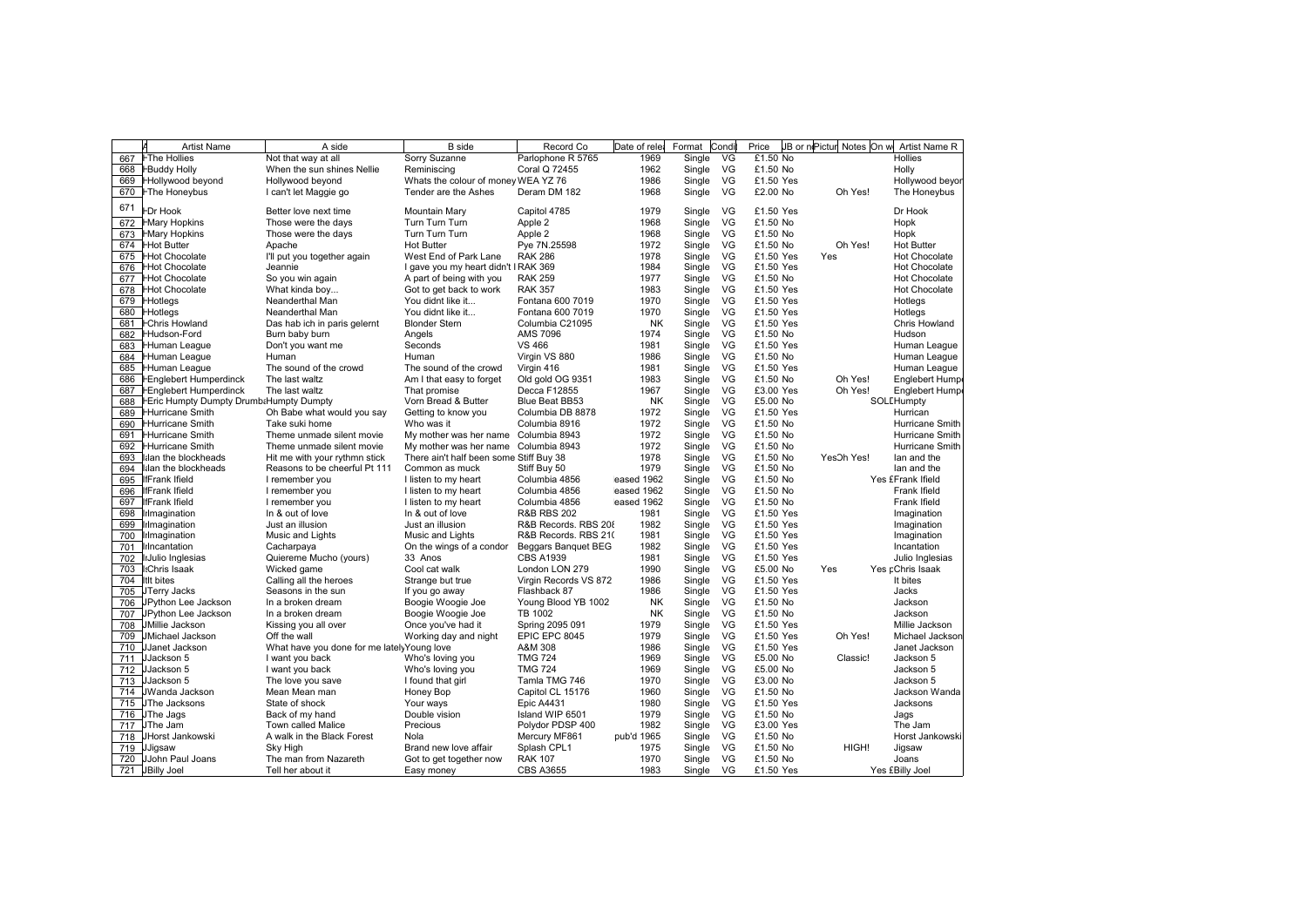| | A | Artist Name | A side | B side | Record Co | Date of rele | Format | Condi | Price | JB or n | Pictur | Notes | On w | Artist Name R |
|---|---|---|---|---|---|---|---|---|---|---|---|---|---|---|
| 667 | H | The Hollies | Not that way at all | Sorry Suzanne | Parlophone R 5765 | 1969 | Single | VG | £1.50 | No | | | | Hollies |
| 668 | H | Buddy Holly | When the sun shines Nellie | Reminiscing | Coral Q 72455 | 1962 | Single | VG | £1.50 | No | | | | Holly |
| 669 | H | Hollywood beyond | Hollywood beyond | Whats the colour of money | WEA YZ 76 | 1986 | Single | VG | £1.50 | Yes | | | | Hollywood beyor |
| 670 | H | The Honeybus | I can't let Maggie go | Tender are the Ashes | Deram DM 182 | 1968 | Single | VG | £2.00 | No | | Oh Yes! | | The Honeybus |
| 671 | H | Dr Hook | Better love next time | Mountain Mary | Capitol 4785 | 1979 | Single | VG | £1.50 | Yes | | | | Dr Hook |
| 672 | H | Mary Hopkins | Those were the days | Turn Turn Turn | Apple 2 | 1968 | Single | VG | £1.50 | No | | | | Hopk |
| 673 | H | Mary Hopkins | Those were the days | Turn Turn Turn | Apple 2 | 1968 | Single | VG | £1.50 | No | | | | Hopk |
| 674 | H | Hot Butter | Apache | Hot Butter | Pye 7N.25598 | 1972 | Single | VG | £1.50 | No | | Oh Yes! | | Hot Butter |
| 675 | H | Hot Chocolate | I'll put you together again | West End of Park Lane | RAK 286 | 1978 | Single | VG | £1.50 | Yes | Yes | | | Hot Chocolate |
| 676 | H | Hot Chocolate | Jeannie | I gave you my heart didn't I | RAK 369 | 1984 | Single | VG | £1.50 | Yes | | | | Hot Chocolate |
| 677 | H | Hot Chocolate | So you win again | A part of being with you | RAK 259 | 1977 | Single | VG | £1.50 | No | | | | Hot Chocolate |
| 678 | H | Hot Chocolate | What kinda boy... | Got to get back to work | RAK 357 | 1983 | Single | VG | £1.50 | Yes | | | | Hot Chocolate |
| 679 | H | Hotlegs | Neanderthal Man | You didnt like it... | Fontana 600 7019 | 1970 | Single | VG | £1.50 | Yes | | | | Hotlegs |
| 680 | H | Hotlegs | Neanderthal Man | You didnt like it... | Fontana 600 7019 | 1970 | Single | VG | £1.50 | Yes | | | | Hotlegs |
| 681 | H | Chris Howland | Das hab ich in paris gelernt | Blonder Stern | Columbia C21095 | NK | Single | VG | £1.50 | Yes | | | | Chris Howland |
| 682 | H | Hudson-Ford | Burn baby burn | Angels | AMS 7096 | 1974 | Single | VG | £1.50 | No | | | | Hudson |
| 683 | H | Human League | Don't you want me | Seconds | VS 466 | 1981 | Single | VG | £1.50 | Yes | | | | Human League |
| 684 | H | Human League | Human | Human | Virgin VS 880 | 1986 | Single | VG | £1.50 | No | | | | Human League |
| 685 | H | Human League | The sound of the crowd | The sound of the crowd | Virgin 416 | 1981 | Single | VG | £1.50 | Yes | | | | Human League |
| 686 | H | Englebert Humperdinck | The last waltz | Am I that easy to forget | Old gold OG 9351 | 1983 | Single | VG | £1.50 | No | | Oh Yes! | | Englebert Hump |
| 687 | H | Englebert Humperdinck | The last waltz | That promise | Decca F12855 | 1967 | Single | VG | £3.00 | Yes | | Oh Yes! | | Englebert Hump |
| 688 | H | Eric Humpty Dumpty Drumb | Humpty Dumpty | Vorn Bread & Butter | Blue Beat BB53 | NK | Single | VG | £5.00 | No | | | SOLD | Humpty |
| 689 | H | Hurricane Smith | Oh Babe what would you say | Getting to know you | Columbia DB 8878 | 1972 | Single | VG | £1.50 | Yes | | | | Hurrican |
| 690 | H | Hurricane Smith | Take suki home | Who was it | Columbia 8916 | 1972 | Single | VG | £1.50 | No | | | | Hurricane Smith |
| 691 | H | Hurricane Smith | Theme unmade silent movie | My mother was her name | Columbia 8943 | 1972 | Single | VG | £1.50 | No | | | | Hurricane Smith |
| 692 | H | Hurricane Smith | Theme unmade silent movie | My mother was her name | Columbia 8943 | 1972 | Single | VG | £1.50 | No | | | | Hurricane Smith |
| 693 | I | Ian the blockheads | Hit me with your rythmn stick | There ain't half been some | Stiff Buy 38 | 1978 | Single | VG | £1.50 | No | Yes | Oh Yes! | | Ian and the |
| 694 | I | Ian the blockheads | Reasons to be cheerful Pt 111 | Common as muck | Stiff Buy 50 | 1979 | Single | VG | £1.50 | No | | | | Ian and the |
| 695 | I | Frank Ifield | I remember you | I listen to my heart | Columbia 4856 | eased 1962 | Single | VG | £1.50 | No | | | Yes £ | Frank Ifield |
| 696 | I | Frank Ifield | I remember you | I listen to my heart | Columbia 4856 | eased 1962 | Single | VG | £1.50 | No | | | | Frank Ifield |
| 697 | I | Frank Ifield | I remember you | I listen to my heart | Columbia 4856 | eased 1962 | Single | VG | £1.50 | No | | | | Frank Ifield |
| 698 | I | Imagination | In & out of love | In & out of love | R&B RBS 202 | 1981 | Single | VG | £1.50 | Yes | | | | Imagination |
| 699 | I | Imagination | Just an illusion | Just an illusion | R&B Records. RBS 208 | 1982 | Single | VG | £1.50 | Yes | | | | Imagination |
| 700 | I | Imagination | Music and Lights | Music and Lights | R&B Records. RBS 21( | 1981 | Single | VG | £1.50 | Yes | | | | Imagination |
| 701 | I | Incantation | Cacharpaya | On the wings of a condor | Beggars Banquet BEG | 1982 | Single | VG | £1.50 | Yes | | | | Incantation |
| 702 | I | Julio Inglesias | Quiereme Mucho (yours) | 33 Anos | CBS A1939 | 1981 | Single | VG | £1.50 | Yes | | | | Julio Inglesias |
| 703 | I | Chris Isaak | Wicked game | Cool cat walk | London LON 279 | 1990 | Single | VG | £5.00 | No | Yes | | Yes £ | Chris Isaak |
| 704 | I | It bites | Calling all the heroes | Strange but true | Virgin Records VS 872 | 1986 | Single | VG | £1.50 | Yes | | | | It bites |
| 705 | J | Terry Jacks | Seasons in the sun | If you go away | Flashback 87 | 1986 | Single | VG | £1.50 | Yes | | | | Jacks |
| 706 | J | Python Lee Jackson | In a broken dream | Boogie Woogie Joe | Young Blood YB 1002 | NK | Single | VG | £1.50 | No | | | | Jackson |
| 707 | J | Python Lee Jackson | In a broken dream | Boogie Woogie Joe | TB 1002 | NK | Single | VG | £1.50 | No | | | | Jackson |
| 708 | J | Millie Jackson | Kissing you all over | Once you've had it | Spring 2095 091 | 1979 | Single | VG | £1.50 | Yes | | | | Millie Jackson |
| 709 | J | Michael Jackson | Off the wall | Working day and night | EPIC EPC 8045 | 1979 | Single | VG | £1.50 | Yes | | Oh Yes! | | Michael Jackson |
| 710 | J | Janet Jackson | What have you done for me lately | Young love | A&M 308 | 1986 | Single | VG | £1.50 | Yes | | | | Janet Jackson |
| 711 | J | Jackson 5 | I want you back | Who's loving you | TMG 724 | 1969 | Single | VG | £5.00 | No | | Classic! | | Jackson 5 |
| 712 | J | Jackson 5 | I want you back | Who's loving you | TMG 724 | 1969 | Single | VG | £5.00 | No | | | | Jackson 5 |
| 713 | J | Jackson 5 | The love you save | I found that girl | Tamla TMG 746 | 1970 | Single | VG | £3.00 | No | | | | Jackson 5 |
| 714 | J | Wanda Jackson | Mean Mean man | Honey Bop | Capitol CL 15176 | 1960 | Single | VG | £1.50 | No | | | | Jackson Wanda |
| 715 | J | The Jacksons | State of shock | Your ways | Epic A4431 | 1980 | Single | VG | £1.50 | Yes | | | | Jacksons |
| 716 | J | The Jags | Back of my hand | Double vision | Island WIP 6501 | 1979 | Single | VG | £1.50 | No | | | | Jags |
| 717 | J | The Jam | Town called Malice | Precious | Polydor PDSP 400 | 1982 | Single | VG | £3.00 | Yes | | | | The Jam |
| 718 | J | Horst Jankowski | A walk in the Black Forest | Nola | Mercury MF861 | pub'd 1965 | Single | VG | £1.50 | No | | | | Horst Jankowski |
| 719 | J | Jigsaw | Sky High | Brand new love affair | Splash CPL1 | 1975 | Single | VG | £1.50 | No | | HIGH! | | Jigsaw |
| 720 | J | John Paul Joans | The man from Nazareth | Got to get together now | RAK 107 | 1970 | Single | VG | £1.50 | No | | | | Joans |
| 721 | J | Billy Joel | Tell her about it | Easy money | CBS A3655 | 1983 | Single | VG | £1.50 | Yes | | | Yes £ | Billy Joel |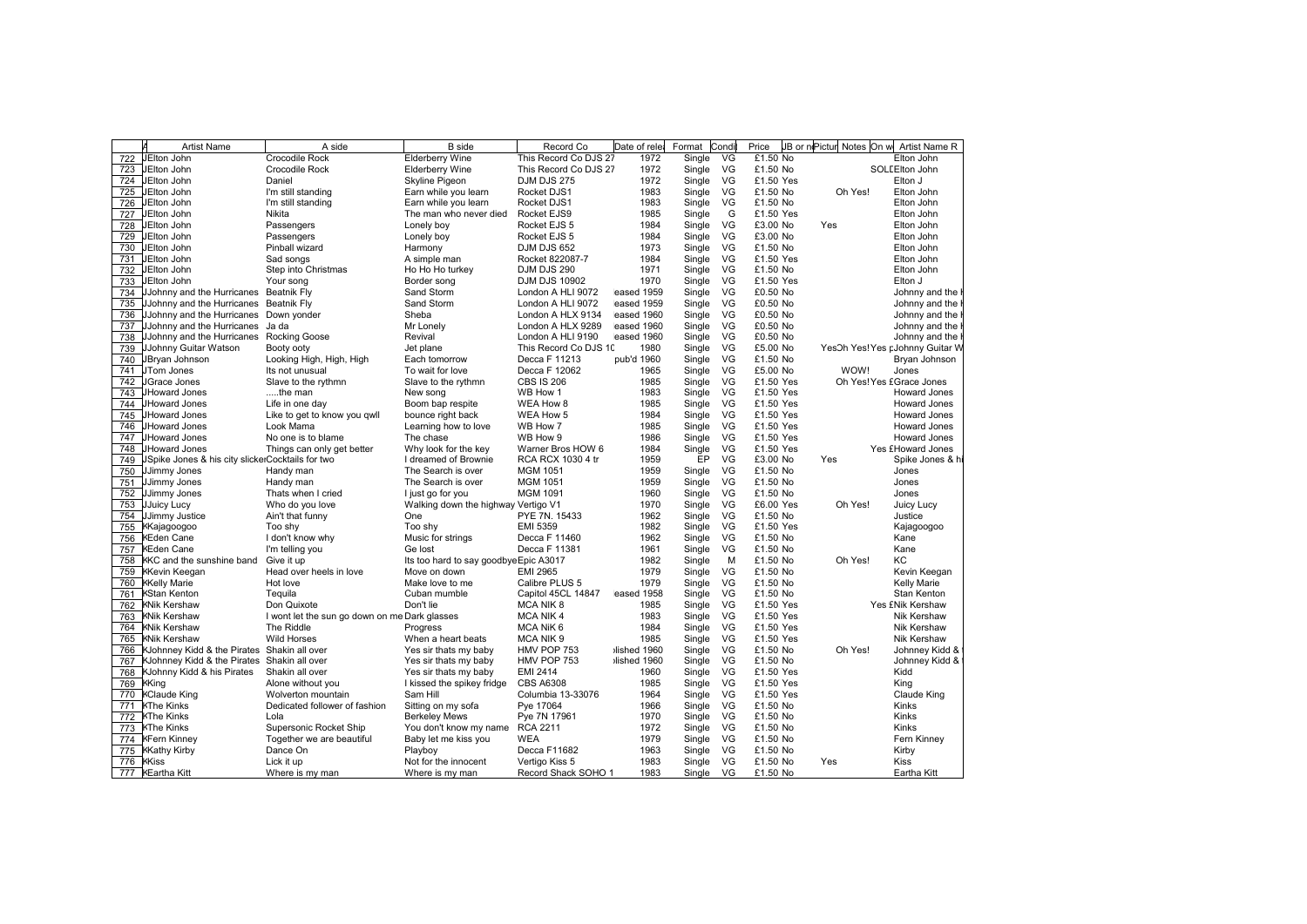|  | A | Artist Name | A side | B side | Record Co | Date of rele | Format | Condi | Price | JB or n | Pictur | Notes | On w | Artist Name R |
|---|---|---|---|---|---|---|---|---|---|---|---|---|---|---|
| 722 | J | Elton John | Crocodile Rock | Elderberry Wine | This Record Co DJS 27 | 1972 | Single | VG | £1.50 | No |  |  |  | Elton John |
| 723 | J | Elton John | Crocodile Rock | Elderberry Wine | This Record Co DJS 27 | 1972 | Single | VG | £1.50 | No |  |  | SOLD | Elton John |
| 724 | J | Elton John | Daniel | Skyline Pigeon | DJM DJS 275 | 1972 | Single | VG | £1.50 | Yes |  |  |  | Elton J |
| 725 | J | Elton John | I'm still standing | Earn while you learn | Rocket DJS1 | 1983 | Single | VG | £1.50 | No |  | Oh Yes! |  | Elton John |
| 726 | J | Elton John | I'm still standing | Earn while you learn | Rocket DJS1 | 1983 | Single | VG | £1.50 | No |  |  |  | Elton John |
| 727 | J | Elton John | Nikita | The man who never died | Rocket EJS9 | 1985 | Single | G | £1.50 | Yes |  |  |  | Elton John |
| 728 | J | Elton John | Passengers | Lonely boy | Rocket EJS 5 | 1984 | Single | VG | £3.00 | No | Yes |  |  | Elton John |
| 729 | J | Elton John | Passengers | Lonely boy | Rocket EJS 5 | 1984 | Single | VG | £3.00 | No |  |  |  | Elton John |
| 730 | J | Elton John | Pinball wizard | Harmony | DJM DJS 652 | 1973 | Single | VG | £1.50 | No |  |  |  | Elton John |
| 731 | J | Elton John | Sad songs | A simple man | Rocket 822087-7 | 1984 | Single | VG | £1.50 | Yes |  |  |  | Elton John |
| 732 | J | Elton John | Step into Christmas | Ho Ho Ho turkey | DJM DJS 290 | 1971 | Single | VG | £1.50 | No |  |  |  | Elton John |
| 733 | J | Elton John | Your song | Border song | DJM DJS 10902 | 1970 | Single | VG | £1.50 | Yes |  |  |  | Elton J |
| 734 | J | Johnny and the Hurricanes | Beatnik Fly | Sand Storm | London A HLI 9072 | eased 1959 | Single | VG | £0.50 | No |  |  |  | Johnny and the |
| 735 | J | Johnny and the Hurricanes | Beatnik Fly | Sand Storm | London A HLI 9072 | eased 1959 | Single | VG | £0.50 | No |  |  |  | Johnny and the |
| 736 | J | Johnny and the Hurricanes | Down yonder | Sheba | London A HLX 9134 | eased 1960 | Single | VG | £0.50 | No |  |  |  | Johnny and the |
| 737 | J | Johnny and the Hurricanes | Ja da | Mr Lonely | London A HLX 9289 | eased 1960 | Single | VG | £0.50 | No |  |  |  | Johnny and the |
| 738 | J | Johnny and the Hurricanes | Rocking Goose | Revival | London A HLI 9190 | eased 1960 | Single | VG | £0.50 | No |  |  |  | Johnny and the |
| 739 | J | Johnny Guitar Watson | Booty ooty | Jet plane | This Record Co DJS 10 | 1980 | Single | VG | £5.00 | No | Yes | Oh Yes! | Yes £ | Johnny Guitar W |
| 740 | J | Bryan Johnson | Looking High, High, High | Each tomorrow | Decca F 11213 | pub'd 1960 | Single | VG | £1.50 | No |  |  |  | Bryan Johnson |
| 741 | J | Tom Jones | Its not unusual | To wait for love | Decca F 12062 | 1965 | Single | VG | £5.00 | No |  | WOW! |  | Jones |
| 742 | J | Grace Jones | Slave to the rythmn | Slave to the rythmn | CBS IS 206 | 1985 | Single | VG | £1.50 | Yes |  | Oh Yes! | Yes £ | Grace Jones |
| 743 | J | Howard Jones | .....the man | New song | WB How 1 | 1983 | Single | VG | £1.50 | Yes |  |  |  | Howard Jones |
| 744 | J | Howard Jones | Life in one day | Boom bap respite | WEA How 8 | 1985 | Single | VG | £1.50 | Yes |  |  |  | Howard Jones |
| 745 | J | Howard Jones | Like to get to know you qwll | bounce right back | WEA How 5 | 1984 | Single | VG | £1.50 | Yes |  |  |  | Howard Jones |
| 746 | J | Howard Jones | Look Mama | Learning how to love | WB How 7 | 1985 | Single | VG | £1.50 | Yes |  |  |  | Howard Jones |
| 747 | J | Howard Jones | No one is to blame | The chase | WB How 9 | 1986 | Single | VG | £1.50 | Yes |  |  |  | Howard Jones |
| 748 | J | Howard Jones | Things can only get better | Why look for the key | Warner Bros HOW 6 | 1984 | Single | VG | £1.50 | Yes |  |  | Yes £ | Howard Jones |
| 749 | J | Spike Jones & his city slicker | Cocktails for two | I dreamed of Brownie | RCA RCX 1030 4 tr | 1959 | EP | VG | £3.00 | No | Yes |  |  | Spike Jones & hi |
| 750 | J | Jimmy Jones | Handy man | The Search is over | MGM 1051 | 1959 | Single | VG | £1.50 | No |  |  |  | Jones |
| 751 | J | Jimmy Jones | Handy man | The Search is over | MGM 1051 | 1959 | Single | VG | £1.50 | No |  |  |  | Jones |
| 752 | J | Jimmy Jones | Thats when I cried | I just go for you | MGM 1091 | 1960 | Single | VG | £1.50 | No |  |  |  | Jones |
| 753 | J | Juicy Lucy | Who do you love | Walking down the highway | Vertigo V1 | 1970 | Single | VG | £6.00 | Yes |  | Oh Yes! |  | Juicy Lucy |
| 754 | J | Jimmy Justice | Ain't that funny | One | PYE 7N. 15433 | 1962 | Single | VG | £1.50 | No |  |  |  | Justice |
| 755 | K | Kajagoogoo | Too shy | Too shy | EMI 5359 | 1982 | Single | VG | £1.50 | Yes |  |  |  | Kajagoogoo |
| 756 | K | Eden Cane | I don't know why | Music for strings | Decca F 11460 | 1962 | Single | VG | £1.50 | No |  |  |  | Kane |
| 757 | K | Eden Cane | I'm telling you | Ge lost | Decca F 11381 | 1961 | Single | VG | £1.50 | No |  |  |  | Kane |
| 758 | K | KC and the sunshine band | Give it up | Its too hard to say goodbye | Epic A3017 | 1982 | Single | M | £1.50 | No |  | Oh Yes! |  | KC |
| 759 | K | Kevin Keegan | Head over heels in love | Move on down | EMI 2965 | 1979 | Single | VG | £1.50 | No |  |  |  | Kevin Keegan |
| 760 | K | Kelly Marie | Hot love | Make love to me | Calibre PLUS 5 | 1979 | Single | VG | £1.50 | No |  |  |  | Kelly Marie |
| 761 | K | Stan Kenton | Tequila | Cuban mumble | Capitol 45CL 14847 | eased 1958 | Single | VG | £1.50 | No |  |  |  | Stan Kenton |
| 762 | K | Nik Kershaw | Don Quixote | Don't lie | MCA NIK 8 | 1985 | Single | VG | £1.50 | Yes |  |  | Yes £ | Nik Kershaw |
| 763 | K | Nik Kershaw | I wont let the sun go down on me | Dark glasses | MCA NIK 4 | 1983 | Single | VG | £1.50 | Yes |  |  |  | Nik Kershaw |
| 764 | K | Nik Kershaw | The Riddle | Progress | MCA NiK 6 | 1984 | Single | VG | £1.50 | Yes |  |  |  | Nik Kershaw |
| 765 | K | Nik Kershaw | Wild Horses | When a heart beats | MCA NIK 9 | 1985 | Single | VG | £1.50 | Yes |  |  |  | Nik Kershaw |
| 766 | K | Johnney Kidd & the Pirates | Shakin all over | Yes sir thats my baby | HMV POP 753 | lished 1960 | Single | VG | £1.50 | No |  | Oh Yes! |  | Johnney Kidd & |
| 767 | K | Johnney Kidd & the Pirates | Shakin all over | Yes sir thats my baby | HMV POP 753 | lished 1960 | Single | VG | £1.50 | No |  |  |  | Johnney Kidd & |
| 768 | K | Johnny Kidd & his Pirates | Shakin all over | Yes sir thats my baby | EMI 2414 | 1960 | Single | VG | £1.50 | Yes |  |  |  | Kidd |
| 769 | K | King | Alone without you | I kissed the spikey fridge | CBS A6308 | 1985 | Single | VG | £1.50 | Yes |  |  |  | King |
| 770 | K | Claude King | Wolverton mountain | Sam Hill | Columbia 13-33076 | 1964 | Single | VG | £1.50 | Yes |  |  |  | Claude King |
| 771 | K | The Kinks | Dedicated follower of fashion | Sitting on my sofa | Pye 17064 | 1966 | Single | VG | £1.50 | No |  |  |  | Kinks |
| 772 | K | The Kinks | Lola | Berkeley Mews | Pye 7N 17961 | 1970 | Single | VG | £1.50 | No |  |  |  | Kinks |
| 773 | K | The Kinks | Supersonic Rocket Ship | You don't know my name | RCA 2211 | 1972 | Single | VG | £1.50 | No |  |  |  | Kinks |
| 774 | K | Fern Kinney | Together we are beautiful | Baby let me kiss you | WEA | 1979 | Single | VG | £1.50 | No |  |  |  | Fern Kinney |
| 775 | K | Kathy Kirby | Dance On | Playboy | Decca F11682 | 1963 | Single | VG | £1.50 | No |  |  |  | Kirby |
| 776 | K | Kiss | Lick it up | Not for the innocent | Vertigo Kiss 5 | 1983 | Single | VG | £1.50 | No | Yes |  |  | Kiss |
| 777 | K | Eartha Kitt | Where is my man | Where is my man | Record Shack SOHO 1 | 1983 | Single | VG | £1.50 | No |  |  |  | Eartha Kitt |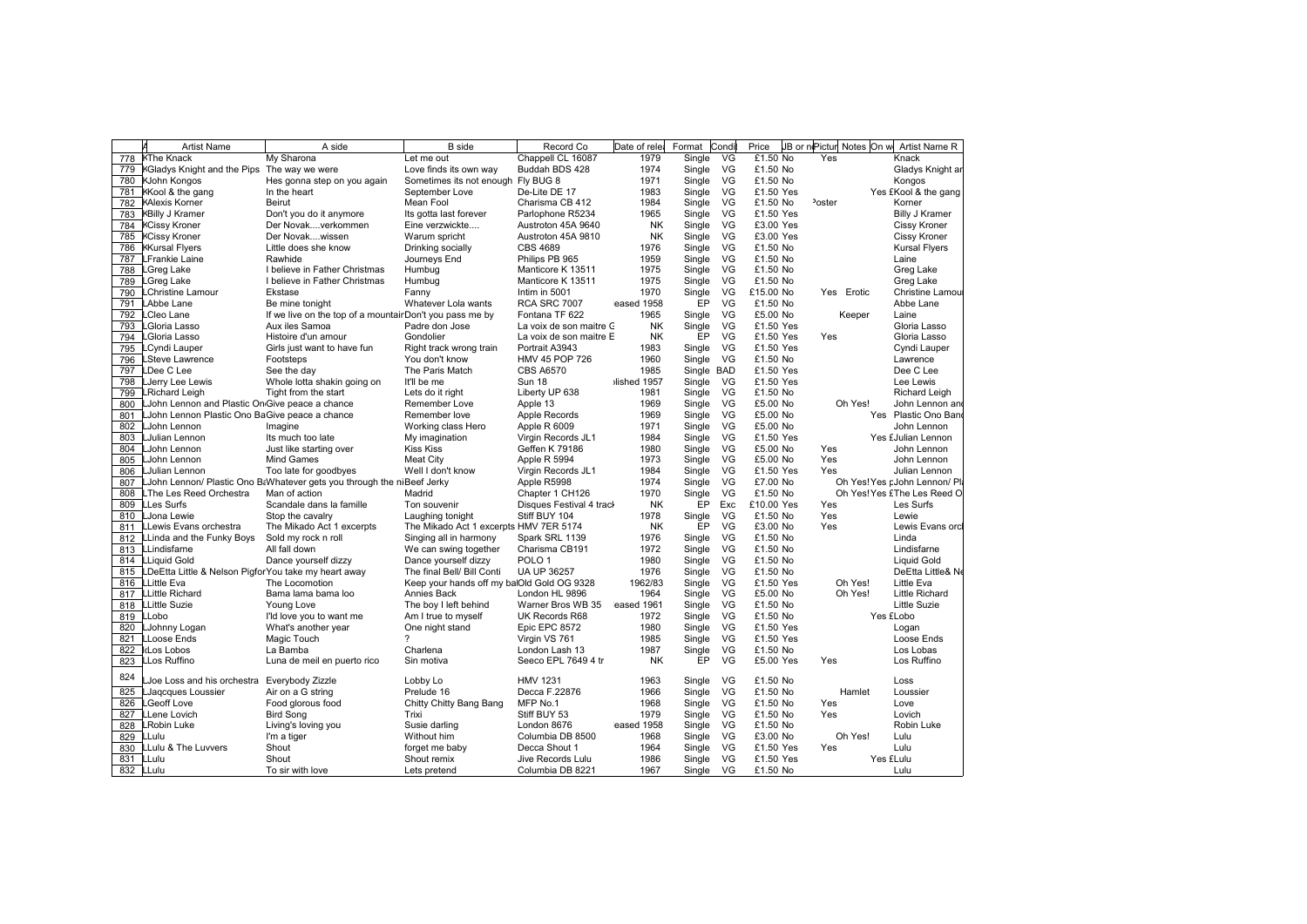| | A | Artist Name | A side | B side | Record Co | Date of rele | Format | Condi | Price | JB or n | Pictur | Notes | On w | Artist Name R |
|---|---|---|---|---|---|---|---|---|---|---|---|---|---|---|
| 778 | K | The Knack | My Sharona | Let me out | Chappell CL 16087 | 1979 | Single | VG | £1.50 | No | Yes | | | Knack |
| 779 | K | Gladys Knight and the Pips | The way we were | Love finds its own way | Buddah BDS 428 | 1974 | Single | VG | £1.50 | No | | | | Gladys Knight ar |
| 780 | K | John Kongos | Hes gonna step on you again | Sometimes its not enough | Fly BUG 8 | 1971 | Single | VG | £1.50 | No | | | | Kongos |
| 781 | K | Kool & the gang | In the heart | September Love | De-Lite DE 17 | 1983 | Single | VG | £1.50 | Yes | | | Yes £ | Kool & the gang |
| 782 | K | Alexis Korner | Beirut | Mean Fool | Charisma CB 412 | 1984 | Single | VG | £1.50 | No | Poster | | | Korner |
| 783 | K | Billy J Kramer | Don't you do it anymore | Its gotta last forever | Parlophone R5234 | 1965 | Single | VG | £1.50 | Yes | | | | Billy J Kramer |
| 784 | K | Cissy Kroner | Der Novak....verkommen | Eine verzwickte.... | Austroton 45A 9640 | NK | Single | VG | £3.00 | Yes | | | | Cissy Kroner |
| 785 | K | Cissy Kroner | Der Novak....wissen | Warum spricht | Austroton 45A 9810 | NK | Single | VG | £3.00 | Yes | | | | Cissy Kroner |
| 786 | K | Kursal Flyers | Little does she know | Drinking socially | CBS 4689 | 1976 | Single | VG | £1.50 | No | | | | Kursal Flyers |
| 787 | L | Frankie Laine | Rawhide | Journeys End | Philips PB 965 | 1959 | Single | VG | £1.50 | No | | | | Laine |
| 788 | L | Greg Lake | I believe in Father Christmas | Humbug | Manticore K 13511 | 1975 | Single | VG | £1.50 | No | | | | Greg Lake |
| 789 | L | Greg Lake | I believe in Father Christmas | Humbug | Manticore K 13511 | 1975 | Single | VG | £1.50 | No | | | | Greg Lake |
| 790 | L | Christine Lamour | Ekstase | Fanny | Intim in 5001 | 1970 | Single | VG | £15.00 | No | Yes | Erotic | | Christine Lamou |
| 791 | L | Abbe Lane | Be mine tonight | Whatever Lola wants | RCA SRC 7007 | eased 1958 | EP | VG | £1.50 | No | | | | Abbe Lane |
| 792 | L | Cleo Lane | If we live on the top of a mountain | Don't you pass me by | Fontana TF 622 | 1965 | Single | VG | £5.00 | No | | Keeper | | Laine |
| 793 | L | Gloria Lasso | Aux iles Samoa | Padre don Jose | La voix de son maitre G | NK | Single | VG | £1.50 | Yes | | | | Gloria Lasso |
| 794 | L | Gloria Lasso | Histoire d'un amour | Gondolier | La voix de son maitre E | NK | EP | VG | £1.50 | Yes | Yes | | | Gloria Lasso |
| 795 | L | Cyndi Lauper | Girls just want to have fun | Right track wrong train | Portrait A3943 | 1983 | Single | VG | £1.50 | Yes | | | | Cyndi Lauper |
| 796 | L | Steve Lawrence | Footsteps | You don't know | HMV 45 POP 726 | 1960 | Single | VG | £1.50 | No | | | | Lawrence |
| 797 | L | Dee C Lee | See the day | The Paris Match | CBS A6570 | 1985 | Single | BAD | £1.50 | Yes | | | | Dee C Lee |
| 798 | L | Jerry Lee Lewis | Whole lotta shakin going on | It'll be me | Sun 18 | lished 1957 | Single | VG | £1.50 | Yes | | | | Lee Lewis |
| 799 | L | Richard Leigh | Tight from the start | Lets do it right | Liberty UP 638 | 1981 | Single | VG | £1.50 | No | | | | Richard Leigh |
| 800 | L | John Lennon and Plastic On | Give peace a chance | Remember Love | Apple 13 | 1969 | Single | VG | £5.00 | No | | Oh Yes! | | John Lennon an |
| 801 | L | John Lennon Plastic Ono Ba | Give peace a chance | Remember love | Apple Records | 1969 | Single | VG | £5.00 | No | | | Yes | Plastic Ono Ban |
| 802 | L | John Lennon | Imagine | Working class Hero | Apple R 6009 | 1971 | Single | VG | £5.00 | No | | | | John Lennon |
| 803 | L | Julian Lennon | Its much too late | My imagination | Virgin Records JL1 | 1984 | Single | VG | £1.50 | Yes | | | Yes £ | Julian Lennon |
| 804 | L | John Lennon | Just like starting over | Kiss Kiss | Geffen K 79186 | 1980 | Single | VG | £5.00 | No | Yes | | | John Lennon |
| 805 | L | John Lennon | Mind Games | Meat City | Apple R 5994 | 1973 | Single | VG | £5.00 | No | Yes | | | John Lennon |
| 806 | L | Julian Lennon | Too late for goodbyes | Well I don't know | Virgin Records JL1 | 1984 | Single | VG | £1.50 | Yes | Yes | | | Julian Lennon |
| 807 | L | John Lennon/ Plastic Ono B | Whatever gets you through the ni | Beef Jerky | Apple R5998 | 1974 | Single | VG | £7.00 | No | | Oh Yes! | Yes £ | John Lennon/ Pl |
| 808 | L | The Les Reed Orchestra | Man of action | Madrid | Chapter 1 CH126 | 1970 | Single | VG | £1.50 | No | | Oh Yes! | Yes £ | The Les Reed O |
| 809 | L | Les Surfs | Scandale dans la famille | Ton souvenir | Disques Festival 4 track | NK | EP | Exc | £10.00 | Yes | Yes | | | Les Surfs |
| 810 | L | Jona Lewie | Stop the cavalry | Laughing tonight | Stiff BUY 104 | 1978 | Single | VG | £1.50 | No | Yes | | | Lewie |
| 811 | L | Lewis Evans orchestra | The Mikado Act 1 excerpts | The Mikado Act 1 excerpts | HMV 7ER 5174 | NK | EP | VG | £3.00 | No | Yes | | | Lewis Evans orc |
| 812 | L | Linda and the Funky Boys | Sold my rock n roll | Singing all in harmony | Spark SRL 1139 | 1976 | Single | VG | £1.50 | No | | | | Linda |
| 813 | L | Lindisfarne | All fall down | We can swing together | Charisma CB191 | 1972 | Single | VG | £1.50 | No | | | | Lindisfarne |
| 814 | L | Liquid Gold | Dance yourself dizzy | Dance yourself dizzy | POLO 1 | 1980 | Single | VG | £1.50 | No | | | | Liquid Gold |
| 815 | L | DeEtta Little & Nelson Pigfor | You take my heart away | The final Bell/ Bill Conti | UA UP 36257 | 1976 | Single | VG | £1.50 | No | | | | DeEtta Little& Ne |
| 816 | L | Little Eva | The Locomotion | Keep your hands off my ba | Old Gold OG 9328 | 1962/83 | Single | VG | £1.50 | Yes | | Oh Yes! | | Little Eva |
| 817 | L | Little Richard | Bama lama bama loo | Annies Back | London HL 9896 | 1964 | Single | VG | £5.00 | No | | Oh Yes! | | Little Richard |
| 818 | L | Little Suzie | Young Love | The boy I left behind | Warner Bros WB 35 | eased 1961 | Single | VG | £1.50 | No | | | | Little Suzie |
| 819 | L | Lobo | I'ld love you to want me | Am I true to myself | UK Records R68 | 1972 | Single | VG | £1.50 | No | | | Yes £ | Lobo |
| 820 | L | Johnny Logan | What's another year | One night stand | Epic EPC 8572 | 1980 | Single | VG | £1.50 | Yes | | | | Logan |
| 821 | L | Loose Ends | Magic Touch | ? | Virgin VS 761 | 1985 | Single | VG | £1.50 | Yes | | | | Loose Ends |
| 822 | L | Los Lobos | La Bamba | Charlena | London Lash 13 | 1987 | Single | VG | £1.50 | No | | | | Los Lobas |
| 823 | L | Los Ruffino | Luna de meil en puerto rico | Sin motiva | Seeco EPL 7649 4 tr | NK | EP | VG | £5.00 | Yes | Yes | | | Los Ruffino |
| 824 | L | Joe Loss and his orchestra | Everybody Zizzle | Lobby Lo | HMV 1231 | 1963 | Single | VG | £1.50 | No | | | | Loss |
| 825 | L | Jaqcques Loussier | Air on a G string | Prelude 16 | Decca F.22876 | 1966 | Single | VG | £1.50 | No | | Hamlet | | Loussier |
| 826 | L | Geoff Love | Food glorous food | Chitty Chitty Bang Bang | MFP No.1 | 1968 | Single | VG | £1.50 | No | Yes | | | Love |
| 827 | L | Lene Lovich | Bird Song | Trixi | Stiff BUY 53 | 1979 | Single | VG | £1.50 | No | Yes | | | Lovich |
| 828 | L | Robin Luke | Living's loving you | Susie darling | London 8676 | eased 1958 | Single | VG | £1.50 | No | | | | Robin Luke |
| 829 | L | Lulu | I'm a tiger | Without him | Columbia DB 8500 | 1968 | Single | VG | £3.00 | No | | Oh Yes! | | Lulu |
| 830 | L | Lulu & The Luvvers | Shout | forget me baby | Decca Shout 1 | 1964 | Single | VG | £1.50 | Yes | Yes | | | Lulu |
| 831 | L | Lulu | Shout | Shout remix | Jive Records Lulu | 1986 | Single | VG | £1.50 | Yes | | | Yes £ | Lulu |
| 832 | L | Lulu | To sir with love | Lets pretend | Columbia DB 8221 | 1967 | Single | VG | £1.50 | No | | | | Lulu |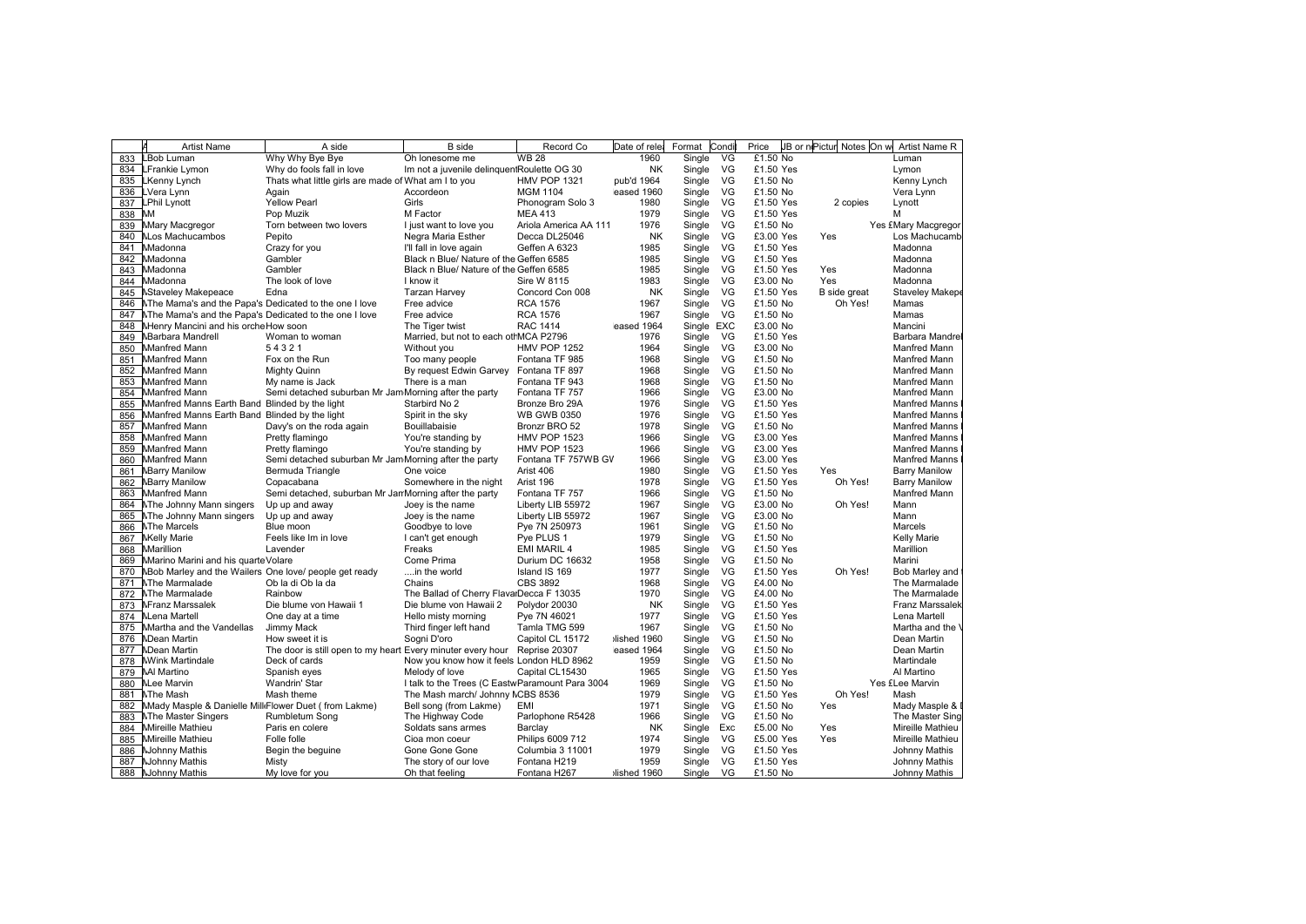| | A | Artist Name | A side | B side | Record Co | Date of rele | Format | Condi | Price | JB or n | Pictur | Notes | On w | Artist Name R |
|---|---|---|---|---|---|---|---|---|---|---|---|---|---|---|
| 833 | L | Bob Luman | Why Why Bye Bye | Oh lonesome me | WB 28 | 1960 | Single | VG | £1.50 | No | | | | Luman |
| 834 | L | Frankie Lymon | Why do fools fall in love | Im not a juvenile delinquent | Roulette OG 30 | NK | Single | VG | £1.50 | Yes | | | | Lymon |
| 835 | L | Kenny Lynch | Thats what little girls are made of | What am I to you | HMV POP 1321 | pub'd 1964 | Single | VG | £1.50 | No | | | | Kenny Lynch |
| 836 | L | Vera Lynn | Again | Accordeon | MGM 1104 | eased 1960 | Single | VG | £1.50 | No | | | | Vera Lynn |
| 837 | L | Phil Lynott | Yellow Pearl | Girls | Phonogram Solo 3 | 1980 | Single | VG | £1.50 | Yes | | 2 copies | | Lynott |
| 838 | M | M | Pop Muzik | M Factor | MEA 413 | 1979 | Single | VG | £1.50 | Yes | | | | M |
| 839 | M | Mary Macgregor | Torn between two lovers | I just want to love you | Ariola America AA 111 | 1976 | Single | VG | £1.50 | No | | | Yes £ | Mary Macgregor |
| 840 | M | Los Machucambos | Pepito | Negra Maria Esther | Decca DL25046 | NK | Single | VG | £3.00 | Yes | Yes | | | Los Machucamb |
| 841 | M | Madonna | Crazy for you | I'll fall in love again | Geffen A 6323 | 1985 | Single | VG | £1.50 | Yes | | | | Madonna |
| 842 | M | Madonna | Gambler | Black n Blue/ Nature of the | Geffen 6585 | 1985 | Single | VG | £1.50 | Yes | | | | Madonna |
| 843 | M | Madonna | Gambler | Black n Blue/ Nature of the | Geffen 6585 | 1985 | Single | VG | £1.50 | Yes | Yes | | | Madonna |
| 844 | M | Madonna | The look of love | I know it | Sire W 8115 | 1983 | Single | VG | £3.00 | No | Yes | | | Madonna |
| 845 | M | Staveley Makepeace | Edna | Tarzan Harvey | Concord Con 008 | NK | Single | VG | £1.50 | Yes | B side great | | | Staveley Makepe |
| 846 | M | The Mama's and the Papa's | Dedicated to the one I love | Free advice | RCA 1576 | 1967 | Single | VG | £1.50 | No | | Oh Yes! | | Mamas |
| 847 | M | The Mama's and the Papa's | Dedicated to the one I love | Free advice | RCA 1576 | 1967 | Single | VG | £1.50 | No | | | | Mamas |
| 848 | M | Henry Mancini and his orche | How soon | The Tiger twist | RAC 1414 | eased 1964 | Single | EXC | £3.00 | No | | | | Mancini |
| 849 | M | Barbara Mandrell | Woman to woman | Married, but not to each oth | MCA P2796 | 1976 | Single | VG | £1.50 | Yes | | | | Barbara Mandre |
| 850 | M | Manfred Mann | 5 4 3 2 1 | Without you | HMV POP 1252 | 1964 | Single | VG | £3.00 | No | | | | Manfred Mann |
| 851 | M | Manfred Mann | Fox on the Run | Too many people | Fontana TF 985 | 1968 | Single | VG | £1.50 | No | | | | Manfred Mann |
| 852 | M | Manfred Mann | Mighty Quinn | By request Edwin Garvey | Fontana TF 897 | 1968 | Single | VG | £1.50 | No | | | | Manfred Mann |
| 853 | M | Manfred Mann | My name is Jack | There is a man | Fontana TF 943 | 1968 | Single | VG | £1.50 | No | | | | Manfred Mann |
| 854 | M | Manfred Mann | Semi detached suburban Mr Jam | Morning after the party | Fontana TF 757 | 1966 | Single | VG | £3.00 | No | | | | Manfred Mann |
| 855 | M | Manfred Manns Earth Band | Blinded by the light | Starbird No 2 | Bronze Bro 29A | 1976 | Single | VG | £1.50 | Yes | | | | Manfred Manns |
| 856 | M | Manfred Manns Earth Band | Blinded by the light | Spirit in the sky | WB GWB 0350 | 1976 | Single | VG | £1.50 | Yes | | | | Manfred Manns |
| 857 | M | Manfred Mann | Davy's on the roda again | Bouillabaisie | Bronzr BRO 52 | 1978 | Single | VG | £1.50 | No | | | | Manfred Manns |
| 858 | M | Manfred Mann | Pretty flamingo | You're standing by | HMV POP 1523 | 1966 | Single | VG | £3.00 | Yes | | | | Manfred Manns |
| 859 | M | Manfred Mann | Pretty flamingo | You're standing by | HMV POP 1523 | 1966 | Single | VG | £3.00 | Yes | | | | Manfred Manns |
| 860 | M | Manfred Mann | Semi detached suburban Mr Jam | Morning after the party | Fontana TF 757WB GV | 1966 | Single | VG | £3.00 | Yes | | | | Manfred Manns |
| 861 | M | Barry Manilow | Bermuda Triangle | One voice | Arist 406 | 1980 | Single | VG | £1.50 | Yes | Yes | | | Barry Manilow |
| 862 | M | Barry Manilow | Copacabana | Somewhere in the night | Arist 196 | 1978 | Single | VG | £1.50 | Yes | | Oh Yes! | | Barry Manilow |
| 863 | M | Manfred Mann | Semi detached, suburban Mr Jam | Morning after the party | Fontana TF 757 | 1966 | Single | VG | £1.50 | No | | | | Manfred Mann |
| 864 | M | The Johnny Mann singers | Up up and away | Joey is the name | Liberty LIB 55972 | 1967 | Single | VG | £3.00 | No | | Oh Yes! | | Mann |
| 865 | M | The Johnny Mann singers | Up up and away | Joey is the name | Liberty LIB 55972 | 1967 | Single | VG | £3.00 | No | | | | Mann |
| 866 | M | The Marcels | Blue moon | Goodbye to love | Pye 7N 250973 | 1961 | Single | VG | £1.50 | No | | | | Marcels |
| 867 | M | Kelly Marie | Feels like Im in love | I can't get enough | Pye PLUS 1 | 1979 | Single | VG | £1.50 | No | | | | Kelly Marie |
| 868 | M | Marillion | Lavender | Freaks | EMI MARIL 4 | 1985 | Single | VG | £1.50 | Yes | | | | Marillion |
| 869 | M | Marino Marini and his quarte | Volare | Come Prima | Durium DC 16632 | 1958 | Single | VG | £1.50 | No | | | | Marini |
| 870 | M | Bob Marley and the Wailers | One love/ people get ready | ....in the world | Island IS 169 | 1977 | Single | VG | £1.50 | Yes | | Oh Yes! | | Bob Marley and |
| 871 | M | The Marmalade | Ob la di Ob la da | Chains | CBS 3892 | 1968 | Single | VG | £4.00 | No | | | | The Marmalade |
| 872 | M | The Marmalade | Rainbow | The Ballad of Cherry Flavar | Decca F 13035 | 1970 | Single | VG | £4.00 | No | | | | The Marmalade |
| 873 | M | Franz Marssalek | Die blume von Hawaii 1 | Die blume von Hawaii 2 | Polydor 20030 | NK | Single | VG | £1.50 | Yes | | | | Franz Marssalek |
| 874 | M | Lena Martell | One day at a time | Hello misty morning | Pye 7N 46021 | 1977 | Single | VG | £1.50 | Yes | | | | Lena Martell |
| 875 | M | Martha and the Vandellas | Jimmy Mack | Third finger left hand | Tamla TMG 599 | 1967 | Single | VG | £1.50 | No | | | | Martha and the V |
| 876 | M | Dean Martin | How sweet it is | Sogni D'oro | Capitol CL 15172 | lished 1960 | Single | VG | £1.50 | No | | | | Dean Martin |
| 877 | M | Dean Martin | The door is still open to my heart | Every minuter every hour | Reprise 20307 | eased 1964 | Single | VG | £1.50 | No | | | | Dean Martin |
| 878 | M | Wink Martindale | Deck of cards | Now you know how it feels | London HLD 8962 | 1959 | Single | VG | £1.50 | No | | | | Martindale |
| 879 | M | Al Martino | Spanish eyes | Melody of love | Capital CL15430 | 1965 | Single | VG | £1.50 | Yes | | | | Al Martino |
| 880 | M | Lee Marvin | Wandrin' Star | I talk to the Trees (C Eastw | Paramount Para 3004 | 1969 | Single | VG | £1.50 | No | | | Yes £ | Lee Marvin |
| 881 | M | The Mash | Mash theme | The Mash march/ Johnny M | CBS 8536 | 1979 | Single | VG | £1.50 | Yes | | Oh Yes! | | Mash |
| 882 | M | Mady Masple & Danielle Mill | Flower Duet ( from Lakme) | Bell song (from Lakme) | EMI | 1971 | Single | VG | £1.50 | No | Yes | | | Mady Masple & |
| 883 | M | The Master Singers | Rumbletum Song | The Highway Code | Parlophone R5428 | 1966 | Single | VG | £1.50 | No | | | | The Master Sing |
| 884 | M | Mireille Mathieu | Paris en colere | Soldats sans armes | Barclay | NK | Single | Exc | £5.00 | No | Yes | | | Mireille Mathieu |
| 885 | M | Mireille Mathieu | Folle folle | Cioa mon coeur | Philips 6009 712 | 1974 | Single | VG | £5.00 | Yes | Yes | | | Mireille Mathieu |
| 886 | M | Johnny Mathis | Begin the beguine | Gone Gone Gone | Columbia 3 11001 | 1979 | Single | VG | £1.50 | Yes | | | | Johnny Mathis |
| 887 | M | Johnny Mathis | Misty | The story of our love | Fontana H219 | 1959 | Single | VG | £1.50 | Yes | | | | Johnny Mathis |
| 888 | M | Johnny Mathis | My love for you | Oh that feeling | Fontana H267 | lished 1960 | Single | VG | £1.50 | No | | | | Johnny Mathis |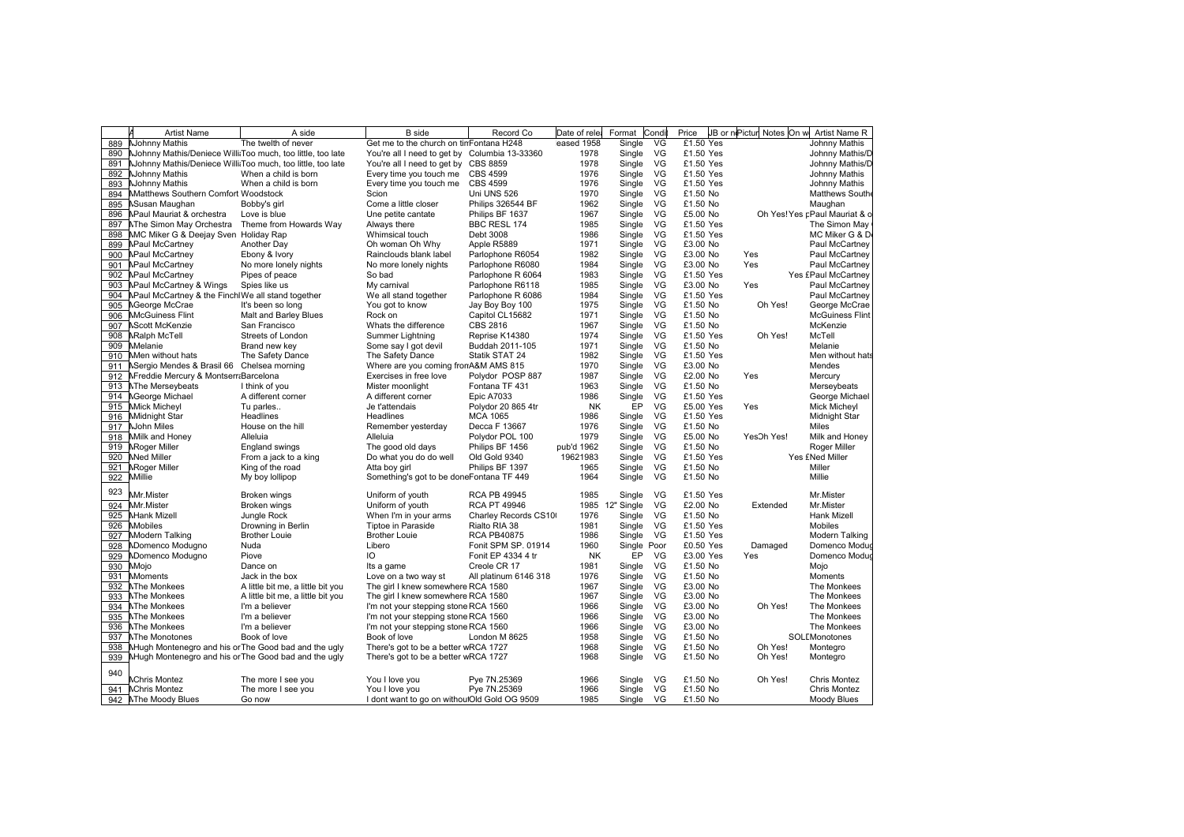| | A | Artist Name | A side | B side | Record Co | Date of rele | Format | Condi | Price | JB or n | Pictur | Notes | On w | Artist Name R |
|---|---|---|---|---|---|---|---|---|---|---|---|---|---|---|
| 889 | M | Johnny Mathis | The twelth of never | Get me to the church on tim | Fontana H248 | eased 1958 | Single | VG | £1.50 | Yes | | | | Johnny Mathis |
| 890 | M | Johnny Mathis/Deniece Willi | Too much, too little, too late | You're all I need to get by | Columbia 13-33360 | 1978 | Single | VG | £1.50 | Yes | | | | Johnny Mathis/D |
| 891 | M | Johnny Mathis/Deniece Willi | Too much, too little, too late | You're all I need to get by | CBS 8859 | 1978 | Single | VG | £1.50 | Yes | | | | Johnny Mathis/D |
| 892 | M | Johnny Mathis | When a child is born | Every time you touch me | CBS 4599 | 1976 | Single | VG | £1.50 | Yes | | | | Johnny Mathis |
| 893 | M | Johnny Mathis | When a child is born | Every time you touch me | CBS 4599 | 1976 | Single | VG | £1.50 | Yes | | | | Johnny Mathis |
| 894 | M | Matthews Southern Comfort | Woodstock | Scion | Uni UNS 526 | 1970 | Single | VG | £1.50 | No | | | | Matthews Southe |
| 895 | M | Susan Maughan | Bobby's girl | Come a little closer | Philips 326544 BF | 1962 | Single | VG | £1.50 | No | | | | Maughan |
| 896 | M | Paul Mauriat & orchestra | Love is blue | Une petite cantate | Philips BF 1637 | 1967 | Single | VG | £5.00 | No | | Oh Yes! | Yes p | Paul Mauriat & o |
| 897 | M | The Simon May Orchestra | Theme from Howards Way | Always there | BBC RESL 174 | 1985 | Single | VG | £1.50 | Yes | | | | The Simon May |
| 898 | M | MC Miker G & Deejay Sven | Holiday Rap | Whimsical touch | Debt 3008 | 1986 | Single | VG | £1.50 | Yes | | | | MC Miker G & D |
| 899 | M | Paul McCartney | Another Day | Oh woman Oh Why | Apple R5889 | 1971 | Single | VG | £3.00 | No | | | | Paul McCartney |
| 900 | M | Paul McCartney | Ebony & Ivory | Rainclouds blank label | Parlophone R6054 | 1982 | Single | VG | £3.00 | No | Yes | | | Paul McCartney |
| 901 | M | Paul McCartney | No more lonely nights | No more lonely nights | Parlophone R6080 | 1984 | Single | VG | £3.00 | No | Yes | | | Paul McCartney |
| 902 | M | Paul McCartney | Pipes of peace | So bad | Parlophone R 6064 | 1983 | Single | VG | £1.50 | Yes | | | Yes £ | Paul McCartney |
| 903 | M | Paul McCartney & Wings | Spies like us | My carnival | Parlophone R6118 | 1985 | Single | VG | £3.00 | No | Yes | | | Paul McCartney |
| 904 | M | Paul McCartney & the Finchl | We all stand together | We all stand together | Parlophone R 6086 | 1984 | Single | VG | £1.50 | Yes | | | | Paul McCartney |
| 905 | M | George McCrae | It's been so long | You got to know | Jay Boy Boy 100 | 1975 | Single | VG | £1.50 | No | | Oh Yes! | | George McCrae |
| 906 | M | McGuiness Flint | Malt and Barley Blues | Rock on | Capitol CL15682 | 1971 | Single | VG | £1.50 | No | | | | McGuiness Flint |
| 907 | M | Scott McKenzie | San Francisco | Whats the difference | CBS 2816 | 1967 | Single | VG | £1.50 | No | | | | McKenzie |
| 908 | M | Ralph McTell | Streets of London | Summer Lightning | Reprise K14380 | 1974 | Single | VG | £1.50 | Yes | | Oh Yes! | | McTell |
| 909 | M | Melanie | Brand new key | Some say I got devil | Buddah 2011-105 | 1971 | Single | VG | £1.50 | No | | | | Melanie |
| 910 | M | Men without hats | The Safety Dance | The Safety Dance | Statik STAT 24 | 1982 | Single | VG | £1.50 | Yes | | | | Men without hats |
| 911 | M | Sergio Mendes & Brasil 66 | Chelsea morning | Where are you coming from | A&M AMS 815 | 1970 | Single | VG | £3.00 | No | | | | Mendes |
| 912 | M | Freddie Mercury & Montserra | Barcelona | Exercises in free love | Polydor POSP 887 | 1987 | Single | VG | £2.00 | No | Yes | | | Mercury |
| 913 | M | The Merseybeats | I think of you | Mister moonlight | Fontana TF 431 | 1963 | Single | VG | £1.50 | No | | | | Merseybeats |
| 914 | M | George Michael | A different corner | A different corner | Epic A7033 | 1986 | Single | VG | £1.50 | Yes | | | | George Michael |
| 915 | M | Mick Micheyl | Tu parles.. | Je t'attendais | Polydor 20 865 4tr | NK | EP | VG | £5.00 | Yes | Yes | | | Mick Micheyl |
| 916 | M | Midnight Star | Headlines | Headlines | MCA 1065 | 1986 | Single | VG | £1.50 | Yes | | | | Midnight Star |
| 917 | M | John Miles | House on the hill | Remember yesterday | Decca F 13667 | 1976 | Single | VG | £1.50 | No | | | | Miles |
| 918 | M | Milk and Honey | Alleluia | Alleluia | Polydor POL 100 | 1979 | Single | VG | £5.00 | No | Yes | Oh Yes! | | Milk and Honey |
| 919 | M | Roger Miller | England swings | The good old days | Philips BF 1456 | pub'd 1962 | Single | VG | £1.50 | No | | | | Roger Miller |
| 920 | M | Ned Miller | From a jack to a king | Do what you do do well | Old Gold 9340 | 19621983 | Single | VG | £1.50 | Yes | | | Yes £ | Ned Miller |
| 921 | M | Roger Miller | King of the road | Atta boy girl | Philips BF 1397 | 1965 | Single | VG | £1.50 | No | | | | Miller |
| 922 | M | Millie | My boy lollipop | Something's got to be done | Fontana TF 449 | 1964 | Single | VG | £1.50 | No | | | | Millie |
| 923 | M | Mr.Mister | Broken wings | Uniform of youth | RCA PB 49945 | 1985 | Single | VG | £1.50 | Yes | | | | Mr.Mister |
| 924 | M | Mr.Mister | Broken wings | Uniform of youth | RCA PT 49946 | 1985 | 12" Single | VG | £2.00 | No | | Extended | | Mr.Mister |
| 925 | M | Hank Mizell | Jungle Rock | When I'm in your arms | Charley Records CS10 | 1976 | Single | VG | £1.50 | No | | | | Hank Mizell |
| 926 | M | Mobiles | Drowning in Berlin | Tiptoe in Paraside | Rialto RIA 38 | 1981 | Single | VG | £1.50 | Yes | | | | Mobiles |
| 927 | M | Modern Talking | Brother Louie | Brother Louie | RCA PB40875 | 1986 | Single | VG | £1.50 | Yes | | | | Modern Talking |
| 928 | M | Domenco Modugno | Nuda | Libero | Fonit SPM SP. 01914 | 1960 | Single | Poor | £0.50 | Yes | | Damaged | | Domenco Modug |
| 929 | M | Domenco Modugno | Piove | IO | Fonit EP 4334 4 tr | NK | EP | VG | £3.00 | Yes | Yes | | | Domenco Modug |
| 930 | M | Mojo | Dance on | Its a game | Creole CR 17 | 1981 | Single | VG | £1.50 | No | | | | Mojo |
| 931 | M | Moments | Jack in the box | Love on a two way st | All platinum 6146 318 | 1976 | Single | VG | £1.50 | No | | | | Moments |
| 932 | M | The Monkees | A little bit me, a little bit you | The girl I knew somewhere | RCA 1580 | 1967 | Single | VG | £3.00 | No | | | | The Monkees |
| 933 | M | The Monkees | A little bit me, a little bit you | The girl I knew somewhere | RCA 1580 | 1967 | Single | VG | £3.00 | No | | | | The Monkees |
| 934 | M | The Monkees | I'm a believer | I'm not your stepping stone | RCA 1560 | 1966 | Single | VG | £3.00 | No | | Oh Yes! | | The Monkees |
| 935 | M | The Monkees | I'm a believer | I'm not your stepping stone | RCA 1560 | 1966 | Single | VG | £3.00 | No | | | | The Monkees |
| 936 | M | The Monkees | I'm a believer | I'm not your stepping stone | RCA 1560 | 1966 | Single | VG | £3.00 | No | | | | The Monkees |
| 937 | M | The Monotones | Book of love | Book of love | London M 8625 | 1958 | Single | VG | £1.50 | No | | | SOLD | Monotones |
| 938 | M | Hugh Montenegro and his or | The Good bad and the ugly | There's got to be a better w | RCA 1727 | 1968 | Single | VG | £1.50 | No | | Oh Yes! | | Montegro |
| 939 | M | Hugh Montenegro and his or | The Good bad and the ugly | There's got to be a better w | RCA 1727 | 1968 | Single | VG | £1.50 | No | | Oh Yes! | | Montegro |
| 940 | M | Chris Montez | The more I see you | You I love you | Pye 7N.25369 | 1966 | Single | VG | £1.50 | No | | Oh Yes! | | Chris Montez |
| 941 | M | Chris Montez | The more I see you | You I love you | Pye 7N.25369 | 1966 | Single | VG | £1.50 | No | | | | Chris Montez |
| 942 | M | The Moody Blues | Go now | I dont want to go on without | Old Gold OG 9509 | 1985 | Single | VG | £1.50 | No | | | | Moody Blues |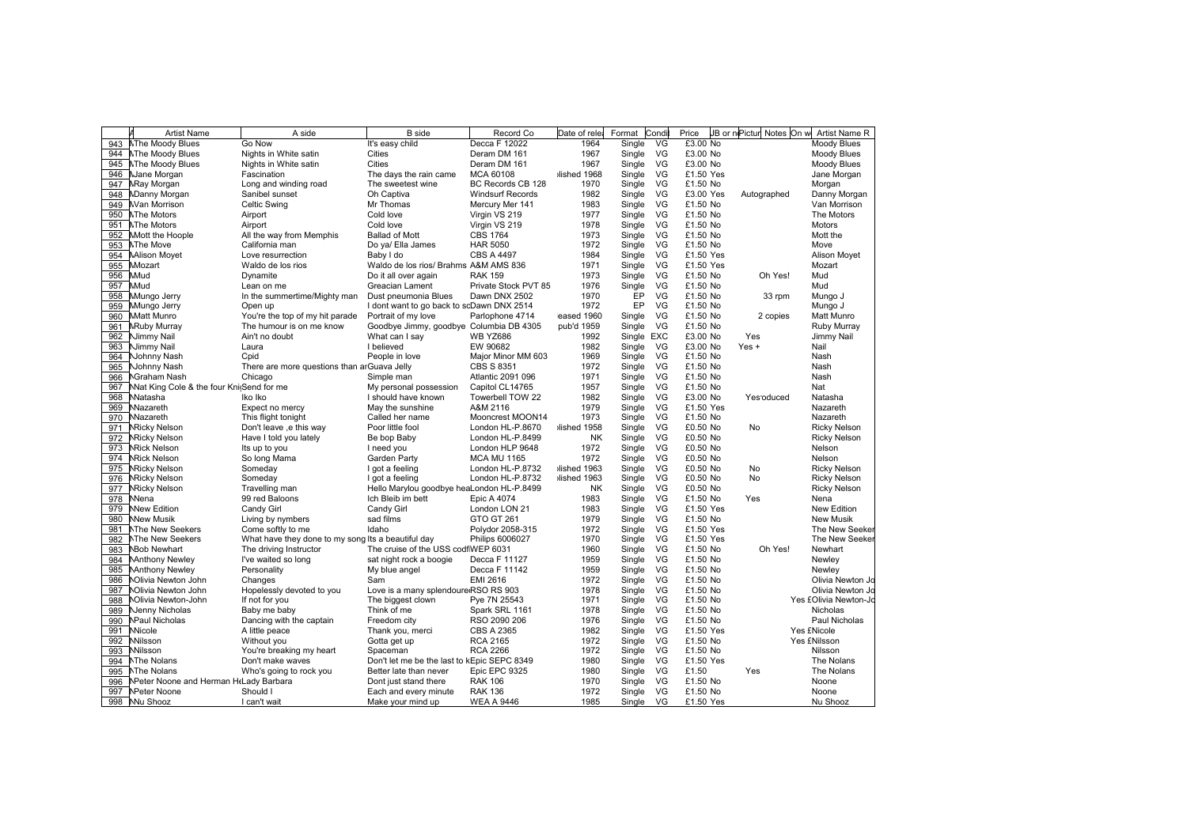| | A | Artist Name | A side | B side | Record Co | Date of rele | Format | Condi | Price | JB or n | Pictur | Notes | On w | Artist Name R |
|---|---|---|---|---|---|---|---|---|---|---|---|---|---|---|
| 943 | N | The Moody Blues | Go Now | It's easy child | Decca F 12022 | 1964 | Single | VG | £3.00 | No | | | | Moody Blues |
| 944 | N | The Moody Blues | Nights in White satin | Cities | Deram DM 161 | 1967 | Single | VG | £3.00 | No | | | | Moody Blues |
| 945 | N | The Moody Blues | Nights in White satin | Cities | Deram DM 161 | 1967 | Single | VG | £3.00 | No | | | | Moody Blues |
| 946 | N | Jane Morgan | Fascination | The days the rain came | MCA 60108 | blished 1968 | Single | VG | £1.50 | Yes | | | | Jane Morgan |
| 947 | N | Ray Morgan | Long and winding road | The sweetest wine | BC Records CB 128 | 1970 | Single | VG | £1.50 | No | | | | Morgan |
| 948 | N | Danny Morgan | Sanibel sunset | Oh Captiva | Windsurf Records | 1982 | Single | VG | £3.00 | Yes | | Autographed | | Danny Morgan |
| 949 | N | Van Morrison | Celtic Swing | Mr Thomas | Mercury Mer 141 | 1983 | Single | VG | £1.50 | No | | | | Van Morrison |
| 950 | N | The Motors | Airport | Cold love | Virgin VS 219 | 1977 | Single | VG | £1.50 | No | | | | The Motors |
| 951 | N | The Motors | Airport | Cold love | Virgin VS 219 | 1978 | Single | VG | £1.50 | No | | | | Motors |
| 952 | N | Mott the Hoople | All the way from Memphis | Ballad of Mott | CBS 1764 | 1973 | Single | VG | £1.50 | No | | | | Mott the |
| 953 | N | The Move | California man | Do ya/ Ella James | HAR 5050 | 1972 | Single | VG | £1.50 | No | | | | Move |
| 954 | N | Alison Moyet | Love resurrection | Baby I do | CBS A 4497 | 1984 | Single | VG | £1.50 | Yes | | | | Alison Moyet |
| 955 | N | Mozart | Waldo de los rios | Waldo de los rios/ Brahms | A&M AMS 836 | 1971 | Single | VG | £1.50 | Yes | | | | Mozart |
| 956 | N | Mud | Dynamite | Do it all over again | RAK 159 | 1973 | Single | VG | £1.50 | No | | Oh Yes! | | Mud |
| 957 | N | Mud | Lean on me | Greacian Lament | Private Stock PVT 85 | 1976 | Single | VG | £1.50 | No | | | | Mud |
| 958 | N | Mungo Jerry | In the summertime/Mighty man | Dust pneumonia Blues | Dawn DNX 2502 | 1970 | EP | VG | £1.50 | No | | 33 rpm | | Mungo J |
| 959 | N | Mungo Jerry | Open up | I dont want to go back to sc | Dawn DNX 2514 | 1972 | EP | VG | £1.50 | No | | | | Mungo J |
| 960 | N | Matt Munro | You're the top of my hit parade | Portrait of my love | Parlophone 4714 | eased 1960 | Single | VG | £1.50 | No | | 2 copies | | Matt Munro |
| 961 | N | Ruby Murray | The humour is on me know | Goodbye Jimmy, goodbye | Columbia DB 4305 | pub'd 1959 | Single | VG | £1.50 | No | | | | Ruby Murray |
| 962 | N | Jimmy Nail | Ain't no doubt | What can I say | WB YZ686 | 1992 | Single | EXC | £3.00 | No | Yes | | | Jimmy Nail |
| 963 | N | Jimmy Nail | Laura | I believed | EW 90682 | 1982 | Single | VG | £3.00 | No | Yes + | | | Nail |
| 964 | N | Johnny Nash | Cpid | People in love | Major Minor MM 603 | 1969 | Single | VG | £1.50 | No | | | | Nash |
| 965 | N | Johnny Nash | There are more questions than ar | Guava Jelly | CBS S 8351 | 1972 | Single | VG | £1.50 | No | | | | Nash |
| 966 | N | Graham Nash | Chicago | Simple man | Atlantic 2091 096 | 1971 | Single | VG | £1.50 | No | | | | Nash |
| 967 | N | Nat King Cole & the four Kni | Send for me | My personal possession | Capitol CL14765 | 1957 | Single | VG | £1.50 | No | | | | Nat |
| 968 | N | Natasha | Iko Iko | I should have known | Towerbell TOW 22 | 1982 | Single | VG | £3.00 | No | Yes | 'oduced | | Natasha |
| 969 | N | Nazareth | Expect no mercy | May the sunshine | A&M 2116 | 1979 | Single | VG | £1.50 | Yes | | | | Nazareth |
| 970 | N | Nazareth | This flight tonight | Called her name | Mooncrest MOON14 | 1973 | Single | VG | £1.50 | No | | | | Nazareth |
| 971 | N | Ricky Nelson | Don't leave ,e this way | Poor little fool | London HL-P.8670 | blished 1958 | Single | VG | £0.50 | No | No | | | Ricky Nelson |
| 972 | N | Ricky Nelson | Have I told you lately | Be bop Baby | London HL-P.8499 | NK | Single | VG | £0.50 | No | | | | Ricky Nelson |
| 973 | N | Rick Nelson | Its up to you | I need you | London HLP 9648 | 1972 | Single | VG | £0.50 | No | | | | Nelson |
| 974 | N | Rick Nelson | So long Mama | Garden Party | MCA MU 1165 | 1972 | Single | VG | £0.50 | No | | | | Nelson |
| 975 | N | Ricky Nelson | Someday | I got a feeling | London HL-P.8732 | blished 1963 | Single | VG | £0.50 | No | No | | | Ricky Nelson |
| 976 | N | Ricky Nelson | Someday | I got a feeling | London HL-P.8732 | blished 1963 | Single | VG | £0.50 | No | No | | | Ricky Nelson |
| 977 | N | Ricky Nelson | Travelling man | Hello Marylou goodbye hea | London HL-P.8499 | NK | Single | VG | £0.50 | No | | | | Ricky Nelson |
| 978 | N | Nena | 99 red Baloons | Ich Bleib im bett | Epic A 4074 | 1983 | Single | VG | £1.50 | No | Yes | | | Nena |
| 979 | N | New Edition | Candy Girl | Candy Girl | London LON 21 | 1983 | Single | VG | £1.50 | Yes | | | | New Edition |
| 980 | N | New Musik | Living by nymbers | sad films | GTO GT 261 | 1979 | Single | VG | £1.50 | No | | | | New Musik |
| 981 | N | The New Seekers | Come softly to me | Idaho | Polydor 2058-315 | 1972 | Single | VG | £1.50 | Yes | | | | The New Seeker |
| 982 | N | The New Seekers | What have they done to my song | Its a beautiful day | Philips 6006027 | 1970 | Single | VG | £1.50 | Yes | | | | The New Seeker |
| 983 | N | Bob Newhart | The driving Instructor | The cruise of the USS codf | WEP 6031 | 1960 | Single | VG | £1.50 | No | | Oh Yes! | | Newhart |
| 984 | N | Anthony Newley | I've waited so long | sat night rock a boogie | Decca F 11127 | 1959 | Single | VG | £1.50 | No | | | | Newley |
| 985 | N | Anthony Newley | Personality | My blue angel | Decca F 11142 | 1959 | Single | VG | £1.50 | No | | | | Newley |
| 986 | N | Olivia Newton John | Changes | Sam | EMI 2616 | 1972 | Single | VG | £1.50 | No | | | | Olivia Newton Jo |
| 987 | N | Olivia Newton John | Hopelessly devoted to you | Love is a many splendoure | RSO RS 903 | 1978 | Single | VG | £1.50 | No | | | | Olivia Newton Jo |
| 988 | N | Olivia Newton-John | If not for you | The biggest clown | Pye 7N 25543 | 1971 | Single | VG | £1.50 | No | | | Yes £ | Olivia Newton-Jo |
| 989 | N | Jenny Nicholas | Baby me baby | Think of me | Spark SRL 1161 | 1978 | Single | VG | £1.50 | No | | | | Nicholas |
| 990 | N | Paul Nicholas | Dancing with the captain | Freedom city | RSO 2090 206 | 1976 | Single | VG | £1.50 | No | | | | Paul Nicholas |
| 991 | N | Nicole | A little peace | Thank you, merci | CBS A 2365 | 1982 | Single | VG | £1.50 | Yes | | | Yes £ | Nicole |
| 992 | N | Nilsson | Without you | Gotta get up | RCA 2165 | 1972 | Single | VG | £1.50 | No | | | Yes £ | Nilsson |
| 993 | N | Nilsson | You're breaking my heart | Spaceman | RCA 2266 | 1972 | Single | VG | £1.50 | No | | | | Nilsson |
| 994 | N | The Nolans | Don't make waves | Don't let me be the last to k | Epic SEPC 8349 | 1980 | Single | VG | £1.50 | Yes | | | | The Nolans |
| 995 | N | The Nolans | Who's going to rock you | Better late than never | Epic EPC 9325 | 1980 | Single | VG | £1.50 | | Yes | | | The Nolans |
| 996 | N | Peter Noone and Herman He | Lady Barbara | Dont just stand there | RAK 106 | 1970 | Single | VG | £1.50 | No | | | | Noone |
| 997 | N | Peter Noone | Should I | Each and every minute | RAK 136 | 1972 | Single | VG | £1.50 | No | | | | Noone |
| 998 | N | Nu Shooz | I can't wait | Make your mind up | WEA A 9446 | 1985 | Single | VG | £1.50 | Yes | | | | Nu Shooz |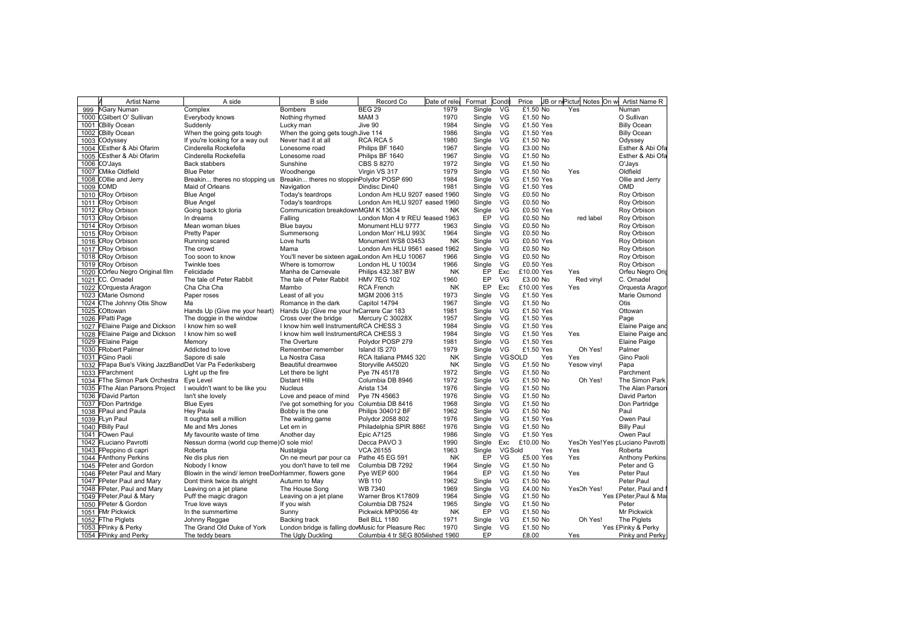| | A | Artist Name | A side | B side | Record Co | Date of rele | Format | Condi | Price | JB or n | Pictur | Notes | On w | Artist Name R |
|---|---|---|---|---|---|---|---|---|---|---|---|---|---|---|
| 999 | N | Gary Numan | Complex | Bombers | BEG 29 | 1979 | Single | VG | £1.50 | No | Yes | | | Numan |
| 1000 | C | Gilbert O' Sullivan | Everybody knows | Nothing rhymed | MAM 3 | 1970 | Single | VG | £1.50 | No | | | | O Sullivan |
| 1001 | C | Billy Ocean | Suddenly | Lucky man | Jive 90 | 1984 | Single | VG | £1.50 | Yes | | | | Billy Ocean |
| 1002 | C | Billy Ocean | When the going gets tough | When the going gets tough | Jive 114 | 1986 | Single | VG | £1.50 | Yes | | | | Billy Ocean |
| 1003 | C | Odyssey | If you're looking for a way out | Never had it at all | RCA RCA 5 | 1980 | Single | VG | £1.50 | No | | | | Odyssey |
| 1004 | C | Esther & Abi Ofarim | Cinderella Rockefella | Lonesome road | Philips BF 1640 | 1967 | Single | VG | £3.00 | No | | | | Esther & Abi Ofa |
| 1005 | C | Esther & Abi Ofarim | Cinderella Rockefella | Lonesome road | Philips BF 1640 | 1967 | Single | VG | £1.50 | No | | | | Esther & Abi Ofa |
| 1006 | C | O'Jays | Back stabbers | Sunshine | CBS S 8270 | 1972 | Single | VG | £1.50 | No | | | | O'Jays |
| 1007 | C | Mike Oldfield | Blue Peter | Woodhenge | Virgin VS 317 | 1979 | Single | VG | £1.50 | No | Yes | | | Oldfield |
| 1008 | C | Ollie and Jerry | Breakin... theres no stopping us | Breakin... theres no stoppin | Polydor POSP 690 | 1984 | Single | VG | £1.50 | Yes | | | | Ollie and Jerry |
| 1009 | C | OMD | Maid of Orleans | Navigation | Dindisc Din40 | 1981 | Single | VG | £1.50 | Yes | | | | OMD |
| 1010 | C | Roy Orbison | Blue Angel | Today's teardrops | London Am HLU 9207 | eased 1960 | Single | VG | £0.50 | No | | | | Roy Orbison |
| 1011 | C | Roy Orbison | Blue Angel | Today's teardrops | London Am HLU 9207 | eased 1960 | Single | VG | £0.50 | No | | | | Roy Orbison |
| 1012 | C | Roy Orbison | Going back to gloria | Communication breakdown | MGM K 13634 | NK | Single | VG | £0.50 | Yes | | | | Roy Orbison |
| 1013 | C | Roy Orbison | In dreams | Falling | London Mon 4 tr REU 1 | eased 1963 | EP | VG | £0.50 | No | | red label | | Roy Orbison |
| 1014 | C | Roy Orbison | Mean woman blues | Blue bayou | Monument HLU 9777 | 1963 | Single | VG | £0.50 | No | | | | Roy Orbison |
| 1015 | C | Roy Orbison | Pretty Paper | Summersong | London Mon' HLU 993( | 1964 | Single | VG | £0.50 | No | | | | Roy Orbison |
| 1016 | C | Roy Orbison | Running scared | Love hurts | Monument WS8 03453 | NK | Single | VG | £0.50 | Yes | | | | Roy Orbison |
| 1017 | C | Roy Orbison | The crowd | Mama | London Am HLU 9561 | eased 1962 | Single | VG | £0.50 | No | | | | Roy Orbison |
| 1018 | C | Roy Orbison | Too soon to know | You'll never be sixteen agai | London Am HLU 10067 | 1966 | Single | VG | £0.50 | No | | | | Roy Orbison |
| 1019 | C | Roy Orbison | Twinkle toes | Where is tomorrow | London HL U 10034 | 1966 | Single | VG | £0.50 | Yes | | | | Roy Orbison |
| 1020 | C | Orfeu Negro Original film | Felicidade | Manha de Carnevale | Philips 432.387 BW | NK | EP | Exc | £10.00 | Yes | Yes | | | Orfeu Negro Orig |
| 1021 | C | C. Ornadel | The tale of Peter Rabbit | The tale of Peter Rabbit | HMV 7EG 102 | 1960 | EP | VG | £3.00 | No | | Red vinyl | | C. Ornadel |
| 1022 | C | Orquesta Aragon | Cha Cha Cha | Mambo | RCA French | NK | EP | Exc | £10.00 | Yes | Yes | | | Orquesta Aragon |
| 1023 | C | Marie Osmond | Paper roses | Least of all you | MGM 2006 315 | 1973 | Single | VG | £1.50 | Yes | | | | Marie Osmond |
| 1024 | C | The Johnny Otis Show | Ma | Romance in the dark | Capitol 14794 | 1967 | Single | VG | £1.50 | No | | | | Otis |
| 1025 | C | Ottowan | Hands Up (Give me your heart) | Hands Up (Give me your he | Carrere Car 183 | 1981 | Single | VG | £1.50 | Yes | | | | Ottowan |
| 1026 | F | Patti Page | The doggie in the window | Cross over the bridge | Mercury C 30028X | 1957 | Single | VG | £1.50 | Yes | | | | Page |
| 1027 | F | Elaine Paige and Dickson | I know him so well | I know him well Instrumenta | RCA CHESS 3 | 1984 | Single | VG | £1.50 | Yes | | | | Elaine Paige and |
| 1028 | F | Elaine Paige and Dickson | I know him so well | I know him well Instrumenta | RCA CHESS 3 | 1984 | Single | VG | £1.50 | Yes | Yes | | | Elaine Paige and |
| 1029 | F | Elaine Paige | Memory | The Overture | Polydor POSP 279 | 1981 | Single | VG | £1.50 | Yes | | | | Elaine Paige |
| 1030 | F | Robert Palmer | Addicted to love | Remember remember | Island IS 270 | 1979 | Single | VG | £1.50 | Yes | | Oh Yes! | | Palmer |
| 1031 | F | Gino Paoli | Sapore di sale | La Nostra Casa | RCA Italiana PM45 320 | NK | Single | VG | SOLD | Yes | Yes | | | Gino Paoli |
| 1032 | F | Papa Bue's Viking JazzBand | Det Var Pa Federiksberg | Beautiful dreamwee | Storyville A45020 | NK | Single | VG | £1.50 | No | Yes | ow vinyl | | Papa |
| 1033 | F | Parchment | Light up the fire | Let there be light | Pye 7N 45178 | 1972 | Single | VG | £1.50 | No | | | | Parchment |
| 1034 | F | The Simon Park Orchestra | Eye Level | Distant Hills | Columbia DB 8946 | 1972 | Single | VG | £1.50 | No | | Oh Yes! | | The Simon Park |
| 1035 | F | The Alan Parsons Project | I wouldn't want to be like you | Nucleus | Arista 134 | 1976 | Single | VG | £1.50 | No | | | | The Alan Parson |
| 1036 | F | David Parton | Isn't she lovely | Love and peace of mind | Pye 7N 45663 | 1976 | Single | VG | £1.50 | No | | | | David Parton |
| 1037 | F | Don Partridge | Blue Eyes | I've got something for you | Columbia DB 8416 | 1968 | Single | VG | £1.50 | No | | | | Don Partridge |
| 1038 | F | Paul and Paula | Hey Paula | Bobby is the one | Philips 304012 BF | 1962 | Single | VG | £1.50 | No | | | | Paul |
| 1039 | F | Lyn Paul | It oughta sell a million | The waiting game | Polydor 2058 802 | 1976 | Single | VG | £1.50 | Yes | | | | Owen Paul |
| 1040 | F | Billy Paul | Me and Mrs Jones | Let em in | Philadelphia SPIR 8865 | 1976 | Single | VG | £1.50 | No | | | | Billy Paul |
| 1041 | F | Owen Paul | My favourite waste of time | Another day | Epic A7125 | 1986 | Single | VG | £1.50 | Yes | | | | Owen Paul |
| 1042 | F | Luciano Pavrotti | Nessun dorma (world cup theme) | O sole mio! | Decca PAVO 3 | 1990 | Single | Exc | £10.00 | No | Yes | Oh Yes! | Yes £ | Luciano Pavrotti |
| 1043 | F | Peppino di capri | Roberta | Nustalgia | VCA 26155 | 1963 | Single | VG | Sold | Yes | Yes | | | Roberta |
| 1044 | F | Anthony Perkins | Ne dis plus rien | On ne meurt par pour ca | Pathe 45 EG 591 | NK | EP | VG | £5.00 | Yes | Yes | | | Anthony Perkins |
| 1045 | F | Peter and Gordon | Nobody I know | you don't have to tell me | Columbia DB 7292 | 1964 | Single | VG | £1.50 | No | | | | Peter and G |
| 1046 | F | Peter Paul and Mary | Blowin in the wind/ lemon tree | Don Hammer, flowers gone | Pye WEP 600 | 1964 | EP | VG | £1.50 | No | Yes | | | Peter Paul |
| 1047 | F | Peter Paul and Mary | Dont think twice its alright | Autumn to May | WB 110 | 1962 | Single | VG | £1.50 | No | | | | Peter Paul |
| 1048 | F | Peter, Paul and Mary | Leaving on a jet plane | The House Song | WB 7340 | 1969 | Single | VG | £4.00 | No | Yes | Oh Yes! | | Peter, Paul and |
| 1049 | F | Peter,Paul & Mary | Puff the magic dragon | Leaving on a jet plane | Warner Bros K17809 | 1964 | Single | VG | £1.50 | No | | | Yes £ | Peter,Paul & Ma |
| 1050 | F | Peter & Gordon | True love ways | If you wish | Columbia DB 7524 | 1965 | Single | VG | £1.50 | No | | | | Peter |
| 1051 | F | Mr Pickwick | In the summertime | Sunny | Pickwick MP9056 4tr | NK | EP | VG | £1.50 | No | | | | Mr Pickwick |
| 1052 | F | The Piglets | Johnny Reggae | Backing track | Bell BLL 1180 | 1971 | Single | VG | £1.50 | No | | Oh Yes! | | The Piglets |
| 1053 | F | Pinky & Perky | The Grand Old Duke of York | London bridge is falling dow | Music for Pleasure Rec | 1970 | Single | VG | £1.50 | No | | | Yes £ | Pinky & Perky |
| 1054 | F | Pinky and Perky | The teddy bears | The Ugly Duckling | Columbia 4 tr SEG 805 | lished 1960 | EP | | £8.00 | | Yes | | | Pinky and Perky |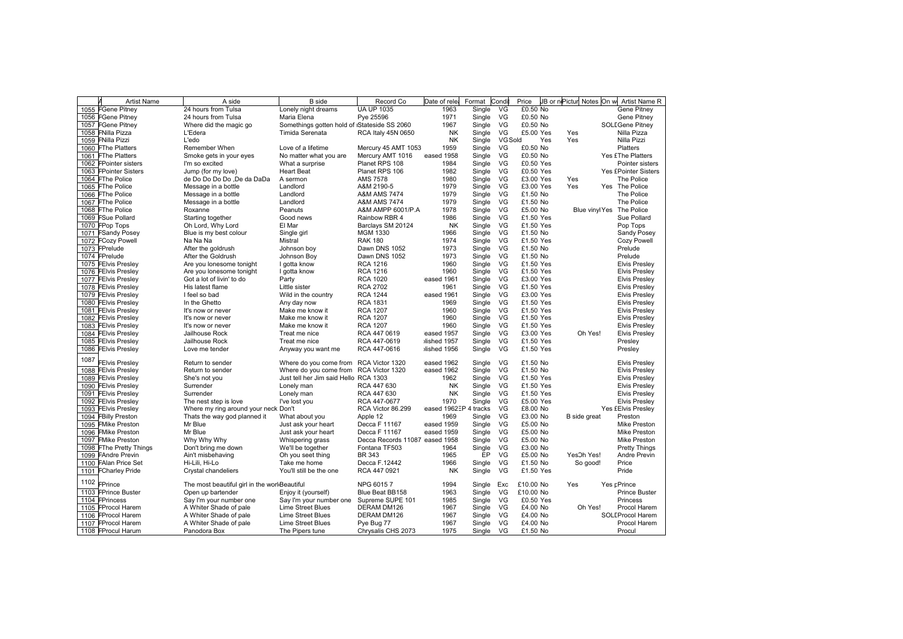| | A | Artist Name | A side | B side | Record Co | Date of rele | Format | Condi | Price | JB or n | Pictur | Notes | On w | Artist Name R |
|---|---|---|---|---|---|---|---|---|---|---|---|---|---|---|
| 1055 | F | Gene Pitney | 24 hours from Tulsa | Lonely night dreams | UA UP 1035 | 1963 | Single | VG | £0.50 | No | | | | Gene Pitney |
| 1056 | F | Gene Pitney | 24 hours from Tulsa | Maria Elena | Pye 25596 | 1971 | Single | VG | £0.50 | No | | | | Gene Pitney |
| 1057 | F | Gene Pitney | Where did the magic go | Somethings gotten hold of | Stateside SS 2060 | 1967 | Single | VG | £0.50 | No | | | SOLD | Gene Pitney |
| 1058 | F | Nilla Pizza | L'Edera | Timida Serenata | RCA Italy 45N 0650 | NK | Single | VG | £5.00 | Yes | Yes | | | Nilla Pizza |
| 1059 | F | Nilla Pizzi | L'edo | | | NK | Single | VG | Sold | Yes | Yes | | | Nilla Pizzi |
| 1060 | F | The Platters | Remember When | Love of a lifetime | Mercury 45 AMT 1053 | 1959 | Single | VG | £0.50 | No | | | | Platters |
| 1061 | F | The Platters | Smoke gets in your eyes | No matter what you are | Mercury AMT 1016 | eased 1958 | Single | VG | £0.50 | No | | | Yes £ | The Platters |
| 1062 | F | Pointer sisters | I'm so excited | What a surprise | Planet RPS 108 | 1984 | Single | VG | £0.50 | Yes | | | | Pointer sisters |
| 1063 | F | Pointer Sisters | Jump (for my love) | Heart Beat | Planet RPS 106 | 1982 | Single | VG | £0.50 | Yes | | | Yes £ | Pointer Sisters |
| 1064 | F | The Police | de Do Do Do Do ,De da DaDa | A sermon | AMS 7578 | 1980 | Single | VG | £3.00 | Yes | Yes | | | The Police |
| 1065 | F | The Police | Message in a bottle | Landlord | A&M 2190-5 | 1979 | Single | VG | £3.00 | Yes | Yes | | Yes | The Police |
| 1066 | F | The Police | Message in a bottle | Landlord | A&M AMS 7474 | 1979 | Single | VG | £1.50 | No | | | | The Police |
| 1067 | F | The Police | Message in a bottle | Landlord | A&M AMS 7474 | 1979 | Single | VG | £1.50 | No | | | | The Police |
| 1068 | F | The Police | Roxanne | Peanuts | A&M AMPP 6001/P.A | 1978 | Single | VG | £5.00 | No | | Blue vinyl | Yes | The Police |
| 1069 | F | Sue Pollard | Starting together | Good news | Rainbow RBR 4 | 1986 | Single | VG | £1.50 | Yes | | | | Sue Pollard |
| 1070 | F | Pop Tops | Oh Lord, Why Lord | El Mar | Barclays SM 20124 | NK | Single | VG | £1.50 | Yes | | | | Pop Tops |
| 1071 | F | Sandy Posey | Blue is my best colour | Single girl | MGM 1330 | 1966 | Single | VG | £1.50 | No | | | | Sandy Posey |
| 1072 | F | Cozy Powell | Na Na Na | Mistral | RAK 180 | 1974 | Single | VG | £1.50 | Yes | | | | Cozy Powell |
| 1073 | F | Prelude | After the goldrush | Johnson boy | Dawn DNS 1052 | 1973 | Single | VG | £1.50 | No | | | | Prelude |
| 1074 | F | Prelude | After the Goldrush | Johnson Boy | Dawn DNS 1052 | 1973 | Single | VG | £1.50 | No | | | | Prelude |
| 1075 | F | Elvis Presley | Are you lonesome tonight | I gotta know | RCA 1216 | 1960 | Single | VG | £1.50 | Yes | | | | Elvis Presley |
| 1076 | F | Elvis Presley | Are you lonesome tonight | I gotta know | RCA 1216 | 1960 | Single | VG | £1.50 | Yes | | | | Elvis Presley |
| 1077 | F | Elvis Presley | Got a lot of livin' to do | Party | RCA 1020 | eased 1961 | Single | VG | £3.00 | Yes | | | | Elvis Presley |
| 1078 | F | Elvis Presley | His latest flame | Little sister | RCA 2702 | 1961 | Single | VG | £1.50 | Yes | | | | Elvis Presley |
| 1079 | F | Elvis Presley | I feel so bad | Wild in the country | RCA 1244 | eased 1961 | Single | VG | £3.00 | Yes | | | | Elvis Presley |
| 1080 | F | Elvis Presley | In the Ghetto | Any day now | RCA 1831 | 1969 | Single | VG | £1.50 | Yes | | | | Elvis Presley |
| 1081 | F | Elvis Presley | It's now or never | Make me know it | RCA 1207 | 1960 | Single | VG | £1.50 | Yes | | | | Elvis Presley |
| 1082 | F | Elvis Presley | It's now or never | Make me know it | RCA 1207 | 1960 | Single | VG | £1.50 | Yes | | | | Elvis Presley |
| 1083 | F | Elvis Presley | It's now or never | Make me know it | RCA 1207 | 1960 | Single | VG | £1.50 | Yes | | | | Elvis Presley |
| 1084 | F | Elvis Presley | Jailhouse Rock | Treat me nice | RCA 447 0619 | eased 1957 | Single | VG | £3.00 | Yes | | Oh Yes! | | Elvis Presley |
| 1085 | F | Elvis Presley | Jailhouse Rock | Treat me nice | RCA 447-0619 | lished 1957 | Single | VG | £1.50 | Yes | | | | Presley |
| 1086 | F | Elvis Presley | Love me tender | Anyway you want me | RCA 447-0616 | lished 1956 | Single | VG | £1.50 | Yes | | | | Presley |
| 1087 | F | Elvis Presley | Return to sender | Where do you come from | RCA Victor 1320 | eased 1962 | Single | VG | £1.50 | No | | | | Elvis Presley |
| 1088 | F | Elvis Presley | Return to sender | Where do you come from | RCA Victor 1320 | eased 1962 | Single | VG | £1.50 | No | | | | Elvis Presley |
| 1089 | F | Elvis Presley | She's not you | Just tell her Jim said Hello | RCA 1303 | 1962 | Single | VG | £1.50 | Yes | | | | Elvis Presley |
| 1090 | F | Elvis Presley | Surrender | Lonely man | RCA 447 630 | NK | Single | VG | £1.50 | Yes | | | | Elvis Presley |
| 1091 | F | Elvis Presley | Surrender | Lonely man | RCA 447 630 | NK | Single | VG | £1.50 | Yes | | | | Elvis Presley |
| 1092 | F | Elvis Presley | The nest step is love | I've lost you | RCA 447-0677 | 1970 | Single | VG | £5.00 | Yes | | | | Elvis Presley |
| 1093 | F | Elvis Presley | Where my ring around your neck | Don't | RCA Victor 86.299 | eased 1962 | EP 4 tracks | VG | £8.00 | No | | | Yes £ | Elvis Presley |
| 1094 | F | Billy Preston | Thats the way god planned it | What about you | Apple 12 | 1969 | Single | VG | £3.00 | No | | B side great | | Preston |
| 1095 | F | Mike Preston | Mr Blue | Just ask your heart | Decca F 11167 | eased 1959 | Single | VG | £5.00 | No | | | | Mike Preston |
| 1096 | F | Mike Preston | Mr Blue | Just ask your heart | Decca F 11167 | eased 1959 | Single | VG | £5.00 | No | | | | Mike Preston |
| 1097 | F | Mike Preston | Why Why Why | Whispering grass | Decca Records 11087 | eased 1958 | Single | VG | £5.00 | No | | | | Mike Preston |
| 1098 | F | The Pretty Things | Don't bring me down | We'll be together | Fontana TF503 | 1964 | Single | VG | £3.00 | No | | | | Pretty Things |
| 1099 | F | Andre Previn | Ain't misbehaving | Oh you seet thing | BR 343 | 1965 | EP | VG | £5.00 | No | Yes | Oh Yes! | | Andre Previn |
| 1100 | F | Alan Price Set | Hi-Lili, Hi-Lo | Take me home | Decca F.12442 | 1966 | Single | VG | £1.50 | No | | So good! | | Price |
| 1101 | F | Charley Pride | Crystal chandeliers | You'll still be the one | RCA 447 0921 | NK | Single | VG | £1.50 | Yes | | | | Pride |
| 1102 | F | Prince | The most beautiful girl in the world | Beautiful | NPG 6015 7 | 1994 | Single | Exc | £10.00 | No | Yes | | Yes £ | Prince |
| 1103 | F | Prince Buster | Open up bartender | Enjoy it (yourself) | Blue Beat BB158 | 1963 | Single | VG | £10.00 | No | | | | Prince Buster |
| 1104 | F | Princess | Say I'm your number one | Say I'm your number one | Supreme SUPE 101 | 1985 | Single | VG | £0.50 | Yes | | | | Princess |
| 1105 | F | Procol Harem | A Whiter Shade of pale | Lime Street Blues | DERAM DM126 | 1967 | Single | VG | £4.00 | No | | Oh Yes! | | Procol Harem |
| 1106 | F | Procol Harem | A Whiter Shade of pale | Lime Street Blues | DERAM DM126 | 1967 | Single | VG | £4.00 | No | | | SOLD | Procol Harem |
| 1107 | F | Procol Harem | A Whiter Shade of pale | Lime Street Blues | Pye Bug 77 | 1967 | Single | VG | £4.00 | No | | | | Procol Harem |
| 1108 | F | Procul Harum | Panodora Box | The Pipers tune | Chrysalis CHS 2073 | 1975 | Single | VG | £1.50 | No | | | | Procul |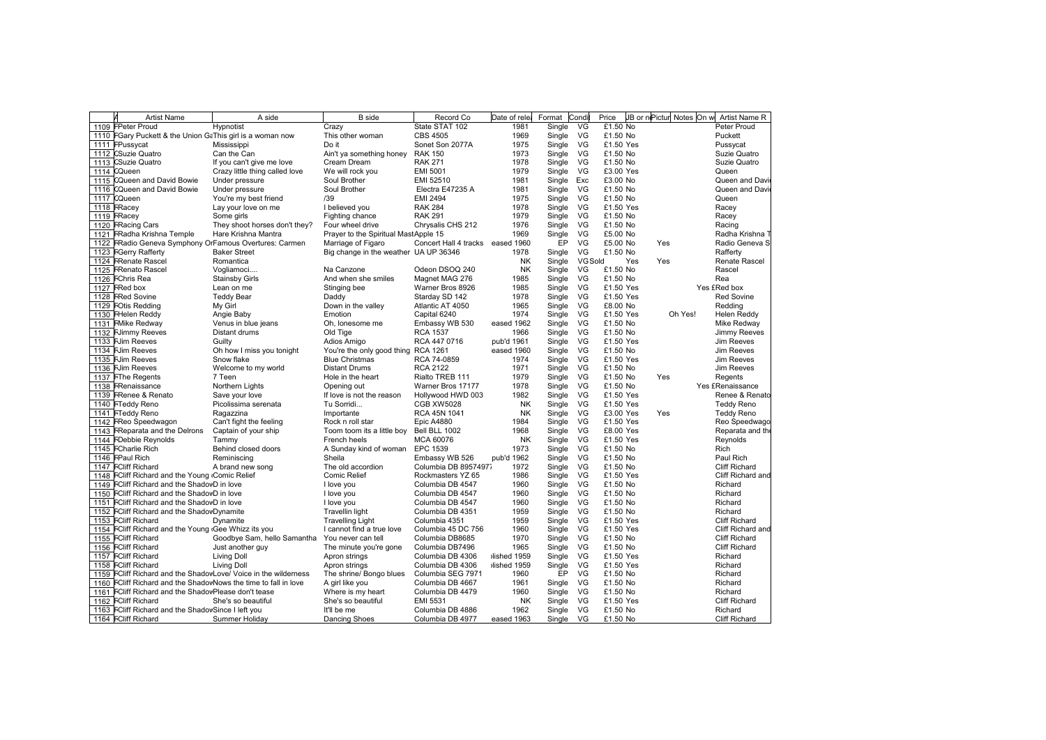| | A | Artist Name | A side | B side | Record Co | Date of rele | Format | Condi | Price | UB or n | Pictur | Notes | On w | Artist Name R |
|---|---|---|---|---|---|---|---|---|---|---|---|---|---|---|
| 1109 | F | Peter Proud | Hypnotist | Crazy | State STAT 102 | 1981 | Single | VG | £1.50 | No | | | | Peter Proud |
| 1110 | F | Gary Puckett & the Union Ga | This girl is a woman now | This other woman | CBS 4505 | 1969 | Single | VG | £1.50 | No | | | | Puckett |
| 1111 | F | Pussycat | Mississippi | Do it | Sonet Son 2077A | 1975 | Single | VG | £1.50 | Yes | | | | Pussycat |
| 1112 | C | Suzie Quatro | Can the Can | Ain't ya something honey | RAK 150 | 1973 | Single | VG | £1.50 | No | | | | Suzie Quatro |
| 1113 | C | Suzie Quatro | If you can't give me love | Cream Dream | RAK 271 | 1978 | Single | VG | £1.50 | No | | | | Suzie Quatro |
| 1114 | C | Queen | Crazy little thing called love | We will rock you | EMI 5001 | 1979 | Single | VG | £3.00 | Yes | | | | Queen |
| 1115 | C | Queen and David Bowie | Under pressure | Soul Brother | EMI 52510 | 1981 | Single | Exc | £3.00 | No | | | | Queen and Davi |
| 1116 | C | Queen and David Bowie | Under pressure | Soul Brother | Electra E47235 A | 1981 | Single | VG | £1.50 | No | | | | Queen and Davi |
| 1117 | C | Queen | You're my best friend | /39 | EMI 2494 | 1975 | Single | VG | £1.50 | No | | | | Queen |
| 1118 | F | Racey | Lay your love on me | I believed you | RAK 284 | 1978 | Single | VG | £1.50 | Yes | | | | Racey |
| 1119 | F | Racey | Some girls | Fighting chance | RAK 291 | 1979 | Single | VG | £1.50 | No | | | | Racey |
| 1120 | F | Racing Cars | They shoot horses don't they? | Four wheel drive | Chrysalis CHS 212 | 1976 | Single | VG | £1.50 | No | | | | Racing |
| 1121 | F | Radha Krishna Temple | Hare Krishna Mantra | Prayer to the Spiritual Mast | Apple 15 | 1969 | Single | VG | £5.00 | No | | | | Radha Krishna T |
| 1122 | F | Radio Geneva Symphony Or | Famous Overtures: Carmen | Marriage of Figaro | Concert Hall 4 tracks | eased 1960 | EP | VG | £5.00 | No | Yes | | | Radio Geneva S |
| 1123 | F | Gerry Rafferty | Baker Street | Big change in the weather | UA UP 36346 | 1978 | Single | VG | £1.50 | No | | | | Rafferty |
| 1124 | F | Renate Rascel | Romantica | | | NK | Single | VG | Sold | Yes | Yes | | | Renate Rascel |
| 1125 | F | Renato Rascel | Vogliamoci.... | Na Canzone | Odeon DSOQ 240 | NK | Single | VG | £1.50 | No | | | | Rascel |
| 1126 | F | Chris Rea | Stainsby Girls | And when she smiles | Magnet MAG 276 | 1985 | Single | VG | £1.50 | No | | | | Rea |
| 1127 | F | Red box | Lean on me | Stinging bee | Warner Bros 8926 | 1985 | Single | VG | £1.50 | Yes | | | Yes £ | Red box |
| 1128 | F | Red Sovine | Teddy Bear | Daddy | Starday SD 142 | 1978 | Single | VG | £1.50 | Yes | | | | Red Sovine |
| 1129 | F | Otis Redding | My Girl | Down in the valley | Atlantic AT 4050 | 1965 | Single | VG | £8.00 | No | | | | Redding |
| 1130 | F | Helen Reddy | Angie Baby | Emotion | Capital 6240 | 1974 | Single | VG | £1.50 | Yes | | Oh Yes! | | Helen Reddy |
| 1131 | F | Mike Redway | Venus in blue jeans | Oh, lonesome me | Embassy WB 530 | eased 1962 | Single | VG | £1.50 | No | | | | Mike Redway |
| 1132 | F | Jimmy Reeves | Distant drums | Old Tige | RCA 1537 | 1966 | Single | VG | £1.50 | No | | | | Jimmy Reeves |
| 1133 | F | Jim Reeves | Guilty | Adios Amigo | RCA 447 0716 | pub'd 1961 | Single | VG | £1.50 | Yes | | | | Jim Reeves |
| 1134 | F | Jim Reeves | Oh how I miss you tonight | You're the only good thing | RCA 1261 | eased 1960 | Single | VG | £1.50 | No | | | | Jim Reeves |
| 1135 | F | Jim Reeves | Snow flake | Blue Christmas | RCA 74-0859 | 1974 | Single | VG | £1.50 | Yes | | | | Jim Reeves |
| 1136 | F | Jim Reeves | Welcome to my world | Distant Drums | RCA 2122 | 1971 | Single | VG | £1.50 | No | | | | Jim Reeves |
| 1137 | F | The Regents | 7 Teen | Hole in the heart | Rialto TREB 111 | 1979 | Single | VG | £1.50 | No | Yes | | | Regents |
| 1138 | F | Renaissance | Northern Lights | Opening out | Warner Bros 17177 | 1978 | Single | VG | £1.50 | No | | | Yes £ | Renaissance |
| 1139 | F | Renee & Renato | Save your love | If love is not the reason | Hollywood HWD 003 | 1982 | Single | VG | £1.50 | Yes | | | | Renee & Renato |
| 1140 | F | Teddy Reno | Picolissima serenata | Tu Sorridi... | CGB XW5028 | NK | Single | VG | £1.50 | Yes | | | | Teddy Reno |
| 1141 | F | Teddy Reno | Ragazzina | Importante | RCA 45N 1041 | NK | Single | VG | £3.00 | Yes | Yes | | | Teddy Reno |
| 1142 | F | Reo Speedwagon | Can't fight the feeling | Rock n roll star | Epic A4880 | 1984 | Single | VG | £1.50 | Yes | | | | Reo Speedwago |
| 1143 | F | Reparata and the Delrons | Captain of your ship | Toom toom its a little boy | Bell BLL 1002 | 1968 | Single | VG | £8.00 | Yes | | | | Reparata and th |
| 1144 | F | Debbie Reynolds | Tammy | French heels | MCA 60076 | NK | Single | VG | £1.50 | Yes | | | | Reynolds |
| 1145 | F | Charlie Rich | Behind closed doors | A Sunday kind of woman | EPC 1539 | 1973 | Single | VG | £1.50 | No | | | | Rich |
| 1146 | F | Paul Rich | Reminiscing | Sheila | Embassy WB 526 | pub'd 1962 | Single | VG | £1.50 | No | | | | Paul Rich |
| 1147 | F | Cliff Richard | A brand new song | The old accordion | Columbia DB 89574977 | 1972 | Single | VG | £1.50 | No | | | | Cliff Richard |
| 1148 | F | Cliff Richard and the Young | Comic Relief | Comic Relief | Rockmasters YZ 65 | 1986 | Single | VG | £1.50 | Yes | | | | Cliff Richard and |
| 1149 | F | Cliff Richard and the Shadov | D in love | I love you | Columbia DB 4547 | 1960 | Single | VG | £1.50 | No | | | | Richard |
| 1150 | F | Cliff Richard and the Shadov | D in love | I love you | Columbia DB 4547 | 1960 | Single | VG | £1.50 | No | | | | Richard |
| 1151 | F | Cliff Richard and the Shadov | D in love | I love you | Columbia DB 4547 | 1960 | Single | VG | £1.50 | No | | | | Richard |
| 1152 | F | Cliff Richard and the Shadov | Dynamite | Travellin light | Columbia DB 4351 | 1959 | Single | VG | £1.50 | No | | | | Richard |
| 1153 | F | Cliff Richard | Dynamite | Travelling Light | Columbia 4351 | 1959 | Single | VG | £1.50 | Yes | | | | Cliff Richard |
| 1154 | F | Cliff Richard and the Young | Gee Whizz its you | I cannot find a true love | Columbia 45 DC 756 | 1960 | Single | VG | £1.50 | Yes | | | | Cliff Richard and |
| 1155 | F | Cliff Richard | Goodbye Sam, hello Samantha | You never can tell | Columbia DB8685 | 1970 | Single | VG | £1.50 | No | | | | Cliff Richard |
| 1156 | F | Cliff Richard | Just another guy | The minute you're gone | Columbia DB7496 | 1965 | Single | VG | £1.50 | No | | | | Cliff Richard |
| 1157 | F | Cliff Richard | Living Doll | Apron strings | Columbia DB 4306 | lished 1959 | Single | VG | £1.50 | Yes | | | | Richard |
| 1158 | F | Cliff Richard | Living Doll | Apron strings | Columbia DB 4306 | lished 1959 | Single | VG | £1.50 | Yes | | | | Richard |
| 1159 | F | Cliff Richard and the Shadov | Love/ Voice in the wilderness | The shrine/ Bongo blues | Columbia SEG 7971 | 1960 | EP | VG | £1.50 | No | | | | Richard |
| 1160 | F | Cliff Richard and the Shadov | Nows the time to fall in love | A girl like you | Columbia DB 4667 | 1961 | Single | VG | £1.50 | No | | | | Richard |
| 1161 | F | Cliff Richard and the Shadov | Please don't tease | Where is my heart | Columbia DB 4479 | 1960 | Single | VG | £1.50 | No | | | | Richard |
| 1162 | F | Cliff Richard | She's so beautiful | She's so beautiful | EMI 5531 | NK | Single | VG | £1.50 | Yes | | | | Cliff Richard |
| 1163 | F | Cliff Richard and the Shadov | Since I left you | It'll be me | Columbia DB 4886 | 1962 | Single | VG | £1.50 | No | | | | Richard |
| 1164 | F | Cliff Richard | Summer Holiday | Dancing Shoes | Columbia DB 4977 | eased 1963 | Single | VG | £1.50 | No | | | | Cliff Richard |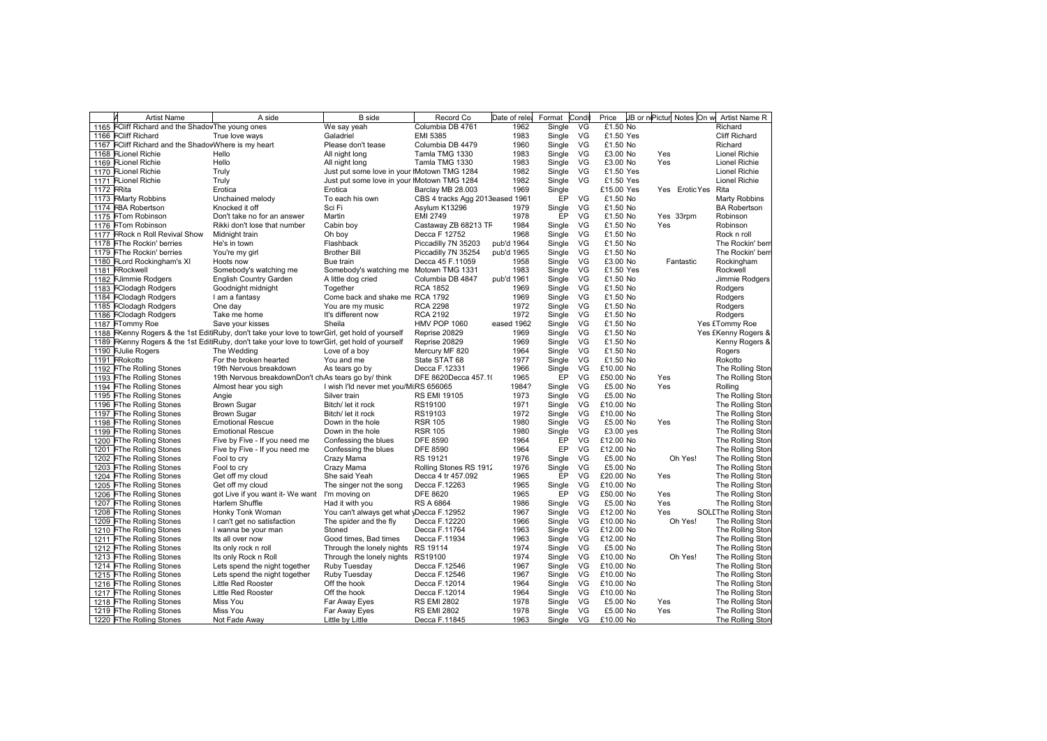| | A | Artist Name | A side | B side | Record Co | Date of rele | Format | Condi | Price | JB or n | Pictur | Notes | On w | Artist Name R |
|---|---|---|---|---|---|---|---|---|---|---|---|---|---|---|
| 1165 | R | Cliff Richard and the Shadov | The young ones | We say yeah | Columbia DB 4761 | 1962 | Single | VG | £1.50 | No | | | | Richard |
| 1166 | R | Cliff Richard | True love ways | Galadriel | EMI 5385 | 1983 | Single | VG | £1.50 | Yes | | | | Cliff Richard |
| 1167 | R | Cliff Richard and the Shadov | Where is my heart | Please don't tease | Columbia DB 4479 | 1960 | Single | VG | £1.50 | No | | | | Richard |
| 1168 | R | Lionel Richie | Hello | All night long | Tamla TMG 1330 | 1983 | Single | VG | £3.00 | No | Yes | | | Lionel Richie |
| 1169 | R | Lionel Richie | Hello | All night long | Tamla TMG 1330 | 1983 | Single | VG | £3.00 | No | Yes | | | Lionel Richie |
| 1170 | R | Lionel Richie | Truly | Just put some love in your h | Motown TMG 1284 | 1982 | Single | VG | £1.50 | Yes | | | | Lionel Richie |
| 1171 | R | Lionel Richie | Truly | Just put some love in your h | Motown TMG 1284 | 1982 | Single | VG | £1.50 | Yes | | | | Lionel Richie |
| 1172 | R | Rita | Erotica | Erotica | Barclay MB 28.003 | 1969 | Single | | £15.00 | Yes | Yes | Erotic | Yes | Rita |
| 1173 | R | Marty Robbins | Unchained melody | To each his own | CBS 4 tracks Agg 2013 | eased 1961 | EP | VG | £1.50 | No | | | | Marty Robbins |
| 1174 | R | BA Robertson | Knocked it off | Sci Fi | Asylum K13296 | 1979 | Single | VG | £1.50 | No | | | | BA Robertson |
| 1175 | R | Tom Robinson | Don't take no for an answer | Martin | EMI 2749 | 1978 | EP | VG | £1.50 | No | Yes | 33rpm | | Robinson |
| 1176 | R | Tom Robinson | Rikki don't lose that number | Cabin boy | Castaway ZB 68213 TF | 1984 | Single | VG | £1.50 | No | Yes | | | Robinson |
| 1177 | R | Rock n Roll Revival Show | Midnight train | Oh boy | Decca F 12752 | 1968 | Single | VG | £1.50 | No | | | | Rock n roll |
| 1178 | R | The Rockin' berries | He's in town | Flashback | Piccadilly 7N 35203 | pub'd 1964 | Single | VG | £1.50 | No | | | | The Rockin' berr |
| 1179 | R | The Rockin' berries | You're my girl | Brother Bill | Piccadilly 7N 35254 | pub'd 1965 | Single | VG | £1.50 | No | | | | The Rockin' berr |
| 1180 | R | Lord Rockingham's XI | Hoots now | Bue train | Decca 45 F.11059 | 1958 | Single | VG | £3.00 | No | | Fantastic | | Rockingham |
| 1181 | R | Rockwell | Somebody's watching me | Somebody's watching me | Motown TMG 1331 | 1983 | Single | VG | £1.50 | Yes | | | | Rockwell |
| 1182 | R | Jimmie Rodgers | English Country Garden | A little dog cried | Columbia DB 4847 | pub'd 1961 | Single | VG | £1.50 | No | | | | Jimmie Rodgers |
| 1183 | R | Clodagh Rodgers | Goodnight midnight | Together | RCA 1852 | 1969 | Single | VG | £1.50 | No | | | | Rodgers |
| 1184 | R | Clodagh Rodgers | I am a fantasy | Come back and shake me | RCA 1792 | 1969 | Single | VG | £1.50 | No | | | | Rodgers |
| 1185 | R | Clodagh Rodgers | One day | You are my music | RCA 2298 | 1972 | Single | VG | £1.50 | No | | | | Rodgers |
| 1186 | R | Clodagh Rodgers | Take me home | It's different now | RCA 2192 | 1972 | Single | VG | £1.50 | No | | | | Rodgers |
| 1187 | R | Tommy Roe | Save your kisses | Sheila | HMV POP 1060 | eased 1962 | Single | VG | £1.50 | No | | | Yes £ | Tommy Roe |
| 1188 | R | Kenny Rogers & the 1st Editi | Ruby, don't take your love to town | Girl, get hold of yourself | Reprise 20829 | 1969 | Single | VG | £1.50 | No | | | Yes £ | Kenny Rogers & |
| 1189 | R | Kenny Rogers & the 1st Editi | Ruby, don't take your love to town | Girl, get hold of yourself | Reprise 20829 | 1969 | Single | VG | £1.50 | No | | | Yes £ | Kenny Rogers & |
| 1190 | R | Julie Rogers | The Wedding | Love of a boy | Mercury MF 820 | 1964 | Single | VG | £1.50 | No | | | | Rogers |
| 1191 | R | Rokotto | For the broken hearted | You and me | State STAT 68 | 1977 | Single | VG | £1.50 | No | | | | Rokotto |
| 1192 | R | The Rolling Stones | 19th Nervous breakdown | As tears go by | Decca F.12331 | 1966 | Single | VG | £10.00 | No | | | | The Rolling Ston |
| 1193 | R | The Rolling Stones | 19th Nervous breakdownDon't ch | As tears go by/ think | DFE 8620Decca 457.1( | 1965 | EP | VG | £50.00 | No | Yes | | | The Rolling Ston |
| 1194 | R | The Rolling Stones | Almost hear you sigh | I wish I'ld never met you/Mi | RS 656065 | 1984? | Single | VG | £5.00 | No | Yes | | | Rolling |
| 1195 | R | The Rolling Stones | Angie | Silver train | RS EMI 19105 | 1973 | Single | VG | £5.00 | No | | | | The Rolling Ston |
| 1196 | R | The Rolling Stones | Brown Sugar | Bitch/ let it rock | RS19100 | 1971 | Single | VG | £10.00 | No | | | | The Rolling Ston |
| 1197 | R | The Rolling Stones | Brown Sugar | Bitch/ let it rock | RS19103 | 1972 | Single | VG | £10.00 | No | | | | The Rolling Ston |
| 1198 | R | The Rolling Stones | Emotional Rescue | Down in the hole | RSR 105 | 1980 | Single | VG | £5.00 | No | Yes | | | The Rolling Ston |
| 1199 | R | The Rolling Stones | Emotional Rescue | Down in the hole | RSR 105 | 1980 | Single | VG | £3.00 | yes | | | | The Rolling Ston |
| 1200 | R | The Rolling Stones | Five by Five - If you need me | Confessing the blues | DFE 8590 | 1964 | EP | VG | £12.00 | No | | | | The Rolling Ston |
| 1201 | R | The Rolling Stones | Five by Five - If you need me | Confessing the blues | DFE 8590 | 1964 | EP | VG | £12.00 | No | | | | The Rolling Ston |
| 1202 | R | The Rolling Stones | Fool to cry | Crazy Mama | RS 19121 | 1976 | Single | VG | £5.00 | No | | Oh Yes! | | The Rolling Ston |
| 1203 | R | The Rolling Stones | Fool to cry | Crazy Mama | Rolling Stones RS 1912 | 1976 | Single | VG | £5.00 | No | | | | The Rolling Ston |
| 1204 | R | The Rolling Stones | Get off my cloud | She said Yeah | Decca 4 tr 457.092 | 1965 | EP | VG | £20.00 | No | Yes | | | The Rolling Ston |
| 1205 | R | The Rolling Stones | Get off my cloud | The singer not the song | Decca F.12263 | 1965 | Single | VG | £10.00 | No | | | | The Rolling Ston |
| 1206 | R | The Rolling Stones | got Live if you want it- We want | I'm moving on | DFE 8620 | 1965 | EP | VG | £50.00 | No | Yes | | | The Rolling Ston |
| 1207 | R | The Rolling Stones | Harlem Shuffle | Had it with you | RS A 6864 | 1986 | Single | VG | £5.00 | No | Yes | | | The Rolling Ston |
| 1208 | R | The Rolling Stones | Honky Tonk Woman | You can't always get what y | Decca F.12952 | 1967 | Single | VG | £12.00 | No | Yes | | SOLD | The Rolling Ston |
| 1209 | R | The Rolling Stones | I can't get no satisfaction | The spider and the fly | Decca F.12220 | 1966 | Single | VG | £10.00 | No | | Oh Yes! | | The Rolling Ston |
| 1210 | R | The Rolling Stones | I wanna be your man | Stoned | Decca F.11764 | 1963 | Single | VG | £12.00 | No | | | | The Rolling Ston |
| 1211 | R | The Rolling Stones | Its all over now | Good times, Bad times | Decca F.11934 | 1963 | Single | VG | £12.00 | No | | | | The Rolling Ston |
| 1212 | R | The Rolling Stones | Its only rock n roll | Through the lonely nights | RS 19114 | 1974 | Single | VG | £5.00 | No | | | | The Rolling Ston |
| 1213 | R | The Rolling Stones | Its only Rock n Roll | Through the lonely nights | RS19100 | 1974 | Single | VG | £10.00 | No | | Oh Yes! | | The Rolling Ston |
| 1214 | R | The Rolling Stones | Lets spend the night together | Ruby Tuesday | Decca F.12546 | 1967 | Single | VG | £10.00 | No | | | | The Rolling Ston |
| 1215 | R | The Rolling Stones | Lets spend the night together | Ruby Tuesday | Decca F.12546 | 1967 | Single | VG | £10.00 | No | | | | The Rolling Ston |
| 1216 | R | The Rolling Stones | Little Red Rooster | Off the hook | Decca F.12014 | 1964 | Single | VG | £10.00 | No | | | | The Rolling Ston |
| 1217 | R | The Rolling Stones | Little Red Rooster | Off the hook | Decca F.12014 | 1964 | Single | VG | £10.00 | No | | | | The Rolling Ston |
| 1218 | R | The Rolling Stones | Miss You | Far Away Eyes | RS EMI 2802 | 1978 | Single | VG | £5.00 | No | Yes | | | The Rolling Ston |
| 1219 | R | The Rolling Stones | Miss You | Far Away Eyes | RS EMI 2802 | 1978 | Single | VG | £5.00 | No | Yes | | | The Rolling Ston |
| 1220 | R | The Rolling Stones | Not Fade Away | Little by Little | Decca F.11845 | 1963 | Single | VG | £10.00 | No | | | | The Rolling Ston |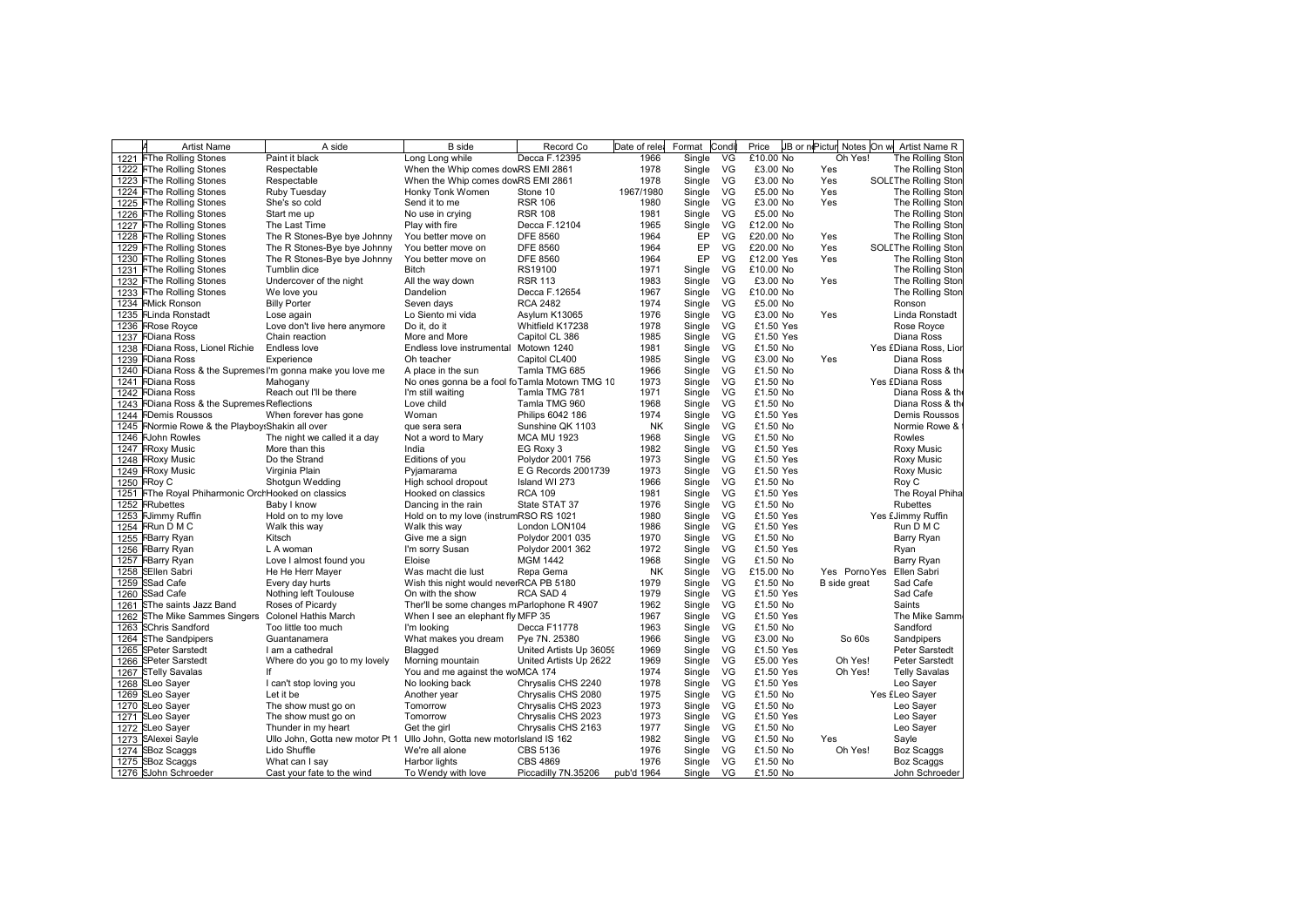| | A | Artist Name | A side | B side | Record Co | Date of rele | Format | Condi | Price | JB or n | Pictur | Notes | On w | Artist Name R |
|---|---|---|---|---|---|---|---|---|---|---|---|---|---|---|
| 1221 | R | The Rolling Stones | Paint it black | Long Long while | Decca F.12395 | 1966 | Single | VG | £10.00 | No | | Oh Yes! | | The Rolling Ston |
| 1222 | R | The Rolling Stones | Respectable | When the Whip comes dow | RS EMI 2861 | 1978 | Single | VG | £3.00 | No | Yes | | | The Rolling Ston |
| 1223 | R | The Rolling Stones | Respectable | When the Whip comes dow | RS EMI 2861 | 1978 | Single | VG | £3.00 | No | Yes | | SOLD | The Rolling Ston |
| 1224 | R | The Rolling Stones | Ruby Tuesday | Honky Tonk Women | Stone 10 | 1967/1980 | Single | VG | £5.00 | No | Yes | | | The Rolling Ston |
| 1225 | R | The Rolling Stones | She's so cold | Send it to me | RSR 106 | 1980 | Single | VG | £3.00 | No | Yes | | | The Rolling Ston |
| 1226 | R | The Rolling Stones | Start me up | No use in crying | RSR 108 | 1981 | Single | VG | £5.00 | No | | | | The Rolling Ston |
| 1227 | R | The Rolling Stones | The Last Time | Play with fire | Decca F.12104 | 1965 | Single | VG | £12.00 | No | | | | The Rolling Ston |
| 1228 | R | The Rolling Stones | The R Stones-Bye bye Johnny | You better move on | DFE 8560 | 1964 | EP | VG | £20.00 | No | Yes | | | The Rolling Ston |
| 1229 | R | The Rolling Stones | The R Stones-Bye bye Johnny | You better move on | DFE 8560 | 1964 | EP | VG | £20.00 | No | Yes | | SOLD | The Rolling Ston |
| 1230 | R | The Rolling Stones | The R Stones-Bye bye Johnny | You better move on | DFE 8560 | 1964 | EP | VG | £12.00 | Yes | Yes | | | The Rolling Ston |
| 1231 | R | The Rolling Stones | Tumblin dice | Bitch | RS19100 | 1971 | Single | VG | £10.00 | No | | | | The Rolling Ston |
| 1232 | R | The Rolling Stones | Undercover of the night | All the way down | RSR 113 | 1983 | Single | VG | £3.00 | No | Yes | | | The Rolling Ston |
| 1233 | R | The Rolling Stones | We love you | Dandelion | Decca F.12654 | 1967 | Single | VG | £10.00 | No | | | | The Rolling Ston |
| 1234 | R | Mick Ronson | Billy Porter | Seven days | RCA 2482 | 1974 | Single | VG | £5.00 | No | | | | Ronson |
| 1235 | R | Linda Ronstadt | Lose again | Lo Siento mi vida | Asylum K13065 | 1976 | Single | VG | £3.00 | No | Yes | | | Linda Ronstadt |
| 1236 | R | Rose Royce | Love don't live here anymore | Do it, do it | Whitfield K17238 | 1978 | Single | VG | £1.50 | Yes | | | | Rose Royce |
| 1237 | R | Diana Ross | Chain reaction | More and More | Capitol CL 386 | 1985 | Single | VG | £1.50 | Yes | | | | Diana Ross |
| 1238 | R | Diana Ross, Lionel Richie | Endless love | Endless love instrumental | Motown 1240 | 1981 | Single | VG | £1.50 | No | | | Yes £ | Diana Ross, Lior |
| 1239 | R | Diana Ross | Experience | Oh teacher | Capitol CL400 | 1985 | Single | VG | £3.00 | No | Yes | | | Diana Ross |
| 1240 | R | Diana Ross & the Supremes | I'm gonna make you love me | A place in the sun | Tamla TMG 685 | 1966 | Single | VG | £1.50 | No | | | | Diana Ross & the |
| 1241 | R | Diana Ross | Mahogany | No ones gonna be a fool fo | Tamla Motown TMG 10 | 1973 | Single | VG | £1.50 | No | | | Yes £ | Diana Ross |
| 1242 | R | Diana Ross | Reach out I'll be there | I'm still waiting | Tamla TMG 781 | 1971 | Single | VG | £1.50 | No | | | | Diana Ross & the |
| 1243 | R | Diana Ross & the Supremes | Reflections | Love child | Tamla TMG 960 | 1968 | Single | VG | £1.50 | No | | | | Diana Ross & the |
| 1244 | R | Demis Roussos | When forever has gone | Woman | Philips 6042 186 | 1974 | Single | VG | £1.50 | Yes | | | | Demis Roussos |
| 1245 | R | Normie Rowe & the Playboys | Shakin all over | que sera sera | Sunshine QK 1103 | NK | Single | VG | £1.50 | No | | | | Normie Rowe & |
| 1246 | R | John Rowles | The night we called it a day | Not a word to Mary | MCA MU 1923 | 1968 | Single | VG | £1.50 | No | | | | Rowles |
| 1247 | R | Roxy Music | More than this | India | EG Roxy 3 | 1982 | Single | VG | £1.50 | Yes | | | | Roxy Music |
| 1248 | R | Roxy Music | Do the Strand | Editions of you | Polydor 2001 756 | 1973 | Single | VG | £1.50 | Yes | | | | Roxy Music |
| 1249 | R | Roxy Music | Virginia Plain | Pyjamarama | E G Records 2001739 | 1973 | Single | VG | £1.50 | Yes | | | | Roxy Music |
| 1250 | R | Roy C | Shotgun Wedding | High school dropout | Island WI 273 | 1966 | Single | VG | £1.50 | No | | | | Roy C |
| 1251 | R | The Royal Phiharmonic Orch | Hooked on classics | Hooked on classics | RCA 109 | 1981 | Single | VG | £1.50 | Yes | | | | The Royal Phiha |
| 1252 | R | Rubettes | Baby I know | Dancing in the rain | State STAT 37 | 1976 | Single | VG | £1.50 | No | | | | Rubettes |
| 1253 | R | Jimmy Ruffin | Hold on to my love | Hold on to my love (instrum | RSO RS 1021 | 1980 | Single | VG | £1.50 | Yes | | | Yes £ | Jimmy Ruffin |
| 1254 | R | Run D M C | Walk this way | Walk this way | London LON104 | 1986 | Single | VG | £1.50 | Yes | | | | Run D M C |
| 1255 | R | Barry Ryan | Kitsch | Give me a sign | Polydor 2001 035 | 1970 | Single | VG | £1.50 | No | | | | Barry Ryan |
| 1256 | R | Barry Ryan | L A woman | I'm sorry Susan | Polydor 2001 362 | 1972 | Single | VG | £1.50 | Yes | | | | Ryan |
| 1257 | R | Barry Ryan | Love I almost found you | Eloise | MGM 1442 | 1968 | Single | VG | £1.50 | No | | | | Barry Ryan |
| 1258 | S | Ellen Sabri | He He Herr Mayer | Was macht die lust | Repa Gema | NK | Single | VG | £15.00 | No | Yes | Porno | Yes | Ellen Sabri |
| 1259 | S | Sad Cafe | Every day hurts | Wish this night would never | RCA PB 5180 | 1979 | Single | VG | £1.50 | No | | B side great | | Sad Cafe |
| 1260 | S | Sad Cafe | Nothing left Toulouse | On with the show | RCA SAD 4 | 1979 | Single | VG | £1.50 | Yes | | | | Sad Cafe |
| 1261 | S | The saints Jazz Band | Roses of Picardy | Ther'll be some changes m | Parlophone R 4907 | 1962 | Single | VG | £1.50 | No | | | | Saints |
| 1262 | S | The Mike Sammes Singers | Colonel Hathis March | When I see an elephant fly | MFP 35 | 1967 | Single | VG | £1.50 | Yes | | | | The Mike Samm |
| 1263 | S | Chris Sandford | Too little too much | I'm looking | Decca F11778 | 1963 | Single | VG | £1.50 | No | | | | Sandford |
| 1264 | S | The Sandpipers | Guantanamera | What makes you dream | Pye 7N. 25380 | 1966 | Single | VG | £3.00 | No | | So 60s | | Sandpipers |
| 1265 | S | Peter Sarstedt | I am a cathedral | Blagged | United Artists Up 36059 | 1969 | Single | VG | £1.50 | Yes | | | | Peter Sarstedt |
| 1266 | S | Peter Sarstedt | Where do you go to my lovely | Morning mountain | United Artists Up 2622 | 1969 | Single | VG | £5.00 | Yes | | Oh Yes! | | Peter Sarstedt |
| 1267 | S | Telly Savalas | If | You and me against the wo | MCA 174 | 1974 | Single | VG | £1.50 | Yes | | Oh Yes! | | Telly Savalas |
| 1268 | S | Leo Sayer | I can't stop loving you | No looking back | Chrysalis CHS 2240 | 1978 | Single | VG | £1.50 | Yes | | | | Leo Sayer |
| 1269 | S | Leo Sayer | Let it be | Another year | Chrysalis CHS 2080 | 1975 | Single | VG | £1.50 | No | | | Yes £ | Leo Sayer |
| 1270 | S | Leo Sayer | The show must go on | Tomorrow | Chrysalis CHS 2023 | 1973 | Single | VG | £1.50 | No | | | | Leo Sayer |
| 1271 | S | Leo Sayer | The show must go on | Tomorrow | Chrysalis CHS 2023 | 1973 | Single | VG | £1.50 | Yes | | | | Leo Sayer |
| 1272 | S | Leo Sayer | Thunder in my heart | Get the girl | Chrysalis CHS 2163 | 1977 | Single | VG | £1.50 | No | | | | Leo Sayer |
| 1273 | S | Alexei Sayle | Ullo John, Gotta new motor Pt 1 | Ullo John, Gotta new motor | Island IS 162 | 1982 | Single | VG | £1.50 | No | Yes | | | Sayle |
| 1274 | S | Boz Scaggs | Lido Shuffle | We're all alone | CBS 5136 | 1976 | Single | VG | £1.50 | No | | Oh Yes! | | Boz Scaggs |
| 1275 | S | Boz Scaggs | What can I say | Harbor lights | CBS 4869 | 1976 | Single | VG | £1.50 | No | | | | Boz Scaggs |
| 1276 | S | John Schroeder | Cast your fate to the wind | To Wendy with love | Piccadilly 7N.35206 | pub'd 1964 | Single | VG | £1.50 | No | | | | John Schroeder |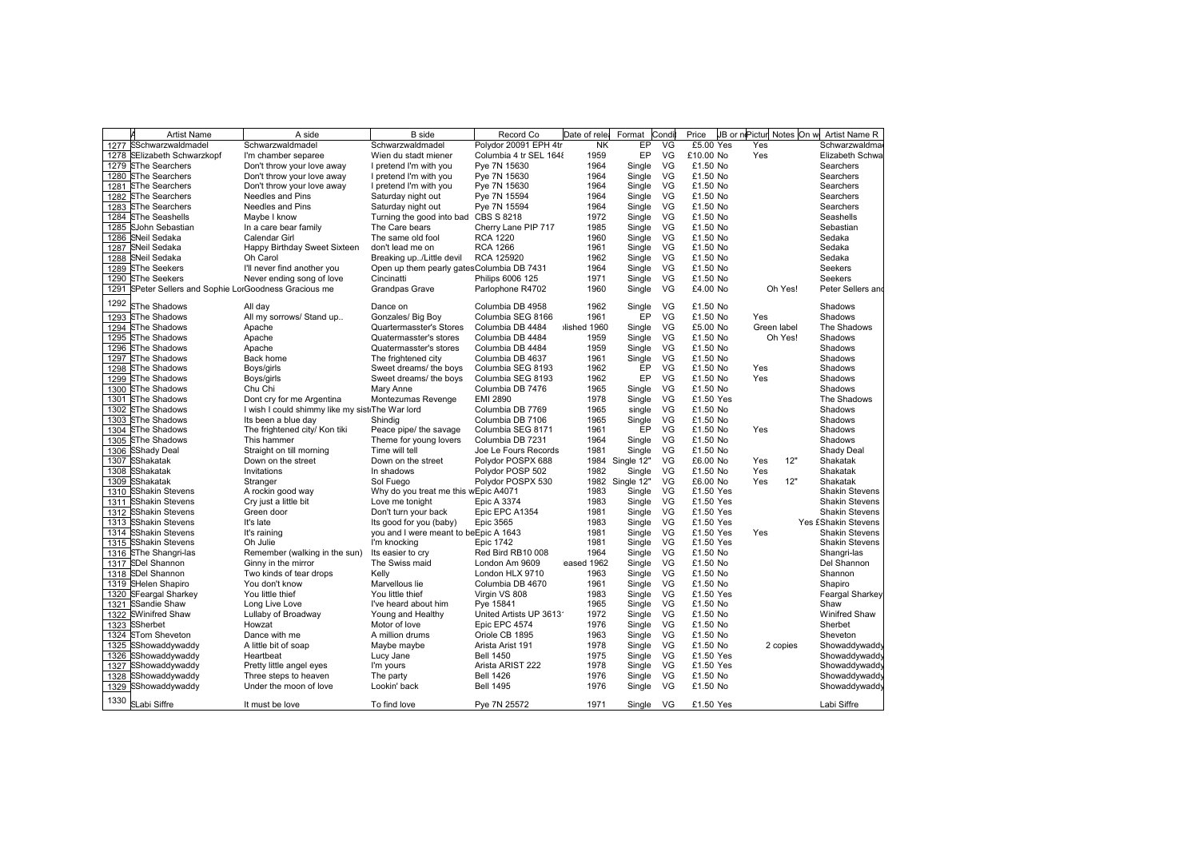| | A | Artist Name | A side | B side | Record Co | Date of rele | Format | Condi | Price | JB or n | Pictur | Notes | On w | Artist Name R |
|---|---|---|---|---|---|---|---|---|---|---|---|---|---|---|
| 1277 | S | Schwarzwaldmadel | Schwarzwaldmadel | Schwarzwaldmadel | Polydor 20091 EPH 4tr | NK | EP | VG | £5.00 | Yes | Yes | | | Schwarzwaldma |
| 1278 | S | Elizabeth Schwarzkopf | I'm chamber separee | Wien du stadt miener | Columbia 4 tr SEL 1648 | 1959 | EP | VG | £10.00 | No | Yes | | | Elizabeth Schwa |
| 1279 | S | The Searchers | Don't throw your love away | I pretend I'm with you | Pye 7N 15630 | 1964 | Single | VG | £1.50 | No | | | | Searchers |
| 1280 | S | The Searchers | Don't throw your love away | I pretend I'm with you | Pye 7N 15630 | 1964 | Single | VG | £1.50 | No | | | | Searchers |
| 1281 | S | The Searchers | Don't throw your love away | I pretend I'm with you | Pye 7N 15630 | 1964 | Single | VG | £1.50 | No | | | | Searchers |
| 1282 | S | The Searchers | Needles and Pins | Saturday night out | Pye 7N 15594 | 1964 | Single | VG | £1.50 | No | | | | Searchers |
| 1283 | S | The Searchers | Needles and Pins | Saturday night out | Pye 7N 15594 | 1964 | Single | VG | £1.50 | No | | | | Searchers |
| 1284 | S | The Seashells | Maybe I know | Turning the good into bad | CBS S 8218 | 1972 | Single | VG | £1.50 | No | | | | Seashells |
| 1285 | S | John Sebastian | In a care bear family | The Care bears | Cherry Lane PIP 717 | 1985 | Single | VG | £1.50 | No | | | | Sebastian |
| 1286 | S | Neil Sedaka | Calendar Girl | The same old fool | RCA 1220 | 1960 | Single | VG | £1.50 | No | | | | Sedaka |
| 1287 | S | Neil Sedaka | Happy Birthday Sweet Sixteen | don't lead me on | RCA 1266 | 1961 | Single | VG | £1.50 | No | | | | Sedaka |
| 1288 | S | Neil Sedaka | Oh Carol | Breaking up../Little devil | RCA 125920 | 1962 | Single | VG | £1.50 | No | | | | Sedaka |
| 1289 | S | The Seekers | I'll never find another you | Open up them pearly gates | Columbia DB 7431 | 1964 | Single | VG | £1.50 | No | | | | Seekers |
| 1290 | S | The Seekers | Never ending song of love | Cincinatti | Philips 6006 125 | 1971 | Single | VG | £1.50 | No | | | | Seekers |
| 1291 | S | Peter Sellers and Sophie Lor | Goodness Gracious me | Grandpas Grave | Parlophone R4702 | 1960 | Single | VG | £4.00 | No | | Oh Yes! | | Peter Sellers and |
| 1292 | S | The Shadows | All day | Dance on | Columbia DB 4958 | 1962 | Single | VG | £1.50 | No | | | | Shadows |
| 1293 | S | The Shadows | All my sorrows/ Stand up.. | Gonzales/ Big Boy | Columbia SEG 8166 | 1961 | EP | VG | £1.50 | No | Yes | | | Shadows |
| 1294 | S | The Shadows | Apache | Quartermasster's Stores | Columbia DB 4484 | lished 1960 | Single | VG | £5.00 | No | | Green label | | The Shadows |
| 1295 | S | The Shadows | Apache | Quatermasster's stores | Columbia DB 4484 | 1959 | Single | VG | £1.50 | No | | Oh Yes! | | Shadows |
| 1296 | S | The Shadows | Apache | Quatermasster's stores | Columbia DB 4484 | 1959 | Single | VG | £1.50 | No | | | | Shadows |
| 1297 | S | The Shadows | Back home | The frightened city | Columbia DB 4637 | 1961 | Single | VG | £1.50 | No | | | | Shadows |
| 1298 | S | The Shadows | Boys/girls | Sweet dreams/ the boys | Columbia SEG 8193 | 1962 | EP | VG | £1.50 | No | Yes | | | Shadows |
| 1299 | S | The Shadows | Boys/girls | Sweet dreams/ the boys | Columbia SEG 8193 | 1962 | EP | VG | £1.50 | No | Yes | | | Shadows |
| 1300 | S | The Shadows | Chu Chi | Mary Anne | Columbia DB 7476 | 1965 | Single | VG | £1.50 | No | | | | Shadows |
| 1301 | S | The Shadows | Dont cry for me Argentina | Montezumas Revenge | EMI 2890 | 1978 | Single | VG | £1.50 | Yes | | | | The Shadows |
| 1302 | S | The Shadows | I wish I could shimmy like my sist | The War lord | Columbia DB 7769 | 1965 | single | VG | £1.50 | No | | | | Shadows |
| 1303 | S | The Shadows | Its been a blue day | Shindig | Columbia DB 7106 | 1965 | Single | VG | £1.50 | No | | | | Shadows |
| 1304 | S | The Shadows | The frightened city/ Kon tiki | Peace pipe/ the savage | Columbia SEG 8171 | 1961 | EP | VG | £1.50 | No | Yes | | | Shadows |
| 1305 | S | The Shadows | This hammer | Theme for young lovers | Columbia DB 7231 | 1964 | Single | VG | £1.50 | No | | | | Shadows |
| 1306 | S | Shady Deal | Straight on till morning | Time will tell | Joe Le Fours Records | 1981 | Single | VG | £1.50 | No | | | | Shady Deal |
| 1307 | S | Shakatak | Down on the street | Down on the street | Polydor POSPX 688 | 1984 | Single 12" | VG | £6.00 | No | Yes | 12" | | Shakatak |
| 1308 | S | Shakatak | Invitations | In shadows | Polydor POSP 502 | 1982 | Single | VG | £1.50 | No | Yes | | | Shakatak |
| 1309 | S | Shakatak | Stranger | Sol Fuego | Polydor POSPX 530 | 1982 | Single 12" | VG | £6.00 | No | Yes | 12" | | Shakatak |
| 1310 | S | Shakin Stevens | A rockin good way | Why do you treat me this w | Epic A4071 | 1983 | Single | VG | £1.50 | Yes | | | | Shakin Stevens |
| 1311 | S | Shakin Stevens | Cry just a little bit | Love me tonight | Epic A 3374 | 1983 | Single | VG | £1.50 | Yes | | | | Shakin Stevens |
| 1312 | S | Shakin Stevens | Green door | Don't turn your back | Epic EPC A1354 | 1981 | Single | VG | £1.50 | Yes | | | | Shakin Stevens |
| 1313 | S | Shakin Stevens | It's late | Its good for you (baby) | Epic 3565 | 1983 | Single | VG | £1.50 | Yes | | | Yes £ | Shakin Stevens |
| 1314 | S | Shakin Stevens | It's raining | you and I were meant to be | Epic A 1643 | 1981 | Single | VG | £1.50 | Yes | Yes | | | Shakin Stevens |
| 1315 | S | Shakin Stevens | Oh Julie | I'm knocking | Epic 1742 | 1981 | Single | VG | £1.50 | Yes | | | | Shakin Stevens |
| 1316 | S | The Shangri-las | Remember (walking in the sun) | Its easier to cry | Red Bird RB10 008 | 1964 | Single | VG | £1.50 | No | | | | Shangri-las |
| 1317 | S | Del Shannon | Ginny in the mirror | The Swiss maid | London Am 9609 | eased 1962 | Single | VG | £1.50 | No | | | | Del Shannon |
| 1318 | S | Del Shannon | Two kinds of tear drops | Kelly | London HLX 9710 | 1963 | Single | VG | £1.50 | No | | | | Shannon |
| 1319 | S | Helen Shapiro | You don't know | Marvellous lie | Columbia DB 4670 | 1961 | Single | VG | £1.50 | No | | | | Shapiro |
| 1320 | S | Feargal Sharkey | You little thief | You little thief | Virgin VS 808 | 1983 | Single | VG | £1.50 | Yes | | | | Feargal Sharkey |
| 1321 | S | Sandie Shaw | Long Live Love | I've heard about him | Pye 15841 | 1965 | Single | VG | £1.50 | No | | | | Shaw |
| 1322 | S | Winifred Shaw | Lullaby of Broadway | Young and Healthy | United Artists UP 3613 | 1972 | Single | VG | £1.50 | No | | | | Winifred Shaw |
| 1323 | S | Sherbet | Howzat | Motor of love | Epic EPC 4574 | 1976 | Single | VG | £1.50 | No | | | | Sherbet |
| 1324 | S | Tom Sheveton | Dance with me | A million drums | Oriole CB 1895 | 1963 | Single | VG | £1.50 | No | | | | Sheveton |
| 1325 | S | Showaddywaddy | A little bit of soap | Maybe maybe | Arista Arist 191 | 1978 | Single | VG | £1.50 | No | | 2 copies | | Showaddywaddy |
| 1326 | S | Showaddywaddy | Heartbeat | Lucy Jane | Bell 1450 | 1975 | Single | VG | £1.50 | Yes | | | | Showaddywaddy |
| 1327 | S | Showaddywaddy | Pretty little angel eyes | I'm yours | Arista ARIST 222 | 1978 | Single | VG | £1.50 | Yes | | | | Showaddywaddy |
| 1328 | S | Showaddywaddy | Three steps to heaven | The party | Bell 1426 | 1976 | Single | VG | £1.50 | No | | | | Showaddywaddy |
| 1329 | S | Showaddywaddy | Under the moon of love | Lookin' back | Bell 1495 | 1976 | Single | VG | £1.50 | No | | | | Showaddywaddy |
| 1330 | S | Labi Siffre | It must be love | To find love | Pye 7N 25572 | 1971 | Single | VG | £1.50 | Yes | | | | Labi Siffre |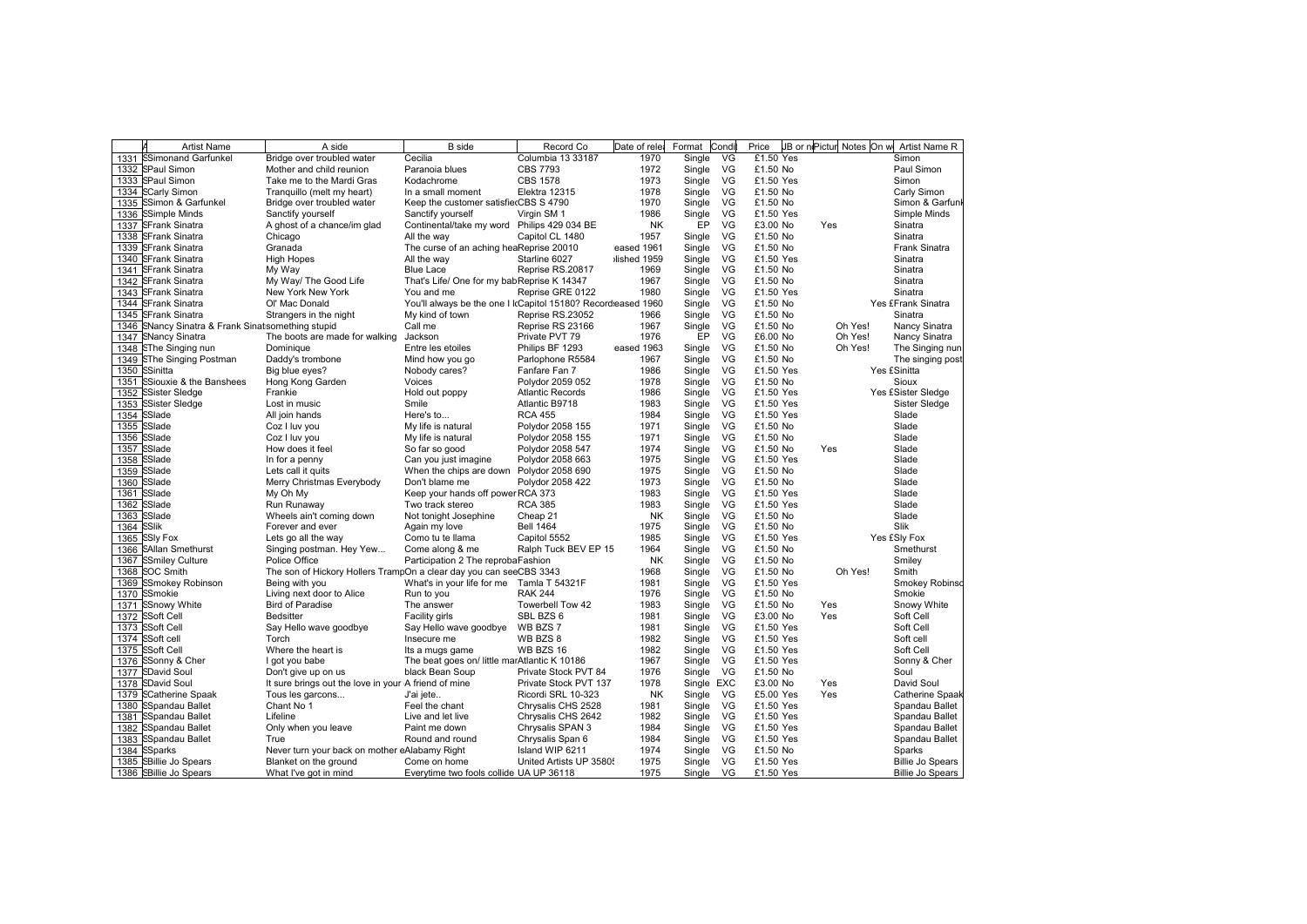| | A | Artist Name | A side | B side | Record Co | Date of rele | Format | Condi | Price | JB or n | Pictur | Notes | On w | Artist Name R |
|---|---|---|---|---|---|---|---|---|---|---|---|---|---|---|
| 1331 | S | Simonand Garfunkel | Bridge over troubled water | Cecilia | Columbia 13 33187 | 1970 | Single | VG | £1.50 | Yes | | | | Simon |
| 1332 | S | Paul Simon | Mother and child reunion | Paranoia blues | CBS 7793 | 1972 | Single | VG | £1.50 | No | | | | Paul Simon |
| 1333 | S | Paul Simon | Take me to the Mardi Gras | Kodachrome | CBS 1578 | 1973 | Single | VG | £1.50 | Yes | | | | Simon |
| 1334 | S | Carly Simon | Tranquillo (melt my heart) | In a small moment | Elektra 12315 | 1978 | Single | VG | £1.50 | No | | | | Carly Simon |
| 1335 | S | Simon & Garfunkel | Bridge over troubled water | Keep the customer satisfiedCBS S 4790 | | 1970 | Single | VG | £1.50 | No | | | | Simon & Garfunk |
| 1336 | S | Simple Minds | Sanctify yourself | Sanctify yourself | Virgin SM 1 | 1986 | Single | VG | £1.50 | Yes | | | | Simple Minds |
| 1337 | S | Frank Sinatra | A ghost of a chance/im glad | Continental/take my word | Philips 429 034 BE | NK | EP | VG | £3.00 | No | Yes | | | Sinatra |
| 1338 | S | Frank Sinatra | Chicago | All the way | Capitol CL 1480 | 1957 | Single | VG | £1.50 | No | | | | Sinatra |
| 1339 | S | Frank Sinatra | Granada | The curse of an aching heaReprise 20010 | | eased 1961 | Single | VG | £1.50 | No | | | | Frank Sinatra |
| 1340 | S | Frank Sinatra | High Hopes | All the way | Starline 6027 | lished 1959 | Single | VG | £1.50 | Yes | | | | Sinatra |
| 1341 | S | Frank Sinatra | My Way | Blue Lace | Reprise RS.20817 | 1969 | Single | VG | £1.50 | No | | | | Sinatra |
| 1342 | S | Frank Sinatra | My Way/ The Good Life | That's Life/ One for my babReprise K 14347 | | 1967 | Single | VG | £1.50 | No | | | | Sinatra |
| 1343 | S | Frank Sinatra | New York New York | You and me | Reprise GRE 0122 | 1980 | Single | VG | £1.50 | Yes | | | | Sinatra |
| 1344 | S | Frank Sinatra | Ol' Mac Donald | You'll always be the one I lcCapitol 15180? Recordeased 1960 | | | Single | VG | £1.50 | No | | | Yes £ | Frank Sinatra |
| 1345 | S | Frank Sinatra | Strangers in the night | My kind of town | Reprise RS.23052 | 1966 | Single | VG | £1.50 | No | | | | Sinatra |
| 1346 | S | Nancy Sinatra & Frank Sinatsomething stupid | | Call me | Reprise RS 23166 | 1967 | Single | VG | £1.50 | No | | Oh Yes! | | Nancy Sinatra |
| 1347 | S | Nancy Sinatra | The boots are made for walking | Jackson | Private PVT 79 | 1976 | EP | VG | £6.00 | No | | Oh Yes! | | Nancy Sinatra |
| 1348 | S | The Singing nun | Dominique | Entre les etoiles | Philips BF 1293 | eased 1963 | Single | VG | £1.50 | No | | Oh Yes! | | The Singing nun |
| 1349 | S | The Singing Postman | Daddy's trombone | Mind how you go | Parlophone R5584 | 1967 | Single | VG | £1.50 | No | | | | The singing post |
| 1350 | S | Sinitta | Big blue eyes? | Nobody cares? | Fanfare Fan 7 | 1986 | Single | VG | £1.50 | Yes | | | Yes £ | Sinitta |
| 1351 | S | Siouxie & the Banshees | Hong Kong Garden | Voices | Polydor 2059 052 | 1978 | Single | VG | £1.50 | No | | | | Sioux |
| 1352 | S | Sister Sledge | Frankie | Hold out poppy | Atlantic Records | 1986 | Single | VG | £1.50 | Yes | | | Yes £ | Sister Sledge |
| 1353 | S | Sister Sledge | Lost in music | Smile | Atlantic B9718 | 1983 | Single | VG | £1.50 | Yes | | | | Sister Sledge |
| 1354 | S | Slade | All join hands | Here's to... | RCA 455 | 1984 | Single | VG | £1.50 | Yes | | | | Slade |
| 1355 | S | Slade | Coz I luv you | My life is natural | Polydor 2058 155 | 1971 | Single | VG | £1.50 | No | | | | Slade |
| 1356 | S | Slade | Coz I luv you | My life is natural | Polydor 2058 155 | 1971 | Single | VG | £1.50 | No | | | | Slade |
| 1357 | S | Slade | How does it feel | So far so good | Polydor 2058 547 | 1974 | Single | VG | £1.50 | No | Yes | | | Slade |
| 1358 | S | Slade | In for a penny | Can you just imagine | Polydor 2058 663 | 1975 | Single | VG | £1.50 | Yes | | | | Slade |
| 1359 | S | Slade | Lets call it quits | When the chips are down | Polydor 2058 690 | 1975 | Single | VG | £1.50 | No | | | | Slade |
| 1360 | S | Slade | Merry Christmas Everybody | Don't blame me | Polydor 2058 422 | 1973 | Single | VG | £1.50 | No | | | | Slade |
| 1361 | S | Slade | My Oh My | Keep your hands off power RCA 373 | | 1983 | Single | VG | £1.50 | Yes | | | | Slade |
| 1362 | S | Slade | Run Runaway | Two track stereo | RCA 385 | 1983 | Single | VG | £1.50 | Yes | | | | Slade |
| 1363 | S | Slade | Wheels ain't coming down | Not tonight Josephine | Cheap 21 | NK | Single | VG | £1.50 | No | | | | Slade |
| 1364 | S | Slik | Forever and ever | Again my love | Bell 1464 | 1975 | Single | VG | £1.50 | No | | | | Slik |
| 1365 | S | Sly Fox | Lets go all the way | Como tu te llama | Capitol 5552 | 1985 | Single | VG | £1.50 | Yes | | | Yes £ | Sly Fox |
| 1366 | S | Allan Smethurst | Singing postman. Hey Yew... | Come along & me | Ralph Tuck BEV EP 15 | 1964 | Single | VG | £1.50 | No | | | | Smethurst |
| 1367 | S | Smiley Culture | Police Office | Participation 2 The reprobaFashion | | NK | Single | VG | £1.50 | No | | | | Smiley |
| 1368 | S | OC Smith | The son of Hickory Hollers TrampOn a clear day you can seeCBS 3343 | | | 1968 | Single | VG | £1.50 | No | | Oh Yes! | | Smith |
| 1369 | S | Smokey Robinson | Being with you | What's in your life for me | Tamla T 54321F | 1981 | Single | VG | £1.50 | Yes | | | | Smokey Robinso |
| 1370 | S | Smokie | Living next door to Alice | Run to you | RAK 244 | 1976 | Single | VG | £1.50 | No | | | | Smokie |
| 1371 | S | Snowy White | Bird of Paradise | The answer | Towerbell Tow 42 | 1983 | Single | VG | £1.50 | No | Yes | | | Snowy White |
| 1372 | S | Soft Cell | Bedsitter | Facility girls | SBL BZS 6 | 1981 | Single | VG | £3.00 | No | Yes | | | Soft Cell |
| 1373 | S | Soft Cell | Say Hello wave goodbye | Say Hello wave goodbye | WB BZS 7 | 1981 | Single | VG | £1.50 | Yes | | | | Soft Cell |
| 1374 | S | Soft cell | Torch | Insecure me | WB BZS 8 | 1982 | Single | VG | £1.50 | Yes | | | | Soft cell |
| 1375 | S | Soft Cell | Where the heart is | Its a mugs game | WB BZS 16 | 1982 | Single | VG | £1.50 | Yes | | | | Soft Cell |
| 1376 | S | Sonny & Cher | I got you babe | The beat goes on/ little marAtlantic K 10186 | | 1967 | Single | VG | £1.50 | Yes | | | | Sonny & Cher |
| 1377 | S | David Soul | Don't give up on us | black Bean Soup | Private Stock PVT 84 | 1976 | Single | VG | £1.50 | No | | | | Soul |
| 1378 | S | David Soul | It sure brings out the love in your A friend of mine | | Private Stock PVT 137 | 1978 | Single | EXC | £3.00 | No | Yes | | | David Soul |
| 1379 | S | Catherine Spaak | Tous les garcons... | J'ai jete.. | Ricordi SRL 10-323 | NK | Single | VG | £5.00 | Yes | Yes | | | Catherine Spaak |
| 1380 | S | Spandau Ballet | Chant No 1 | Feel the chant | Chrysalis CHS 2528 | 1981 | Single | VG | £1.50 | Yes | | | | Spandau Ballet |
| 1381 | S | Spandau Ballet | Lifeline | Live and let live | Chrysalis CHS 2642 | 1982 | Single | VG | £1.50 | Yes | | | | Spandau Ballet |
| 1382 | S | Spandau Ballet | Only when you leave | Paint me down | Chrysalis SPAN 3 | 1984 | Single | VG | £1.50 | Yes | | | | Spandau Ballet |
| 1383 | S | Spandau Ballet | True | Round and round | Chrysalis Span 6 | 1984 | Single | VG | £1.50 | Yes | | | | Spandau Ballet |
| 1384 | S | Sparks | Never turn your back on mother eAlabamy Right | | Island WIP 6211 | 1974 | Single | VG | £1.50 | No | | | | Sparks |
| 1385 | S | Billie Jo Spears | Blanket on the ground | Come on home | United Artists UP 3580! | 1975 | Single | VG | £1.50 | Yes | | | | Billie Jo Spears |
| 1386 | S | Billie Jo Spears | What I've got in mind | Everytime two fools collide UA UP 36118 | | 1975 | Single | VG | £1.50 | Yes | | | | Billie Jo Spears |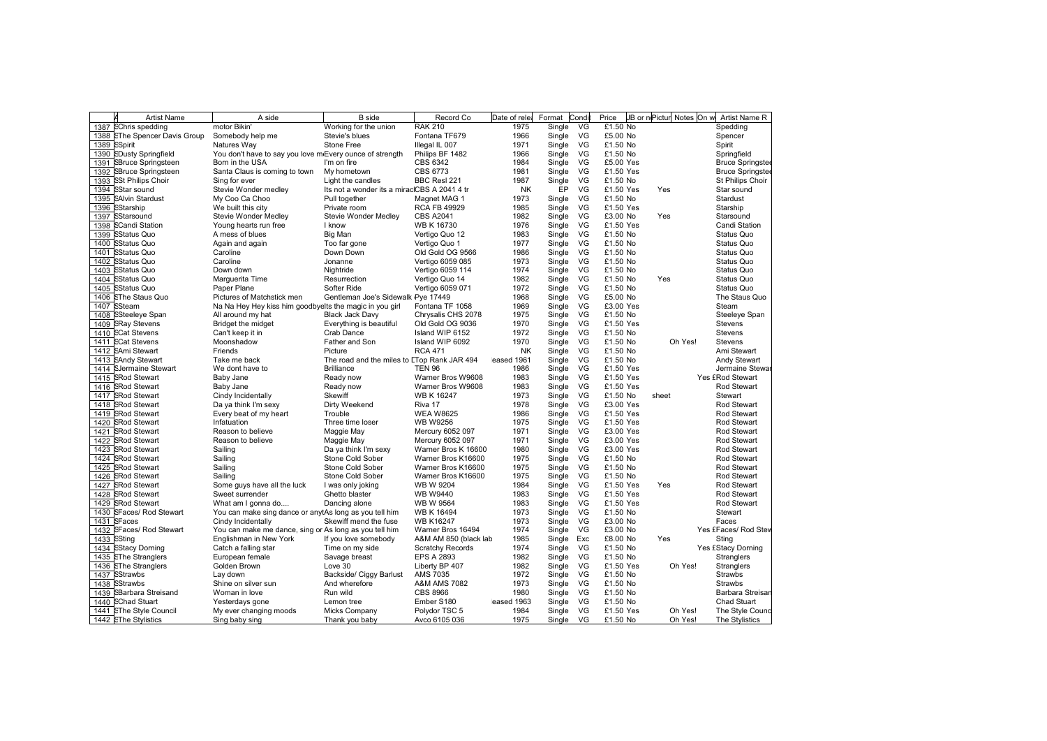| | A | Artist Name | A side | B side | Record Co | Date of rele | Format | Condi | Price | UB or n | Pictur | Notes | On w | Artist Name R |
|---|---|---|---|---|---|---|---|---|---|---|---|---|---|---|
| 1387 | S | Chris spedding | motor Bikin' | Working for the union | RAK 210 | 1975 | Single | VG | £1.50 | No | | | | Spedding |
| 1388 | S | The Spencer Davis Group | Somebody help me | Stevie's blues | Fontana TF679 | 1966 | Single | VG | £5.00 | No | | | | Spencer |
| 1389 | S | Spirit | Natures Way | Stone Free | Illegal IL 007 | 1971 | Single | VG | £1.50 | No | | | | Spirit |
| 1390 | S | Dusty Springfield | You don't have to say you love m | Every ounce of strength | Philips BF 1482 | 1966 | Single | VG | £1.50 | No | | | | Springfield |
| 1391 | S | Bruce Springsteen | Born in the USA | I'm on fire | CBS 6342 | 1984 | Single | VG | £5.00 | Yes | | | | Bruce Springstee |
| 1392 | S | Bruce Springsteen | Santa Claus is coming to town | My hometown | CBS 6773 | 1981 | Single | VG | £1.50 | Yes | | | | Bruce Springstee |
| 1393 | S | St Philips Choir | Sing for ever | Light the candles | BBC Resl 221 | 1987 | Single | VG | £1.50 | No | | | | St Philips Choir |
| 1394 | S | Star sound | Stevie Wonder medley | Its not a wonder its a mirac | CBS A 2041 4 tr | NK | EP | VG | £1.50 | Yes | Yes | | | Star sound |
| 1395 | S | Alvin Stardust | My Coo Ca Choo | Pull together | Magnet MAG 1 | 1973 | Single | VG | £1.50 | No | | | | Stardust |
| 1396 | S | Starship | We built this city | Private room | RCA FB 49929 | 1985 | Single | VG | £1.50 | Yes | | | | Starship |
| 1397 | S | Starsound | Stevie Wonder Medley | Stevie Wonder Medley | CBS A2041 | 1982 | Single | VG | £3.00 | No | Yes | | | Starsound |
| 1398 | S | Candi Station | Young hearts run free | I know | WB K 16730 | 1976 | Single | VG | £1.50 | Yes | | | | Candi Station |
| 1399 | S | Status Quo | A mess of blues | Big Man | Vertigo Quo 12 | 1983 | Single | VG | £1.50 | No | | | | Status Quo |
| 1400 | S | Status Quo | Again and again | Too far gone | Vertigo Quo 1 | 1977 | Single | VG | £1.50 | No | | | | Status Quo |
| 1401 | S | Status Quo | Caroline | Down Down | Old Gold OG 9566 | 1986 | Single | VG | £1.50 | No | | | | Status Quo |
| 1402 | S | Status Quo | Caroline | Jonanne | Vertigo 6059 085 | 1973 | Single | VG | £1.50 | No | | | | Status Quo |
| 1403 | S | Status Quo | Down down | Nightride | Vertigo 6059 114 | 1974 | Single | VG | £1.50 | No | | | | Status Quo |
| 1404 | S | Status Quo | Marguerita Time | Resurrection | Vertigo Quo 14 | 1982 | Single | VG | £1.50 | No | Yes | | | Status Quo |
| 1405 | S | Status Quo | Paper Plane | Softer Ride | Vertigo 6059 071 | 1972 | Single | VG | £1.50 | No | | | | Status Quo |
| 1406 | S | The Staus Quo | Pictures of Matchstick men | Gentleman Joe's Sidewalk | Pye 17449 | 1968 | Single | VG | £5.00 | No | | | | The Staus Quo |
| 1407 | S | Steam | Na Na Hey Hey kiss him goodbye | lts the magic in you girl | Fontana TF 1058 | 1969 | Single | VG | £3.00 | Yes | | | | Steam |
| 1408 | S | Steeleye Span | All around my hat | Black Jack Davy | Chrysalis CHS 2078 | 1975 | Single | VG | £1.50 | No | | | | Steeleye Span |
| 1409 | S | Ray Stevens | Bridget the midget | Everything is beautiful | Old Gold OG 9036 | 1970 | Single | VG | £1.50 | Yes | | | | Stevens |
| 1410 | S | Cat Stevens | Can't keep it in | Crab Dance | Island WIP 6152 | 1972 | Single | VG | £1.50 | No | | | | Stevens |
| 1411 | S | Cat Stevens | Moonshadow | Father and Son | Island WIP 6092 | 1970 | Single | VG | £1.50 | No | | Oh Yes! | | Stevens |
| 1412 | S | Ami Stewart | Friends | Picture | RCA 471 | NK | Single | VG | £1.50 | No | | | | Ami Stewart |
| 1413 | S | Andy Stewart | Take me back | The road and the miles to D | Top Rank JAR 494 | eased 1961 | Single | VG | £1.50 | No | | | | Andy Stewart |
| 1414 | S | Jermaine Stewart | We dont have to | Brilliance | TEN 96 | 1986 | Single | VG | £1.50 | Yes | | | | Jermaine Stewar |
| 1415 | S | Rod Stewart | Baby Jane | Ready now | Warner Bros W9608 | 1983 | Single | VG | £1.50 | Yes | | | Yes £ | Rod Stewart |
| 1416 | S | Rod Stewart | Baby Jane | Ready now | Warner Bros W9608 | 1983 | Single | VG | £1.50 | Yes | | | | Rod Stewart |
| 1417 | S | Rod Stewart | Cindy Incidentally | Skewiff | WB K 16247 | 1973 | Single | VG | £1.50 | No | sheet | | | Stewart |
| 1418 | S | Rod Stewart | Da ya think I'm sexy | Dirty Weekend | Riva 17 | 1978 | Single | VG | £3.00 | Yes | | | | Rod Stewart |
| 1419 | S | Rod Stewart | Every beat of my heart | Trouble | WEA W8625 | 1986 | Single | VG | £1.50 | Yes | | | | Rod Stewart |
| 1420 | S | Rod Stewart | Infatuation | Three time loser | WB W9256 | 1975 | Single | VG | £1.50 | Yes | | | | Rod Stewart |
| 1421 | S | Rod Stewart | Reason to believe | Maggie May | Mercury 6052 097 | 1971 | Single | VG | £3.00 | Yes | | | | Rod Stewart |
| 1422 | S | Rod Stewart | Reason to believe | Maggie May | Mercury 6052 097 | 1971 | Single | VG | £3.00 | Yes | | | | Rod Stewart |
| 1423 | S | Rod Stewart | Sailing | Da ya think I'm sexy | Warner Bros K 16600 | 1980 | Single | VG | £3.00 | Yes | | | | Rod Stewart |
| 1424 | S | Rod Stewart | Sailing | Stone Cold Sober | Warner Bros K16600 | 1975 | Single | VG | £1.50 | Yes | | | | Rod Stewart |
| 1425 | S | Rod Stewart | Sailing | Stone Cold Sober | Warner Bros K16600 | 1975 | Single | VG | £1.50 | No | | | | Rod Stewart |
| 1426 | S | Rod Stewart | Sailing | Stone Cold Sober | Warner Bros K16600 | 1975 | Single | VG | £1.50 | No | | | | Rod Stewart |
| 1427 | S | Rod Stewart | Some guys have all the luck | I was only joking | WB W 9204 | 1984 | Single | VG | £1.50 | Yes | Yes | | | Rod Stewart |
| 1428 | S | Rod Stewart | Sweet surrender | Ghetto blaster | WB W9440 | 1983 | Single | VG | £1.50 | Yes | | | | Rod Stewart |
| 1429 | S | Rod Stewart | What am I gonna do.... | Dancing alone | WB W 9564 | 1983 | Single | VG | £1.50 | Yes | | | | Rod Stewart |
| 1430 | S | Faces/ Rod Stewart | You can make sing dance or anyt | As long as you tell him | WB K 16494 | 1973 | Single | VG | £1.50 | No | | | | Stewart |
| 1431 | S | Faces | Cindy Incidentally | Skewiff mend the fuse | WB K16247 | 1973 | Single | VG | £3.00 | No | | | | Faces |
| 1432 | S | Faces/ Rod Stewart | You can make me dance, sing or | As long as you tell him | Warner Bros 16494 | 1974 | Single | VG | £3.00 | No | | | Yes £ | Faces/ Rod Stew |
| 1433 | S | Sting | Englishman in New York | If you love somebody | A&M AM 850 (black lab | 1985 | Single | Exc | £8.00 | No | Yes | | | Sting |
| 1434 | S | Stacy Dorning | Catch a falling star | Time on my side | Scratchy Records | 1974 | Single | VG | £1.50 | No | | | Yes £ | Stacy Dorning |
| 1435 | S | The Stranglers | European female | Savage breast | EPS A 2893 | 1982 | Single | VG | £1.50 | No | | | | Stranglers |
| 1436 | S | The Stranglers | Golden Brown | Love 30 | Liberty BP 407 | 1982 | Single | VG | £1.50 | Yes | | Oh Yes! | | Stranglers |
| 1437 | S | Strawbs | Lay down | Backside/ Ciggy Barlust | AMS 7035 | 1972 | Single | VG | £1.50 | No | | | | Strawbs |
| 1438 | S | Strawbs | Shine on silver sun | And wherefore | A&M AMS 7082 | 1973 | Single | VG | £1.50 | No | | | | Strawbs |
| 1439 | S | Barbara Streisand | Woman in love | Run wild | CBS 8966 | 1980 | Single | VG | £1.50 | No | | | | Barbara Streisan |
| 1440 | S | Chad Stuart | Yesterdays gone | Lemon tree | Ember S180 | eased 1963 | Single | VG | £1.50 | No | | | | Chad Stuart |
| 1441 | S | The Style Council | My ever changing moods | Micks Company | Polydor TSC 5 | 1984 | Single | VG | £1.50 | Yes | | Oh Yes! | | The Style Counc |
| 1442 | S | The Stylistics | Sing baby sing | Thank you baby | Avco 6105 036 | 1975 | Single | VG | £1.50 | No | | Oh Yes! | | The Stylistics |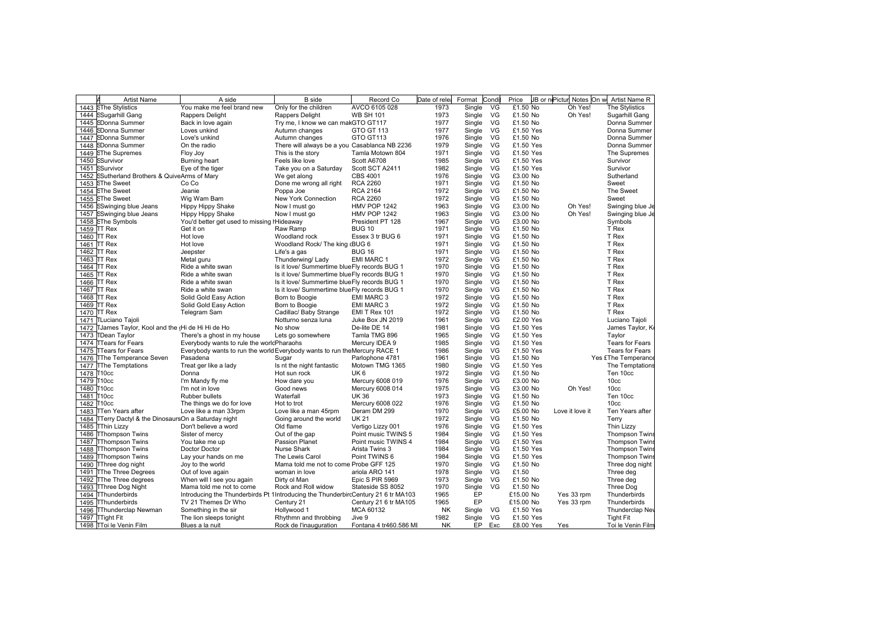| | A | Artist Name | A side | B side | Record Co | Date of rele | Format | Condi | Price | JB or n | Pictur | Notes | On w | Artist Name R |
|---|---|---|---|---|---|---|---|---|---|---|---|---|---|---|
| 1443 | S | The Stylistics | You make me feel brand new | Only for the children | AVCO 6105 028 | 1973 | Single | VG | £1.50 | No | | Oh Yes! | | The Stylistics |
| 1444 | S | Sugarhill Gang | Rappers Delight | Rappers Delight | WB SH 101 | 1973 | Single | VG | £1.50 | No | | Oh Yes! | | Sugarhill Gang |
| 1445 | S | Donna Summer | Back in love again | Try me, I know we can mak | GTO GT117 | 1977 | Single | VG | £1.50 | No | | | | Donna Summer |
| 1446 | S | Donna Summer | Loves unkind | Autumn changes | GTO GT 113 | 1977 | Single | VG | £1.50 | Yes | | | | Donna Summer |
| 1447 | S | Donna Summer | Love's unkind | Autumn changes | GTO GT113 | 1976 | Single | VG | £1.50 | No | | | | Donna Summer |
| 1448 | S | Donna Summer | On the radio | There will always be a you | Casablanca NB 2236 | 1979 | Single | VG | £1.50 | Yes | | | | Donna Summer |
| 1449 | S | The Supremes | Floy Joy | This is the story | Tamla Motown 804 | 1971 | Single | VG | £1.50 | Yes | | | | The Supremes |
| 1450 | S | Survivor | Burning heart | Feels like love | Scott A6708 | 1985 | Single | VG | £1.50 | Yes | | | | Survivor |
| 1451 | S | Survivor | Eye of the tiger | Take you on a Saturday | Scott SCT A2411 | 1982 | Single | VG | £1.50 | Yes | | | | Survivor |
| 1452 | S | Sutherland Brothers & Quive | Arms of Mary | We get along | CBS 4001 | 1976 | Single | VG | £3.00 | No | | | | Sutherland |
| 1453 | S | The Sweet | Co Co | Done me wrong all right | RCA 2260 | 1971 | Single | VG | £1.50 | No | | | | Sweet |
| 1454 | S | The Sweet | Jeanie | Poppa Joe | RCA 2164 | 1972 | Single | VG | £1.50 | No | | | | The Sweet |
| 1455 | S | The Sweet | Wig Wam Bam | New York Connection | RCA 2260 | 1972 | Single | VG | £1.50 | No | | | | Sweet |
| 1456 | S | Swinging blue Jeans | Hippy Hippy Shake | Now I must go | HMV POP 1242 | 1963 | Single | VG | £3.00 | No | | Oh Yes! | | Swinging blue Je |
| 1457 | S | Swinging blue Jeans | Hippy Hippy Shake | Now I must go | HMV POP 1242 | 1963 | Single | VG | £3.00 | No | | Oh Yes! | | Swinging blue Je |
| 1458 | S | The Symbols | You'd better get used to missing I | Hideaway | President PT 128 | 1967 | Single | VG | £3.00 | No | | | | Symbols |
| 1459 | T | T Rex | Get it on | Raw Ramp | BUG 10 | 1971 | Single | VG | £1.50 | No | | | | T Rex |
| 1460 | T | T Rex | Hot love | Woodland rock | Essex 3 tr BUG 6 | 1971 | Single | VG | £1.50 | No | | | | T Rex |
| 1461 | T | T Rex | Hot love | Woodland Rock/ The king c | BUG 6 | 1971 | Single | VG | £1.50 | No | | | | T Rex |
| 1462 | T | T Rex | Jeepster | Life's a gas | BUG 16 | 1971 | Single | VG | £1.50 | No | | | | T Rex |
| 1463 | T | T Rex | Metal guru | Thunderwing/ Lady | EMI MARC 1 | 1972 | Single | VG | £1.50 | No | | | | T Rex |
| 1464 | T | T Rex | Ride a white swan | Is it love/ Summertime blue | Fly records BUG 1 | 1970 | Single | VG | £1.50 | No | | | | T Rex |
| 1465 | T | T Rex | Ride a white swan | Is it love/ Summertime blue | Fly records BUG 1 | 1970 | Single | VG | £1.50 | No | | | | T Rex |
| 1466 | T | T Rex | Ride a white swan | Is it love/ Summertime blue | Fly records BUG 1 | 1970 | Single | VG | £1.50 | No | | | | T Rex |
| 1467 | T | T Rex | Ride a white swan | Is it love/ Summertime blue | Fly records BUG 1 | 1970 | Single | VG | £1.50 | No | | | | T Rex |
| 1468 | T | T Rex | Solid Gold Easy Action | Born to Boogie | EMI MARC 3 | 1972 | Single | VG | £1.50 | No | | | | T Rex |
| 1469 | T | T Rex | Solid Gold Easy Action | Born to Boogie | EMI MARC 3 | 1972 | Single | VG | £1.50 | No | | | | T Rex |
| 1470 | T | T Rex | Telegram Sam | Cadillac/ Baby Strange | EMI T Rex 101 | 1972 | Single | VG | £1.50 | No | | | | T Rex |
| 1471 | T | Luciano Tajoli | | Notturno senza luna | Juke Box JN 2019 | 1961 | Single | VG | £2.00 | Yes | | | | Luciano Tajoli |
| 1472 | T | James Taylor, Kool and the ( | Hi de Hi Hi de Ho | No show | De-lite DE 14 | 1981 | Single | VG | £1.50 | Yes | | | | James Taylor, K |
| 1473 | T | Dean Taylor | There's a ghost in my house | Lets go somewhere | Tamla TMG 896 | 1965 | Single | VG | £1.50 | Yes | | | | Taylor |
| 1474 | T | Tears for Fears | Everybody wants to rule the world | Pharaohs | Mercury IDEA 9 | 1985 | Single | VG | £1.50 | Yes | | | | Tears for Fears |
| 1475 | T | Tears for Fears | Everybody wants to run the world | Everybody wants to run the | Mercury RACE 1 | 1986 | Single | VG | £1.50 | Yes | | | | Tears for Fears |
| 1476 | T | The Temperance Seven | Pasadena | Sugar | Parlophone 4781 | 1961 | Single | VG | £1.50 | No | | | Yes £ | The Temperance |
| 1477 | T | The Temptations | Treat ger like a lady | Is nt the night fantastic | Motown TMG 1365 | 1980 | Single | VG | £1.50 | Yes | | | | The Temptations |
| 1478 | T | 10cc | Donna | Hot sun rock | UK 6 | 1972 | Single | VG | £1.50 | No | | | | Ten 10cc |
| 1479 | T | 10cc | I'm Mandy fly me | How dare you | Mercury 6008 019 | 1976 | Single | VG | £3.00 | No | | | | 10cc |
| 1480 | T | 10cc | I'm not in love | Good news | Mercury 6008 014 | 1975 | Single | VG | £3.00 | No | | Oh Yes! | | 10cc |
| 1481 | T | 10cc | Rubber bullets | Waterfall | UK 36 | 1973 | Single | VG | £1.50 | No | | | | Ten 10cc |
| 1482 | T | 10cc | The things we do for love | Hot to trot | Mercury 6008 022 | 1976 | Single | VG | £1.50 | No | | | | 10cc |
| 1483 | T | Ten Years after | Love like a man 33rpm | Love like a man 45rpm | Deram DM 299 | 1970 | Single | VG | £5.00 | No | | Love it love it | | Ten Years after |
| 1484 | T | Terry Dactyl & the Dinosaurs | On a Saturday night | Going around the world | UK 21 | 1972 | Single | VG | £1.50 | No | | | | Terry |
| 1485 | T | Thin Lizzy | Don't believe a word | Old flame | Vertigo Lizzy 001 | 1976 | Single | VG | £1.50 | Yes | | | | Thin Lizzy |
| 1486 | T | Thompson Twins | Sister of mercy | Out of the gap | Point music TWINS 5 | 1984 | Single | VG | £1.50 | Yes | | | | Thompson Twins |
| 1487 | T | Thompson Twins | You take me up | Passion Planet | Point music TWINS 4 | 1984 | Single | VG | £1.50 | Yes | | | | Thompson Twins |
| 1488 | T | Thompson Twins | Doctor Doctor | Nurse Shark | Arista Twins 3 | 1984 | Single | VG | £1.50 | Yes | | | | Thompson Twins |
| 1489 | T | Thompson Twins | Lay your hands on me | The Lewis Carol | Point TWINS 6 | 1984 | Single | VG | £1.50 | Yes | | | | Thompson Twins |
| 1490 | T | Three dog night | Joy to the world | Mama told me not to come | Probe GFF 125 | 1970 | Single | VG | £1.50 | No | | | | Three dog night |
| 1491 | T | The Three Degrees | Out of love again | woman in love | ariola ARO 141 | 1978 | Single | VG | £1.50 | | | | | Three deg |
| 1492 | T | The Three degrees | When will I see you again | Dirty ol Man | Epic S PIR 5969 | 1973 | Single | VG | £1.50 | No | | | | Three deg |
| 1493 | T | Three Dog Night | Mama told me not to come | Rock and Roll widow | Stateside SS 8052 | 1970 | Single | VG | £1.50 | No | | | | Three Dog |
| 1494 | T | Thunderbirds | Introducing the Thunderbirds Pt 1 | Introducing the Thunderbird | Century 21 6 tr MA103 | 1965 | EP | | £15.00 | No | | Yes 33 rpm | | Thunderbirds |
| 1495 | T | Thunderbirds | TV 21 Themes Dr Who | Century 21 | Century 21 6 tr MA105 | 1965 | EP | | £15.00 | No | | Yes 33 rpm | | Thunderbirds |
| 1496 | T | Thunderclap Newman | Something in the sir | Hollywood 1 | MCA 60132 | NK | Single | VG | £1.50 | Yes | | | | Thunderclap Nev |
| 1497 | T | Tight Fit | The lion sleeps tonight | Rhythmn and throbbing | Jive 9 | 1982 | Single | VG | £1.50 | Yes | | | | Tight Fit |
| 1498 | T | Toi le Venin Film | Blues a la nuit | Rock de l'inauguration | Fontana 4 tr460.586 MI | NK | EP | Exc | £8.00 | Yes | | Yes | | Toi le Venin Film |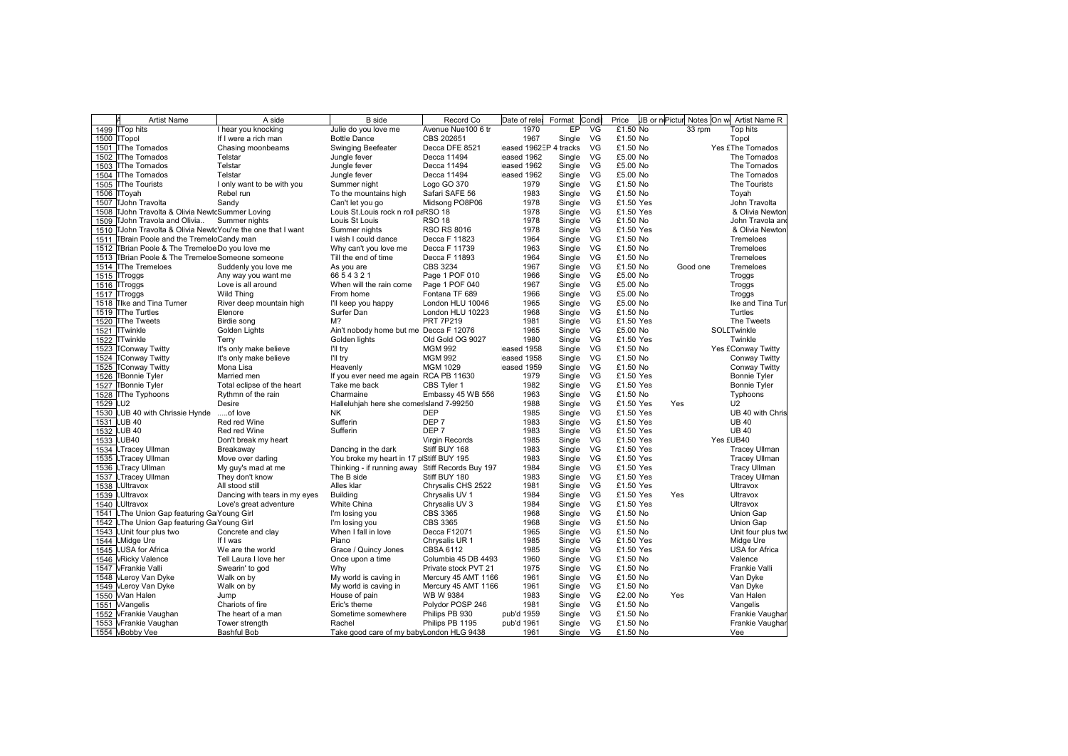| | A | Artist Name | A side | B side | Record Co | Date of rele | Format | Condi | Price | JB or n | Pictur | Notes | On w | Artist Name R |
|---|---|---|---|---|---|---|---|---|---|---|---|---|---|---|
| 1499 | T | Top hits | I hear you knocking | Julie do you love me | Avenue Nue100 6 tr | 1970 | EP | VG | £1.50 | No | | 33 rpm | | Top hits |
| 1500 | T | Topol | If I were a rich man | Bottle Dance | CBS 202651 | 1967 | Single | VG | £1.50 | No | | | | Topol |
| 1501 | T | The Tornados | Chasing moonbeams | Swinging Beefeater | Decca DFE 8521 | eased 1962 | EP 4 tracks | VG | £1.50 | No | | | Yes £ | The Tornados |
| 1502 | T | The Tornados | Telstar | Jungle fever | Decca 11494 | eased 1962 | Single | VG | £5.00 | No | | | | The Tornados |
| 1503 | T | The Tornados | Telstar | Jungle fever | Decca 11494 | eased 1962 | Single | VG | £5.00 | No | | | | The Tornados |
| 1504 | T | The Tornados | Telstar | Jungle fever | Decca 11494 | eased 1962 | Single | VG | £5.00 | No | | | | The Tornados |
| 1505 | T | The Tourists | I only want to be with you | Summer night | Logo GO 370 | 1979 | Single | VG | £1.50 | No | | | | The Tourists |
| 1506 | T | Toyah | Rebel run | To the mountains high | Safari SAFE 56 | 1983 | Single | VG | £1.50 | No | | | | Toyah |
| 1507 | T | John Travolta | Sandy | Can't let you go | Midsong PO8P06 | 1978 | Single | VG | £1.50 | Yes | | | | John Travolta |
| 1508 | T | John Travolta & Olivia Newto | Summer Loving | Louis St.Louis rock n roll pa | RSO 18 | 1978 | Single | VG | £1.50 | Yes | | | | & Olivia Newton |
| 1509 | T | John Travola and Olivia.. | Summer nights | Louis St Louis | RSO 18 | 1978 | Single | VG | £1.50 | No | | | | John Travola and |
| 1510 | T | John Travolta & Olivia Newto | You're the one that I want | Summer nights | RSO RS 8016 | 1978 | Single | VG | £1.50 | Yes | | | | & Olivia Newton |
| 1511 | T | Brain Poole and the Tremelo | Candy man | I wish I could dance | Decca F 11823 | 1964 | Single | VG | £1.50 | No | | | | Tremeloes |
| 1512 | T | Brian Poole & The Tremeloe | Do you love me | Why can't you love me | Decca F 11739 | 1963 | Single | VG | £1.50 | No | | | | Tremeloes |
| 1513 | T | Brian Poole & The Tremeloe | Someone someone | Till the end of time | Decca F 11893 | 1964 | Single | VG | £1.50 | No | | | | Tremeloes |
| 1514 | T | The Tremeloes | Suddenly you love me | As you are | CBS 3234 | 1967 | Single | VG | £1.50 | No | | Good one | | Tremeloes |
| 1515 | T | Troggs | Any way you want me | 66 5 4 3 2 1 | Page 1 POF 010 | 1966 | Single | VG | £5.00 | No | | | | Troggs |
| 1516 | T | Troggs | Love is all around | When will the rain come | Page 1 POF 040 | 1967 | Single | VG | £5.00 | No | | | | Troggs |
| 1517 | T | Troggs | Wild Thing | From home | Fontana TF 689 | 1966 | Single | VG | £5.00 | No | | | | Troggs |
| 1518 | T | Ike and Tina Turner | River deep mountain high | I'll keep you happy | London HLU 10046 | 1965 | Single | VG | £5.00 | No | | | | Ike and Tina Tur |
| 1519 | T | The Turtles | Elenore | Surfer Dan | London HLU 10223 | 1968 | Single | VG | £1.50 | No | | | | Turtles |
| 1520 | T | The Tweets | Birdie song | M? | PRT 7P219 | 1981 | Single | VG | £1.50 | Yes | | | | The Tweets |
| 1521 | T | Twinkle | Golden Lights | Ain't nobody home but me | Decca F 12076 | 1965 | Single | VG | £5.00 | No | | | SOLD | Twinkle |
| 1522 | T | Twinkle | Terry | Golden lights | Old Gold OG 9027 | 1980 | Single | VG | £1.50 | Yes | | | | Twinkle |
| 1523 | T | Conway Twitty | It's only make believe | I'll try | MGM 992 | eased 1958 | Single | VG | £1.50 | No | | | Yes £ | Conway Twitty |
| 1524 | T | Conway Twitty | It's only make believe | I'll try | MGM 992 | eased 1958 | Single | VG | £1.50 | No | | | | Conway Twitty |
| 1525 | T | Conway Twitty | Mona Lisa | Heavenly | MGM 1029 | eased 1959 | Single | VG | £1.50 | No | | | | Conway Twitty |
| 1526 | T | Bonnie Tyler | Married men | If you ever need me again | RCA PB 11630 | 1979 | Single | VG | £1.50 | Yes | | | | Bonnie Tyler |
| 1527 | T | Bonnie Tyler | Total eclipse of the heart | Take me back | CBS Tyler 1 | 1982 | Single | VG | £1.50 | Yes | | | | Bonnie Tyler |
| 1528 | T | The Typhoons | Rythmn of the rain | Charmaine | Embassy 45 WB 556 | 1963 | Single | VG | £1.50 | No | | | | Typhoons |
| 1529 | U | U2 | Desire | Halleluhjah here she comes | Island 7-99250 | 1988 | Single | VG | £1.50 | Yes | Yes | | | U2 |
| 1530 | U | UB 40 with Chrissie Hynde | .....of love | NK | DEP | 1985 | Single | VG | £1.50 | Yes | | | | UB 40 with Chris |
| 1531 | U | UB 40 | Red red Wine | Sufferin | DEP 7 | 1983 | Single | VG | £1.50 | Yes | | | | UB 40 |
| 1532 | U | UB 40 | Red red Wine | Sufferin | DEP 7 | 1983 | Single | VG | £1.50 | Yes | | | | UB 40 |
| 1533 | U | UB40 | Don't break my heart | | Virgin Records | 1985 | Single | VG | £1.50 | Yes | | | Yes £ | UB40 |
| 1534 | U | Tracey Ullman | Breakaway | Dancing in the dark | Stiff BUY 168 | 1983 | Single | VG | £1.50 | Yes | | | | Tracey Ullman |
| 1535 | U | Tracey Ullman | Move over darling | You broke my heart in 17 pl | Stiff BUY 195 | 1983 | Single | VG | £1.50 | Yes | | | | Tracey Ullman |
| 1536 | U | Tracy Ullman | My guy's mad at me | Thinking - if running away | Stiff Records Buy 197 | 1984 | Single | VG | £1.50 | Yes | | | | Tracy Ullman |
| 1537 | U | Tracey Ullman | They don't know | The B side | Stiff BUY 180 | 1983 | Single | VG | £1.50 | Yes | | | | Tracey Ullman |
| 1538 | U | Ultravox | All stood still | Alles klar | Chrysalis CHS 2522 | 1981 | Single | VG | £1.50 | Yes | | | | Ultravox |
| 1539 | U | Ultravox | Dancing with tears in my eyes | Building | Chrysalis UV 1 | 1984 | Single | VG | £1.50 | Yes | Yes | | | Ultravox |
| 1540 | U | Ultravox | Love's great adventure | White China | Chrysalis UV 3 | 1984 | Single | VG | £1.50 | Yes | | | | Ultravox |
| 1541 | U | The Union Gap featuring Ga | Young Girl | I'm losing you | CBS 3365 | 1968 | Single | VG | £1.50 | No | | | | Union Gap |
| 1542 | U | The Union Gap featuring Ga | Young Girl | I'm losing you | CBS 3365 | 1968 | Single | VG | £1.50 | No | | | | Union Gap |
| 1543 | U | Unit four plus two | Concrete and clay | When I fall in love | Decca F12071 | 1965 | Single | VG | £1.50 | No | | | | Unit four plus two |
| 1544 | U | Midge Ure | If I was | Piano | Chrysalis UR 1 | 1985 | Single | VG | £1.50 | Yes | | | | Midge Ure |
| 1545 | U | USA for Africa | We are the world | Grace / Quincy Jones | CBSA 6112 | 1985 | Single | VG | £1.50 | Yes | | | | USA for Africa |
| 1546 | V | Ricky Valence | Tell Laura I love her | Once upon a time | Columbia 45 DB 4493 | 1960 | Single | VG | £1.50 | No | | | | Valence |
| 1547 | V | Frankie Valli | Swearin' to god | Why | Private stock PVT 21 | 1975 | Single | VG | £1.50 | No | | | | Frankie Valli |
| 1548 | V | Leroy Van Dyke | Walk on by | My world is caving in | Mercury 45 AMT 1166 | 1961 | Single | VG | £1.50 | No | | | | Van Dyke |
| 1549 | V | Leroy Van Dyke | Walk on by | My world is caving in | Mercury 45 AMT 1166 | 1961 | Single | VG | £1.50 | No | | | | Van Dyke |
| 1550 | V | Van Halen | Jump | House of pain | WB W 9384 | 1983 | Single | VG | £2.00 | No | Yes | | | Van Halen |
| 1551 | V | Vangelis | Chariots of fire | Eric's theme | Polydor POSP 246 | 1981 | Single | VG | £1.50 | No | | | | Vangelis |
| 1552 | V | Frankie Vaughan | The heart of a man | Sometime somewhere | Philips PB 930 | pub'd 1959 | Single | VG | £1.50 | No | | | | Frankie Vaughan |
| 1553 | V | Frankie Vaughan | Tower strength | Rachel | Philips PB 1195 | pub'd 1961 | Single | VG | £1.50 | No | | | | Frankie Vaughan |
| 1554 | V | Bobby Vee | Bashful Bob | Take good care of my baby | London HLG 9438 | 1961 | Single | VG | £1.50 | No | | | | Vee |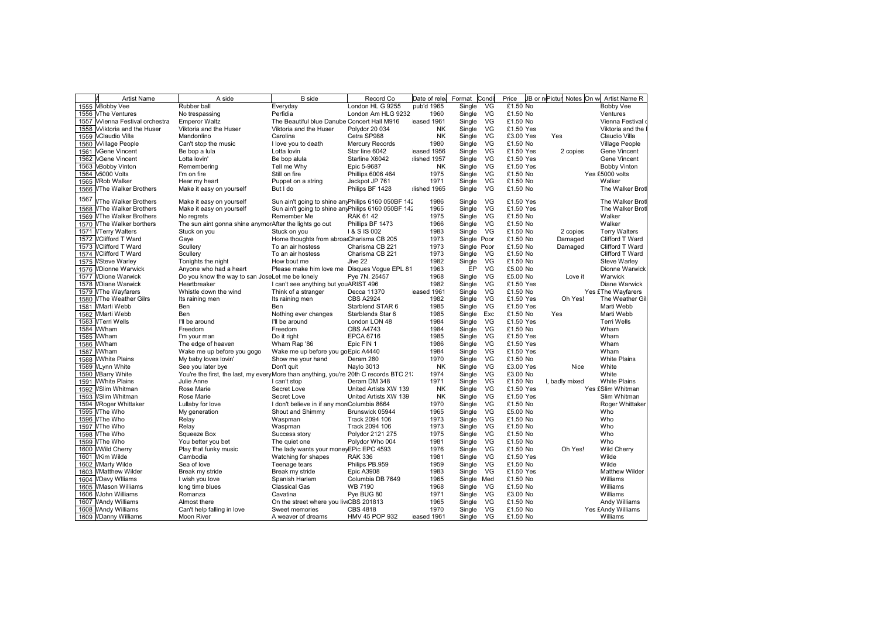| | A | Artist Name | A side | B side | Record Co | Date of rele | Format | Condi | Price | JB or n | Pictur | Notes | On w | Artist Name R |
|---|---|---|---|---|---|---|---|---|---|---|---|---|---|---|
| 1555 | V | Bobby Vee | Rubber ball | Everyday | London HL G 9255 | pub'd 1965 | Single | VG | £1.50 | No | | | | Bobby Vee |
| 1556 | V | The Ventures | No trespassing | Perfidia | London Am HLG 9232 | 1960 | Single | VG | £1.50 | No | | | | Ventures |
| 1557 | V | Vienna Festival orchestra | Emperor Waltz | The Beautiful blue Danube | Concert Hall M916 | eased 1961 | Single | VG | £1.50 | No | | | | Vienna Festival o |
| 1558 | V | Viktoria and the Huser | Viktoria and the Huser | Viktoria and the Huser | Polydor 20 034 | NK | Single | VG | £1.50 | Yes | | | | Viktoria and the |
| 1559 | V | Claudio Villa | Mandonlino | Carolina | Cetra SP988 | NK | Single | VG | £3.00 | Yes | Yes | | | Claudio Villa |
| 1560 | V | Village People | Can't stop the music | I love you to death | Mercury Records | 1980 | Single | VG | £1.50 | No | | | | Village People |
| 1561 | V | Gene Vincent | Be bop a lula | Lotta lovin | Star line 6042 | eased 1956 | Single | VG | £1.50 | Yes | | 2 copies | | Gene Vincent |
| 1562 | V | Gene Vincent | Lotta lovin' | Be bop alula | Starline X6042 | lished 1957 | Single | VG | £1.50 | Yes | | | | Gene Vincent |
| 1563 | V | Bobby Vinton | Remembering | Tell me Why | Epic 5-9687 | NK | Single | VG | £1.50 | Yes | | | | Bobby Vinton |
| 1564 | V | 5000 Volts | I'm on fire | Still on fire | Phillips 6006 464 | 1975 | Single | VG | £1.50 | No | | | Yes | £5000 volts |
| 1565 | W | Rob Walker | Hear my heart | Puppet on a string | Jackpot JP 761 | 1971 | Single | VG | £1.50 | No | | | | Walker |
| 1566 | W | The Walker Brothers | Make it easy on yourself | But I do | Philips BF 1428 | lished 1965 | Single | VG | £1.50 | No | | | | The Walker Brot |
| 1567 | W | The Walker Brothers | Make it easy on yourself | Sun ain't going to shine any | Philips 6160 050BF 142 | 1986 | Single | VG | £1.50 | Yes | | | | The Walker Brot |
| 1568 | W | The Walker Brothers | Make it easy on yourself | Sun ain't going to shine any | Philips 6160 050BF 142 | 1965 | Single | VG | £1.50 | Yes | | | | The Walker Brot |
| 1569 | W | The Walker Brothers | No regrets | Remember Me | RAK 61 42 | 1975 | Single | VG | £1.50 | No | | | | Walker |
| 1570 | W | The Walker borthers | The sun aint gonna shine anymor | After the lights go out | Phillips BF 1473 | 1966 | Single | VG | £1.50 | No | | | | Walker |
| 1571 | W | Terry Walters | Stuck on you | Stuck on you | I & S IS 002 | 1983 | Single | VG | £1.50 | No | | 2 copies | | Terry Walters |
| 1572 | W | Clifford T Ward | Gaye | Home thoughts from abroa | Charisma CB 205 | 1973 | Single | Poor | £1.50 | No | | Damaged | | Clifford T Ward |
| 1573 | W | Clifford T Ward | Scullery | To an air hostess | Charisma CB 221 | 1973 | Single | Poor | £1.50 | No | | Damaged | | Clifford T Ward |
| 1574 | W | Clifford T Ward | Scullery | To an air hostess | Charisma CB 221 | 1973 | Single | VG | £1.50 | No | | | | Clifford T Ward |
| 1575 | W | Steve Warley | Tonights the night | How bout me | Jive 22 | 1982 | Single | VG | £1.50 | No | | | | Steve Warley |
| 1576 | W | Dionne Warwick | Anyone who had a heart | Please make him love me | Disques Vogue EPL 81 | 1963 | EP | VG | £5.00 | No | | | | Dionne Warwick |
| 1577 | W | Dione Warwick | Do you know the way to san Jose | Let me be lonely | Pye 7N. 25457 | 1968 | Single | VG | £5.00 | No | | Love it | | Warwick |
| 1578 | W | Diane Warwick | Heartbreaker | I can't see anything but you | ARIST 496 | 1982 | Single | VG | £1.50 | Yes | | | | Diane Warwick |
| 1579 | W | The Wayfarers | Whistle down the wind | Think of a stranger | Decca 11370 | eased 1961 | Single | VG | £1.50 | No | | | Yes | £The Wayfarers |
| 1580 | W | The Weather Gilrs | Its raining men | Its raining men | CBS A2924 | 1982 | Single | VG | £1.50 | Yes | | Oh Yes! | | The Weather Gil |
| 1581 | W | Marti Webb | Ben | Ben | Starblend STAR 6 | 1985 | Single | VG | £1.50 | Yes | | | | Marti Webb |
| 1582 | W | Marti Webb | Ben | Nothing ever changes | Starblends Star 6 | 1985 | Single | Exc | £1.50 | No | Yes | | | Marti Webb |
| 1583 | W | Terri Wells | I'll be around | I'll be around | London LON 48 | 1984 | Single | VG | £1.50 | Yes | | | | Terri Wells |
| 1584 | W | Wham | Freedom | Freedom | CBS A4743 | 1984 | Single | VG | £1.50 | No | | | | Wham |
| 1585 | W | Wham | I'm your man | Do it right | EPCA 6716 | 1985 | Single | VG | £1.50 | Yes | | | | Wham |
| 1586 | W | Wham | The edge of heaven | Wham Rap '86 | Epic FIN 1 | 1986 | Single | VG | £1.50 | Yes | | | | Wham |
| 1587 | W | Wham | Wake me up before you gogo | Wake me up before you go | Epic A4440 | 1984 | Single | VG | £1.50 | Yes | | | | Wham |
| 1588 | W | White Plains | My baby loves lovin' | Show me your hand | Deram 280 | 1970 | Single | VG | £1.50 | No | | | | White Plains |
| 1589 | W | Lynn White | See you later bye | Don't quit | Naylo 3013 | NK | Single | VG | £3.00 | Yes | | Nice | | White |
| 1590 | W | Barry White | You're the first, the last, my every | More than anything, you're | 20th C records BTC 21 | 1974 | Single | VG | £3.00 | No | | | | White |
| 1591 | W | White Plains | Julie Anne | I can't stop | Deram DM 348 | 1971 | Single | VG | £1.50 | No | | I, badly mixed | | White Plains |
| 1592 | W | Slim Whitman | Rose Marie | Secret Love | United Artists XW 139 | NK | Single | VG | £1.50 | Yes | | | Yes | £Slim Whitman |
| 1593 | W | Slim Whitman | Rose Marie | Secret Love | United Artists XW 139 | NK | Single | VG | £1.50 | Yes | | | | Slim Whitman |
| 1594 | W | Roger Whittaker | Lullaby for love | I don't believe in if any mor | Columbia 8664 | 1970 | Single | VG | £1.50 | No | | | | Roger Whittaker |
| 1595 | W | The Who | My generation | Shout and Shimmy | Brunswick 05944 | 1965 | Single | VG | £5.00 | No | | | | Who |
| 1596 | W | The Who | Relay | Waspman | Track 2094 106 | 1973 | Single | VG | £1.50 | No | | | | Who |
| 1597 | W | The Who | Relay | Waspman | Track 2094 106 | 1973 | Single | VG | £1.50 | No | | | | Who |
| 1598 | W | The Who | Squeeze Box | Success story | Polydor 2121 275 | 1975 | Single | VG | £1.50 | No | | | | Who |
| 1599 | W | The Who | You better you bet | The quiet one | Polydor Who 004 | 1981 | Single | VG | £1.50 | No | | | | Who |
| 1600 | W | Wild Cherry | Play that funky music | The lady wants your money | EPic EPC 4593 | 1976 | Single | VG | £1.50 | No | | Oh Yes! | | Wild Cherry |
| 1601 | W | Kim Wilde | Cambodia | Watching for shapes | RAK 336 | 1981 | Single | VG | £1.50 | Yes | | | | Wilde |
| 1602 | W | Marty Wilde | Sea of love | Teenage tears | Philips PB.959 | 1959 | Single | VG | £1.50 | No | | | | Wilde |
| 1603 | W | Matthew Wilder | Break my stride | Break my stride | Epic A3908 | 1983 | Single | VG | £1.50 | Yes | | | | Matthew Wilder |
| 1604 | W | Davy Wlliams | I wish you love | Spanish Harlem | Columbia DB 7649 | 1965 | Single | Med | £1.50 | No | | | | Williams |
| 1605 | W | Mason Williams | long time blues | Classical Gas | WB 7190 | 1968 | Single | VG | £1.50 | No | | | | Williams |
| 1606 | W | John Williams | Romanza | Cavatina | Pye BUG 80 | 1971 | Single | VG | £3.00 | No | | | | Williams |
| 1607 | W | Andy Williams | Almost there | On the street where you liv | CBS 201813 | 1965 | Single | VG | £1.50 | No | | | | Andy Williams |
| 1608 | W | Andy Williams | Can't help falling in love | Sweet memories | CBS 4818 | 1970 | Single | VG | £1.50 | No | | | Yes | £Andy Williams |
| 1609 | W | Danny Williams | Moon River | A weaver of dreams | HMV 45 POP 932 | eased 1961 | Single | VG | £1.50 | No | | | | Williams |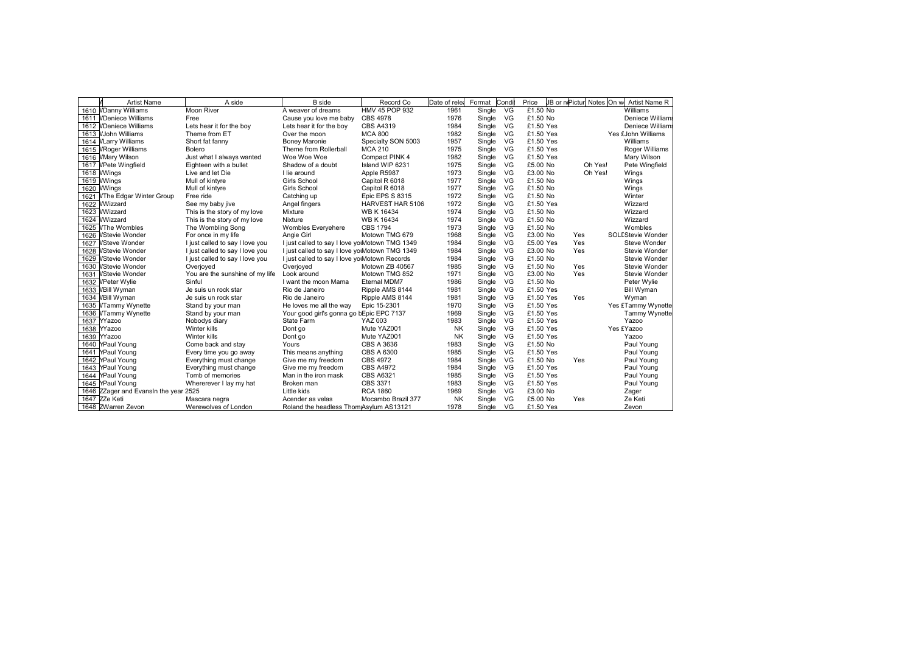| | A | Artist Name | A side | B side | Record Co | Date of rele | Format | Condi | Price | JB or n | Pictur | Notes | On w | Artist Name R |
|---|---|---|---|---|---|---|---|---|---|---|---|---|---|---|
| 1610 | W | Danny Williams | Moon River | A weaver of dreams | HMV 45 POP 932 | 1961 | Single | VG | £1.50 | No | | | | Williams |
| 1611 | W | Deniece Williams | Free | Cause you love me baby | CBS 4978 | 1976 | Single | VG | £1.50 | No | | | | Deniece William |
| 1612 | W | Deniece Williams | Lets hear it for the boy | Lets hear it for the boy | CBS A4319 | 1984 | Single | VG | £1.50 | Yes | | | | Deniece William |
| 1613 | W | John Williams | Theme from ET | Over the moon | MCA 800 | 1982 | Single | VG | £1.50 | Yes | | | Yes £ | John Williams |
| 1614 | W | Larry Williams | Short fat fanny | Boney Maronie | Specialty SON 5003 | 1957 | Single | VG | £1.50 | Yes | | | | Williams |
| 1615 | W | Roger Williams | Bolero | Theme from Rollerball | MCA 210 | 1975 | Single | VG | £1.50 | Yes | | | | Roger Williams |
| 1616 | W | Mary Wilson | Just what I always wanted | Woe Woe Woe | Compact PINK 4 | 1982 | Single | VG | £1.50 | Yes | | | | Mary Wilson |
| 1617 | W | Pete Wingfield | Eighteen with a bullet | Shadow of a doubt | Island WIP 6231 | 1975 | Single | VG | £5.00 | No | | Oh Yes! | | Pete Wingfield |
| 1618 | W | Wings | Live and let Die | I lie around | Apple R5987 | 1973 | Single | VG | £3.00 | No | | Oh Yes! | | Wings |
| 1619 | W | Wings | Mull of kintyre | Girls School | Capitol R 6018 | 1977 | Single | VG | £1.50 | No | | | | Wings |
| 1620 | W | Wings | Mull of kintyre | Girls School | Capitol R 6018 | 1977 | Single | VG | £1.50 | No | | | | Wings |
| 1621 | W | The Edgar Winter Group | Free ride | Catching up | Epic EPS S 8315 | 1972 | Single | VG | £1.50 | No | | | | Winter |
| 1622 | W | Wizzard | See my baby jive | Angel fingers | HARVEST HAR 5106 | 1972 | Single | VG | £1.50 | Yes | | | | Wizzard |
| 1623 | W | Wizzard | This is the story of my love | Mixture | WB K 16434 | 1974 | Single | VG | £1.50 | No | | | | Wizzard |
| 1624 | W | Wizzard | This is the story of my love | Nixture | WB K 16434 | 1974 | Single | VG | £1.50 | No | | | | Wizzard |
| 1625 | W | The Wombles | The Wombling Song | Wombles Everyehere | CBS 1794 | 1973 | Single | VG | £1.50 | No | | | | Wombles |
| 1626 | W | Stevie Wonder | For once in my life | Angie Girl | Motown TMG 679 | 1968 | Single | VG | £3.00 | No | Yes | | SOL | Stevie Wonder |
| 1627 | W | Steve Wonder | I just called to say I love you | I just called to say I love yo | Motown TMG 1349 | 1984 | Single | VG | £5.00 | Yes | Yes | | | Steve Wonder |
| 1628 | W | Stevie Wonder | I just called to say I love you | I just called to say I love yo | Motown TMG 1349 | 1984 | Single | VG | £3.00 | No | Yes | | | Stevie Wonder |
| 1629 | W | Stevie Wonder | I just called to say I love you | I just called to say I love yo | Motown Records | 1984 | Single | VG | £1.50 | No | | | | Stevie Wonder |
| 1630 | W | Stevie Wonder | Overjoyed | Overjoyed | Motown ZB 40567 | 1985 | Single | VG | £1.50 | No | Yes | | | Stevie Wonder |
| 1631 | W | Stevie Wonder | You are the sunshine of my life | Look around | Motown TMG 852 | 1971 | Single | VG | £3.00 | No | Yes | | | Stevie Wonder |
| 1632 | W | Peter Wylie | Sinful | I want the moon Mama | Eternal MDM7 | 1986 | Single | VG | £1.50 | No | | | | Peter Wylie |
| 1633 | W | Bill Wyman | Je suis un rock star | Rio de Janeiro | Ripple AMS 8144 | 1981 | Single | VG | £1.50 | Yes | | | | Bill Wyman |
| 1634 | W | Bill Wyman | Je suis un rock star | Rio de Janeiro | Ripple AMS 8144 | 1981 | Single | VG | £1.50 | Yes | Yes | | | Wyman |
| 1635 | W | Tammy Wynette | Stand by your man | He loves me all the way | Epic 15-2301 | 1970 | Single | VG | £1.50 | Yes | | | Yes £ | Tammy Wynette |
| 1636 | W | Tammy Wynette | Stand by your man | Your good girl's gonna go b | Epic EPC 7137 | 1969 | Single | VG | £1.50 | Yes | | | | Tammy Wynette |
| 1637 | Y | Yazoo | Nobodys diary | State Farm | YAZ 003 | 1983 | Single | VG | £1.50 | Yes | | | | Yazoo |
| 1638 | Y | Yazoo | Winter kills | Dont go | Mute YAZ001 | NK | Single | VG | £1.50 | Yes | | | Yes £ | Yazoo |
| 1639 | Y | Yazoo | Winter kills | Dont go | Mute YAZ001 | NK | Single | VG | £1.50 | Yes | | | | Yazoo |
| 1640 | Y | Paul Young | Come back and stay | Yours | CBS A 3636 | 1983 | Single | VG | £1.50 | No | | | | Paul Young |
| 1641 | Y | Paul Young | Every time you go away | This means anything | CBS A 6300 | 1985 | Single | VG | £1.50 | Yes | | | | Paul Young |
| 1642 | Y | Paul Young | Everything must change | Give me my freedom | CBS 4972 | 1984 | Single | VG | £1.50 | No | Yes | | | Paul Young |
| 1643 | Y | Paul Young | Everything must change | Give me my freedom | CBS A4972 | 1984 | Single | VG | £1.50 | Yes | | | | Paul Young |
| 1644 | Y | Paul Young | Tomb of memories | Man in the iron mask | CBS A6321 | 1985 | Single | VG | £1.50 | Yes | | | | Paul Young |
| 1645 | Y | Paul Young | Whererever I lay my hat | Broken man | CBS 3371 | 1983 | Single | VG | £1.50 | Yes | | | | Paul Young |
| 1646 | Z | Zager and Evans | In the year 2525 | Little kids | RCA 1860 | 1969 | Single | VG | £3.00 | No | | | | Zager |
| 1647 | Z | Ze Keti | Mascara negra | Acender as velas | Mocambo Brazil 377 | NK | Single | VG | £5.00 | No | Yes | | | Ze Keti |
| 1648 | Z | Warren Zevon | Werewolves of London | Roland the headless Thom | Asylum AS13121 | 1978 | Single | VG | £1.50 | Yes | | | | Zevon |